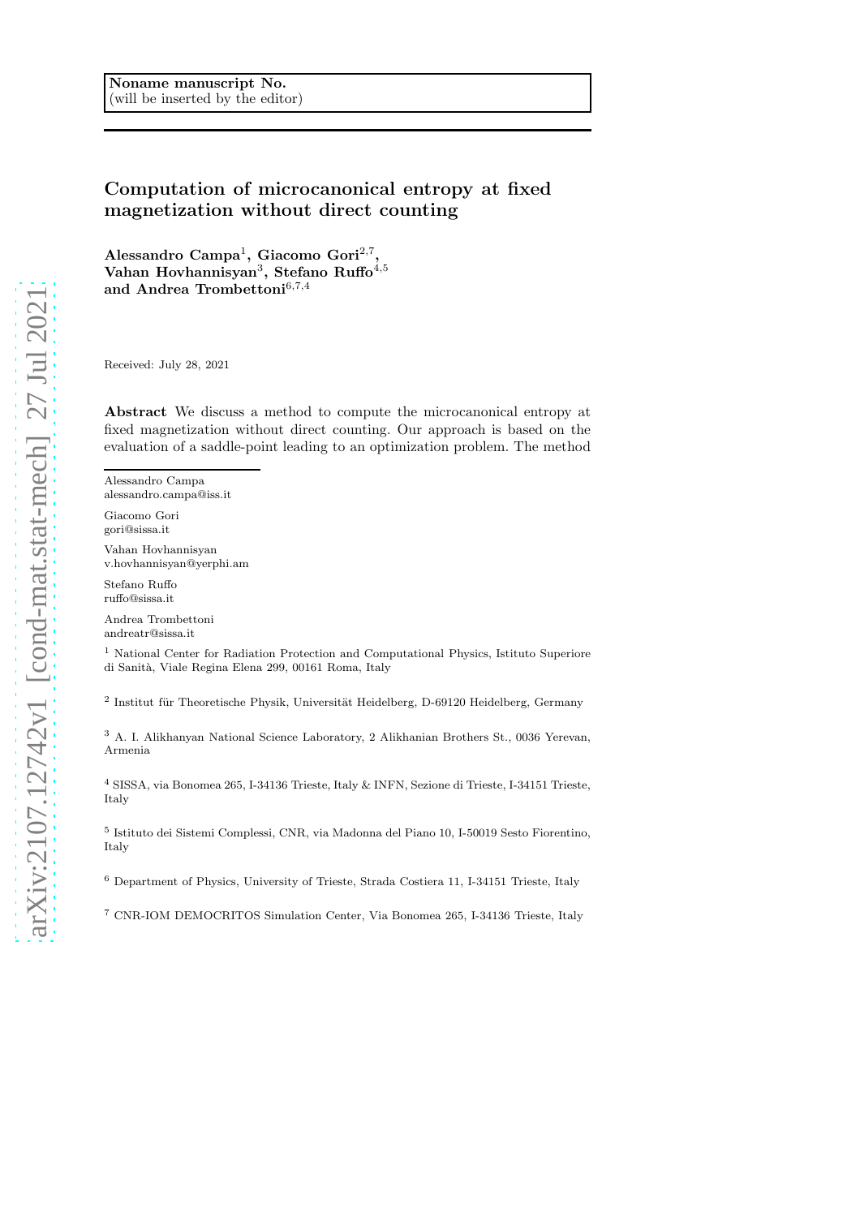Noname manuscript No.
(will be inserted by the editor)

# Computation of microcanonical entropy at fixed magnetization without direct counting

**Alessandro Campa**[1], **Giacomo Gori**[2,7], **Vahan Hovhannisyan**[3], **Stefano Ruffo**[4,5] **and Andrea Trombettoni**[6,7,4]

Received: July 28, 2021

**Abstract** We discuss a method to compute the microcanonical entropy at fixed magnetization without direct counting. Our approach is based on the evaluation of a saddle-point leading to an optimization problem. The method

---

Alessandro Campa
alessandro.campa@iss.it

Giacomo Gori
gori@sissa.it

Vahan Hovhannisyan
v.hovhannisyan@yerphi.am

Stefano Ruffo
ruffo@sissa.it

Andrea Trombettoni
andreatr@sissa.it

[1] National Center for Radiation Protection and Computational Physics, Istituto Superiore di Sanità, Viale Regina Elena 299, 00161 Roma, Italy

[2] Institut für Theoretische Physik, Universität Heidelberg, D-69120 Heidelberg, Germany

[3] A. I. Alikhanyan National Science Laboratory, 2 Alikhanian Brothers St., 0036 Yerevan, Armenia

[4] SISSA, via Bonomea 265, I-34136 Trieste, Italy & INFN, Sezione di Trieste, I-34151 Trieste, Italy

[5] Istituto dei Sistemi Complessi, CNR, via Madonna del Piano 10, I-50019 Sesto Fiorentino, Italy

[6] Department of Physics, University of Trieste, Strada Costiera 11, I-34151 Trieste, Italy

[7] CNR-IOM DEMOCRITOS Simulation Center, Via Bonomea 265, I-34136 Trieste, Italy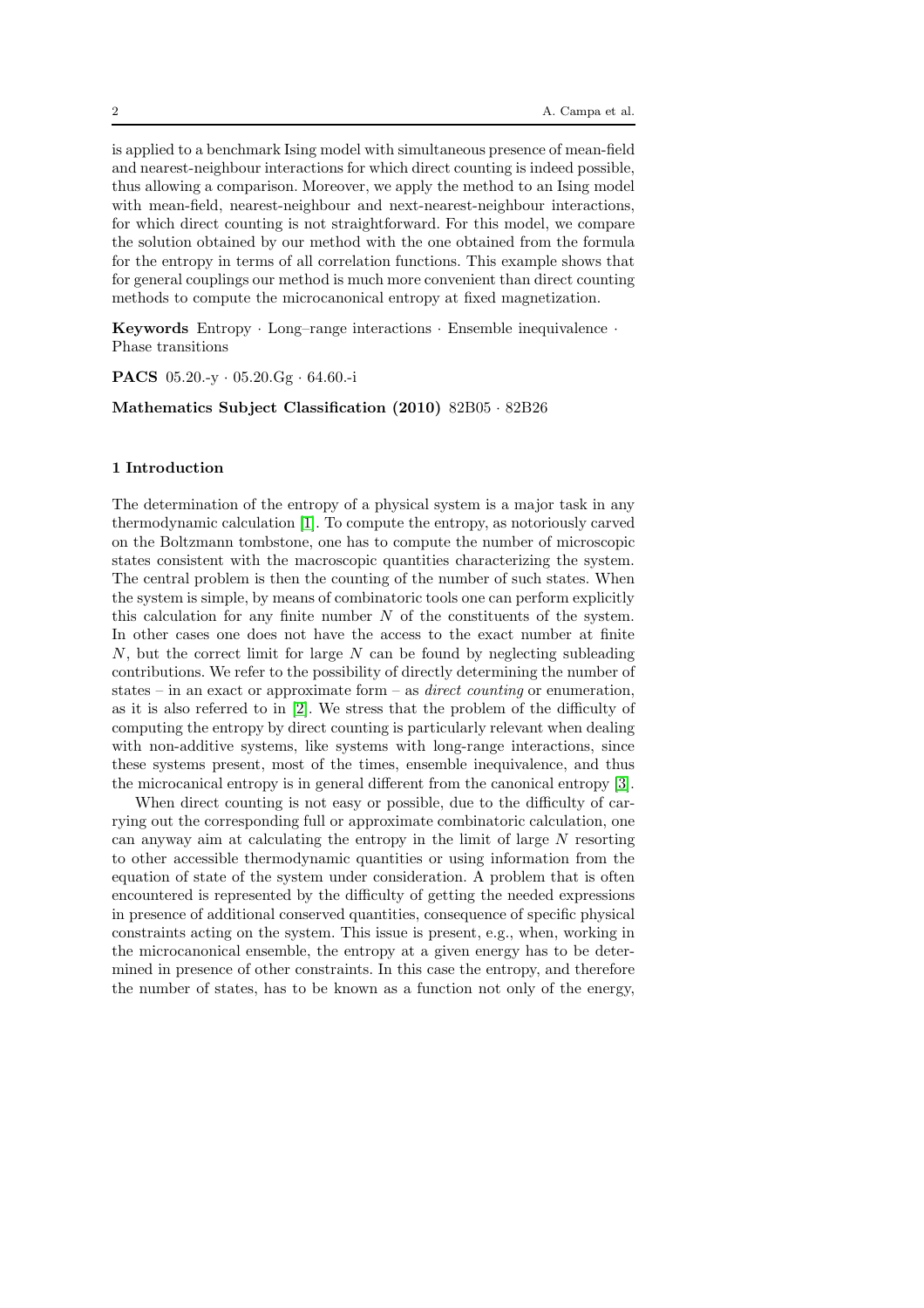is applied to a benchmark Ising model with simultaneous presence of mean-field and nearest-neighbour interactions for which direct counting is indeed possible, thus allowing a comparison. Moreover, we apply the method to an Ising model with mean-field, nearest-neighbour and next-nearest-neighbour interactions, for which direct counting is not straightforward. For this model, we compare the solution obtained by our method with the one obtained from the formula for the entropy in terms of all correlation functions. This example shows that for general couplings our method is much more convenient than direct counting methods to compute the microcanonical entropy at fixed magnetization.

**Keywords** Entropy · Long–range interactions · Ensemble inequivalence · Phase transitions

**PACS** 05.20.-y · 05.20.Gg · 64.60.-i

**Mathematics Subject Classification (2010)** 82B05 · 82B26

## 1 Introduction

The determination of the entropy of a physical system is a major task in any thermodynamic calculation [1]. To compute the entropy, as notoriously carved on the Boltzmann tombstone, one has to compute the number of microscopic states consistent with the macroscopic quantities characterizing the system. The central problem is then the counting of the number of such states. When the system is simple, by means of combinatoric tools one can perform explicitly this calculation for any finite number $N$ of the constituents of the system. In other cases one does not have the access to the exact number at finite $N$, but the correct limit for large $N$ can be found by neglecting subleading contributions. We refer to the possibility of directly determining the number of states – in an exact or approximate form – as *direct counting* or enumeration, as it is also referred to in [2]. We stress that the problem of the difficulty of computing the entropy by direct counting is particularly relevant when dealing with non-additive systems, like systems with long-range interactions, since these systems present, most of the times, ensemble inequivalence, and thus the microcanical entropy is in general different from the canonical entropy [3].

When direct counting is not easy or possible, due to the difficulty of carrying out the corresponding full or approximate combinatoric calculation, one can anyway aim at calculating the entropy in the limit of large $N$ resorting to other accessible thermodynamic quantities or using information from the equation of state of the system under consideration. A problem that is often encountered is represented by the difficulty of getting the needed expressions in presence of additional conserved quantities, consequence of specific physical constraints acting on the system. This issue is present, e.g., when, working in the microcanonical ensemble, the entropy at a given energy has to be determined in presence of other constraints. In this case the entropy, and therefore the number of states, has to be known as a function not only of the energy,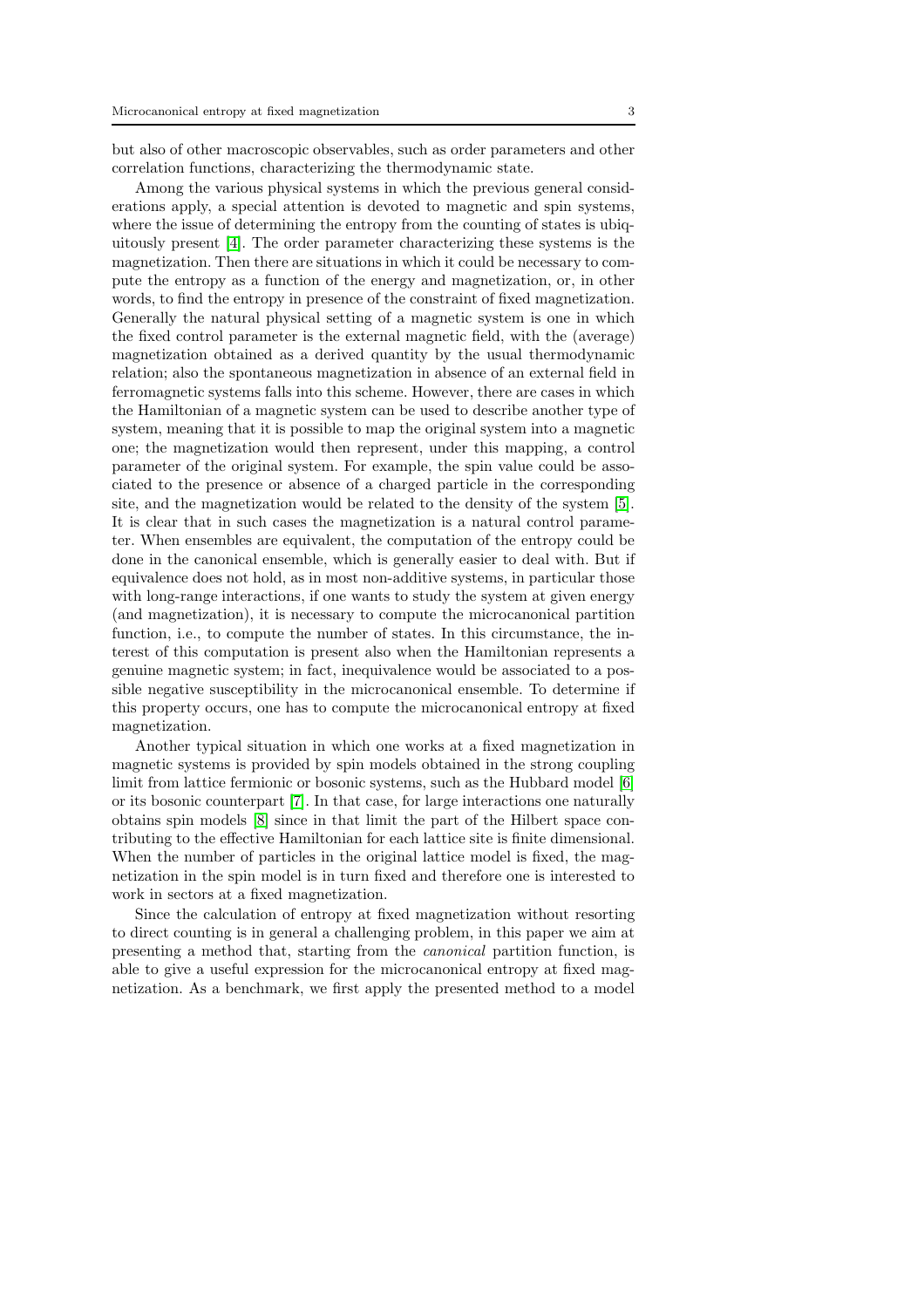but also of other macroscopic observables, such as order parameters and other correlation functions, characterizing the thermodynamic state.

Among the various physical systems in which the previous general considerations apply, a special attention is devoted to magnetic and spin systems, where the issue of determining the entropy from the counting of states is ubiquitously present [4]. The order parameter characterizing these systems is the magnetization. Then there are situations in which it could be necessary to compute the entropy as a function of the energy and magnetization, or, in other words, to find the entropy in presence of the constraint of fixed magnetization. Generally the natural physical setting of a magnetic system is one in which the fixed control parameter is the external magnetic field, with the (average) magnetization obtained as a derived quantity by the usual thermodynamic relation; also the spontaneous magnetization in absence of an external field in ferromagnetic systems falls into this scheme. However, there are cases in which the Hamiltonian of a magnetic system can be used to describe another type of system, meaning that it is possible to map the original system into a magnetic one; the magnetization would then represent, under this mapping, a control parameter of the original system. For example, the spin value could be associated to the presence or absence of a charged particle in the corresponding site, and the magnetization would be related to the density of the system [5]. It is clear that in such cases the magnetization is a natural control parameter. When ensembles are equivalent, the computation of the entropy could be done in the canonical ensemble, which is generally easier to deal with. But if equivalence does not hold, as in most non-additive systems, in particular those with long-range interactions, if one wants to study the system at given energy (and magnetization), it is necessary to compute the microcanonical partition function, i.e., to compute the number of states. In this circumstance, the interest of this computation is present also when the Hamiltonian represents a genuine magnetic system; in fact, inequivalence would be associated to a possible negative susceptibility in the microcanonical ensemble. To determine if this property occurs, one has to compute the microcanonical entropy at fixed magnetization.

Another typical situation in which one works at a fixed magnetization in magnetic systems is provided by spin models obtained in the strong coupling limit from lattice fermionic or bosonic systems, such as the Hubbard model [6] or its bosonic counterpart [7]. In that case, for large interactions one naturally obtains spin models [8] since in that limit the part of the Hilbert space contributing to the effective Hamiltonian for each lattice site is finite dimensional. When the number of particles in the original lattice model is fixed, the magnetization in the spin model is in turn fixed and therefore one is interested to work in sectors at a fixed magnetization.

Since the calculation of entropy at fixed magnetization without resorting to direct counting is in general a challenging problem, in this paper we aim at presenting a method that, starting from the *canonical* partition function, is able to give a useful expression for the microcanonical entropy at fixed magnetization. As a benchmark, we first apply the presented method to a model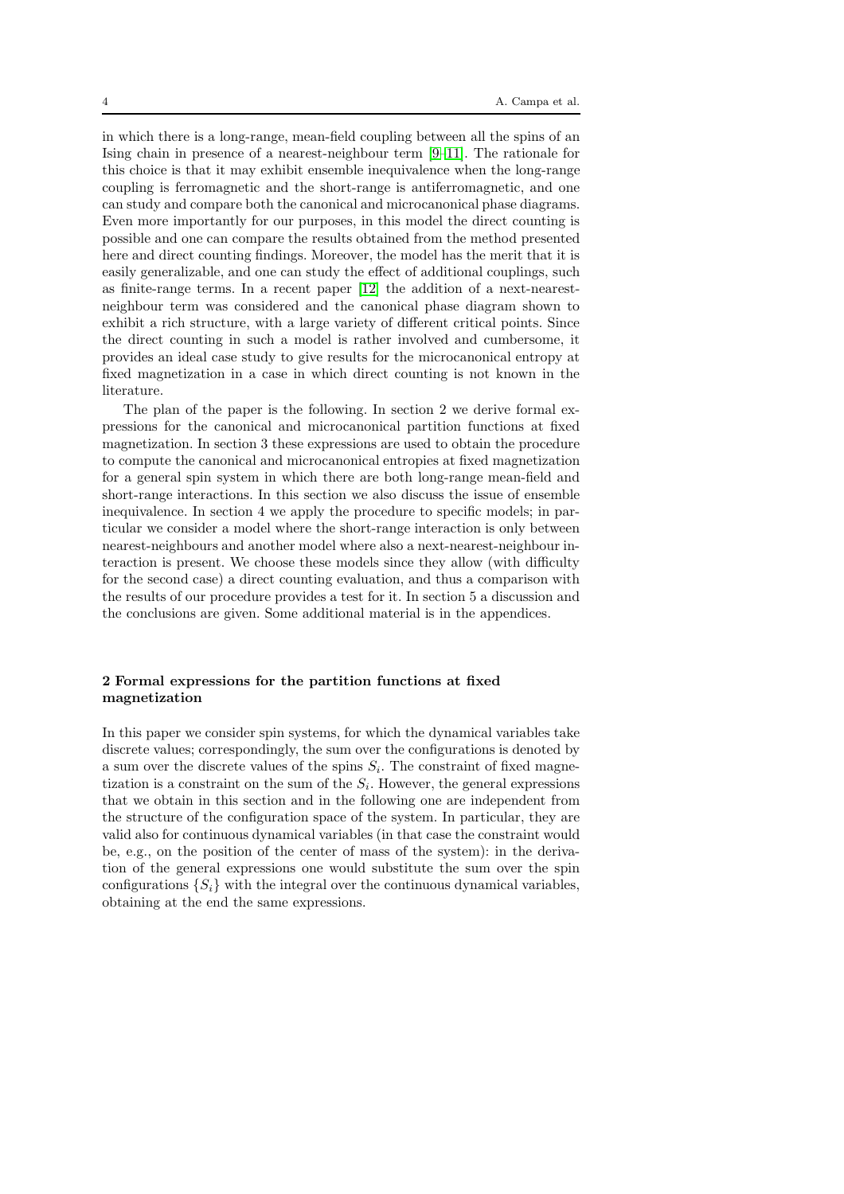in which there is a long-range, mean-field coupling between all the spins of an Ising chain in presence of a nearest-neighbour term [9–11]. The rationale for this choice is that it may exhibit ensemble inequivalence when the long-range coupling is ferromagnetic and the short-range is antiferromagnetic, and one can study and compare both the canonical and microcanonical phase diagrams. Even more importantly for our purposes, in this model the direct counting is possible and one can compare the results obtained from the method presented here and direct counting findings. Moreover, the model has the merit that it is easily generalizable, and one can study the effect of additional couplings, such as finite-range terms. In a recent paper [12] the addition of a next-nearest-neighbour term was considered and the canonical phase diagram shown to exhibit a rich structure, with a large variety of different critical points. Since the direct counting in such a model is rather involved and cumbersome, it provides an ideal case study to give results for the microcanonical entropy at fixed magnetization in a case in which direct counting is not known in the literature.

The plan of the paper is the following. In section 2 we derive formal expressions for the canonical and microcanonical partition functions at fixed magnetization. In section 3 these expressions are used to obtain the procedure to compute the canonical and microcanonical entropies at fixed magnetization for a general spin system in which there are both long-range mean-field and short-range interactions. In this section we also discuss the issue of ensemble inequivalence. In section 4 we apply the procedure to specific models; in particular we consider a model where the short-range interaction is only between nearest-neighbours and another model where also a next-nearest-neighbour interaction is present. We choose these models since they allow (with difficulty for the second case) a direct counting evaluation, and thus a comparison with the results of our procedure provides a test for it. In section 5 a discussion and the conclusions are given. Some additional material is in the appendices.

## 2 Formal expressions for the partition functions at fixed magnetization

In this paper we consider spin systems, for which the dynamical variables take discrete values; correspondingly, the sum over the configurations is denoted by a sum over the discrete values of the spins $S_i$. The constraint of fixed magnetization is a constraint on the sum of the $S_i$. However, the general expressions that we obtain in this section and in the following one are independent from the structure of the configuration space of the system. In particular, they are valid also for continuous dynamical variables (in that case the constraint would be, e.g., on the position of the center of mass of the system): in the derivation of the general expressions one would substitute the sum over the spin configurations $\{S_i\}$ with the integral over the continuous dynamical variables, obtaining at the end the same expressions.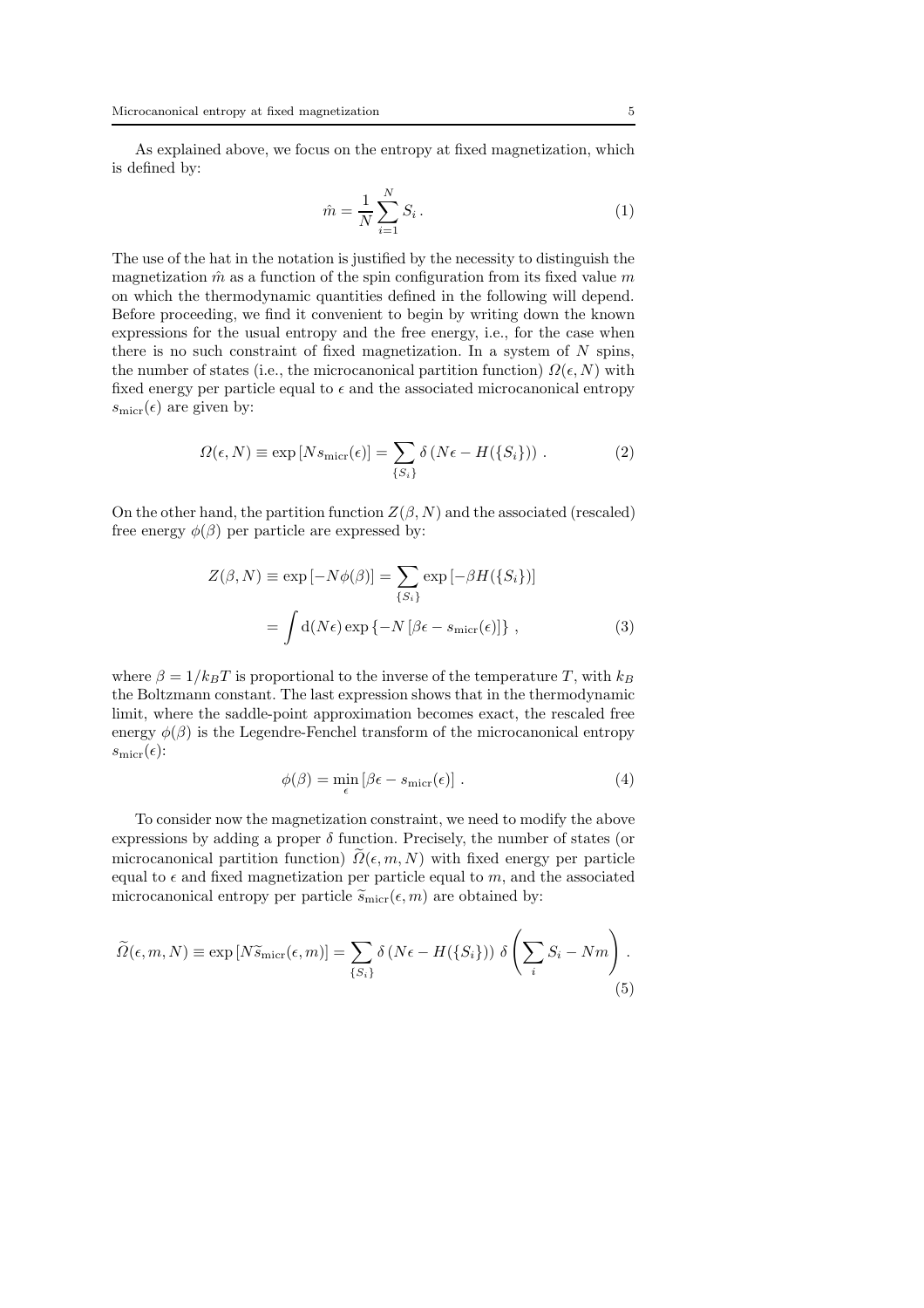As explained above, we focus on the entropy at fixed magnetization, which is defined by:

$$\hat{m} = \frac{1}{N} \sum_{i=1}^{N} S_i \, . \tag{1}$$

The use of the hat in the notation is justified by the necessity to distinguish the magnetization $\hat{m}$ as a function of the spin configuration from its fixed value $m$ on which the thermodynamic quantities defined in the following will depend. Before proceeding, we find it convenient to begin by writing down the known expressions for the usual entropy and the free energy, i.e., for the case when there is no such constraint of fixed magnetization. In a system of $N$ spins, the number of states (i.e., the microcanonical partition function) $\Omega(\epsilon, N)$ with fixed energy per particle equal to $\epsilon$ and the associated microcanonical entropy $s_{\mathrm{micr}}(\epsilon)$ are given by:

$$\Omega(\epsilon, N) \equiv \exp\left[N s_{\mathrm{micr}}(\epsilon)\right] = \sum_{\{S_i\}} \delta\left(N\epsilon - H(\{S_i\})\right) \, . \tag{2}$$

On the other hand, the partition function $Z(\beta, N)$ and the associated (rescaled) free energy $\phi(\beta)$ per particle are expressed by:

$$\begin{aligned} Z(\beta, N) \equiv \exp\left[-N\phi(\beta)\right] &= \sum_{\{S_i\}} \exp\left[-\beta H(\{S_i\})\right] \\ &= \int \mathrm{d}(N\epsilon) \exp\left\{-N\left[\beta\epsilon - s_{\mathrm{micr}}(\epsilon)\right]\right\} \, , \end{aligned} \tag{3}$$

where $\beta = 1/k_B T$ is proportional to the inverse of the temperature $T$, with $k_B$ the Boltzmann constant. The last expression shows that in the thermodynamic limit, where the saddle-point approximation becomes exact, the rescaled free energy $\phi(\beta)$ is the Legendre-Fenchel transform of the microcanonical entropy $s_{\mathrm{micr}}(\epsilon)$:

$$\phi(\beta) = \min_{\epsilon} \left[\beta\epsilon - s_{\mathrm{micr}}(\epsilon)\right] \, . \tag{4}$$

To consider now the magnetization constraint, we need to modify the above expressions by adding a proper $\delta$ function. Precisely, the number of states (or microcanonical partition function) $\widetilde{\Omega}(\epsilon, m, N)$ with fixed energy per particle equal to $\epsilon$ and fixed magnetization per particle equal to $m$, and the associated microcanonical entropy per particle $\widetilde{s}_{\mathrm{micr}}(\epsilon, m)$ are obtained by:

$$\widetilde{\Omega}(\epsilon, m, N) \equiv \exp\left[N\widetilde{s}_{\mathrm{micr}}(\epsilon, m)\right] = \sum_{\{S_i\}} \delta\left(N\epsilon - H(\{S_i\})\right) \, \delta\left(\sum_i S_i - Nm\right) \, . \tag{5}$$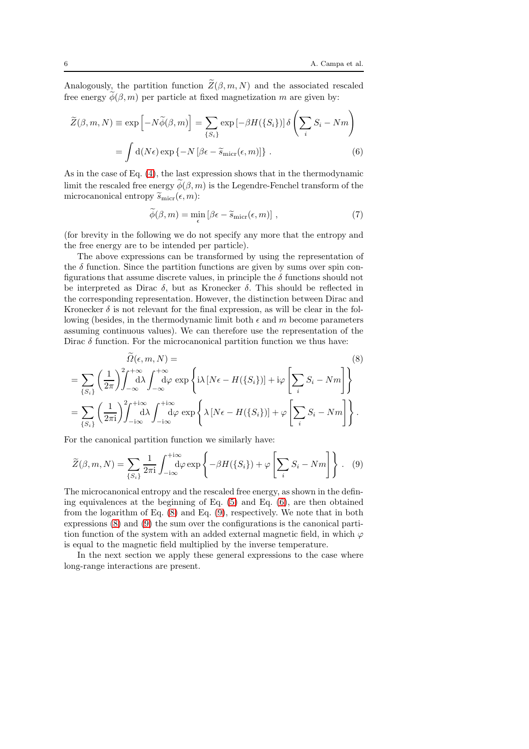Analogously, the partition function $\widetilde{Z}(\beta, m, N)$ and the associated rescaled free energy $\widetilde{\phi}(\beta, m)$ per particle at fixed magnetization $m$ are given by:

$$
\begin{aligned}
\widetilde{Z}(\beta, m, N) &\equiv \exp\left[-N\widetilde{\phi}(\beta, m)\right] = \sum_{\{S_i\}} \exp\left[-\beta H(\{S_i\})\right] \delta\left(\sum_i S_i - Nm\right) \\
&= \int \mathrm{d}(N\epsilon) \exp\left\{-N\left[\beta\epsilon - \widetilde{s}_{\mathrm{micr}}(\epsilon, m)\right]\right\} . \qquad (6)
\end{aligned}
$$

As in the case of Eq. (4), the last expression shows that in the thermodynamic limit the rescaled free energy $\widetilde{\phi}(\beta, m)$ is the Legendre-Fenchel transform of the microcanonical entropy $\widetilde{s}_{\mathrm{micr}}(\epsilon, m)$:

$$
\widetilde{\phi}(\beta, m) = \min_{\epsilon}\left[\beta\epsilon - \widetilde{s}_{\mathrm{micr}}(\epsilon, m)\right] , \qquad (7)
$$

(for brevity in the following we do not specify any more that the entropy and the free energy are to be intended per particle).

The above expressions can be transformed by using the representation of the $\delta$ function. Since the partition functions are given by sums over spin configurations that assume discrete values, in principle the $\delta$ functions should not be interpreted as Dirac $\delta$, but as Kronecker $\delta$. This should be reflected in the corresponding representation. However, the distinction between Dirac and Kronecker $\delta$ is not relevant for the final expression, as will be clear in the following (besides, in the thermodynamic limit both $\epsilon$ and $m$ become parameters assuming continuous values). We can therefore use the representation of the Dirac $\delta$ function. For the microcanonical partition function we thus have:

$$
\begin{aligned}
&\widetilde{\Omega}(\epsilon, m, N) = \qquad (8) \\
&= \sum_{\{S_i\}} \left(\frac{1}{2\pi}\right)^2 \int_{-\infty}^{+\infty} \mathrm{d}\lambda \int_{-\infty}^{+\infty} \mathrm{d}\varphi \, \exp\left\{\mathrm{i}\lambda\left[N\epsilon - H(\{S_i\})\right] + \mathrm{i}\varphi\left[\sum_i S_i - Nm\right]\right\} \\
&= \sum_{\{S_i\}} \left(\frac{1}{2\pi\mathrm{i}}\right)^2 \int_{-\mathrm{i}\infty}^{+\mathrm{i}\infty} \mathrm{d}\lambda \int_{-\mathrm{i}\infty}^{+\mathrm{i}\infty} \mathrm{d}\varphi \, \exp\left\{\lambda\left[N\epsilon - H(\{S_i\})\right] + \varphi\left[\sum_i S_i - Nm\right]\right\} .
\end{aligned}
$$

For the canonical partition function we similarly have:

$$
\widetilde{Z}(\beta, m, N) = \sum_{\{S_i\}} \frac{1}{2\pi\mathrm{i}} \int_{-\mathrm{i}\infty}^{+\mathrm{i}\infty} \mathrm{d}\varphi \exp\left\{-\beta H(\{S_i\}) + \varphi\left[\sum_i S_i - Nm\right]\right\} . \quad (9)
$$

The microcanonical entropy and the rescaled free energy, as shown in the defining equivalences at the beginning of Eq. (5) and Eq. (6), are then obtained from the logarithm of Eq. (8) and Eq. (9), respectively. We note that in both expressions (8) and (9) the sum over the configurations is the canonical partition function of the system with an added external magnetic field, in which $\varphi$ is equal to the magnetic field multiplied by the inverse temperature.

In the next section we apply these general expressions to the case where long-range interactions are present.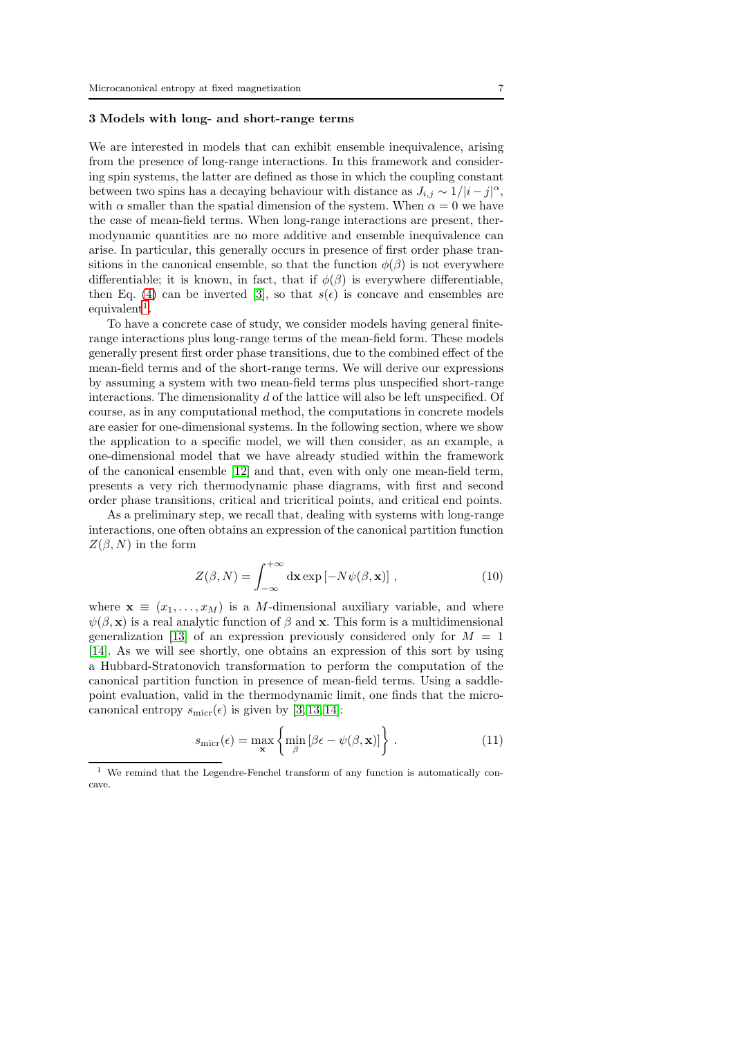## 3 Models with long- and short-range terms

We are interested in models that can exhibit ensemble inequivalence, arising from the presence of long-range interactions. In this framework and considering spin systems, the latter are defined as those in which the coupling constant between two spins has a decaying behaviour with distance as $J_{i,j} \sim 1/|i-j|^{\alpha}$, with $\alpha$ smaller than the spatial dimension of the system. When $\alpha = 0$ we have the case of mean-field terms. When long-range interactions are present, thermodynamic quantities are no more additive and ensemble inequivalence can arise. In particular, this generally occurs in presence of first order phase transitions in the canonical ensemble, so that the function $\phi(\beta)$ is not everywhere differentiable; it is known, in fact, that if $\phi(\beta)$ is everywhere differentiable, then Eq. (4) can be inverted [3], so that $s(\epsilon)$ is concave and ensembles are equivalent[1].

To have a concrete case of study, we consider models having general finite-range interactions plus long-range terms of the mean-field form. These models generally present first order phase transitions, due to the combined effect of the mean-field terms and of the short-range terms. We will derive our expressions by assuming a system with two mean-field terms plus unspecified short-range interactions. The dimensionality $d$ of the lattice will also be left unspecified. Of course, as in any computational method, the computations in concrete models are easier for one-dimensional systems. In the following section, where we show the application to a specific model, we will then consider, as an example, a one-dimensional model that we have already studied within the framework of the canonical ensemble [12] and that, even with only one mean-field term, presents a very rich thermodynamic phase diagrams, with first and second order phase transitions, critical and tricritical points, and critical end points.

As a preliminary step, we recall that, dealing with systems with long-range interactions, one often obtains an expression of the canonical partition function $Z(\beta, N)$ in the form

$$Z(\beta, N) = \int_{-\infty}^{+\infty} \mathrm{d}\mathbf{x} \exp\left[-N\psi(\beta, \mathbf{x})\right] , \tag{10}$$

where $\mathbf{x} \equiv (x_1, \ldots, x_M)$ is a $M$-dimensional auxiliary variable, and where $\psi(\beta, \mathbf{x})$ is a real analytic function of $\beta$ and $\mathbf{x}$. This form is a multidimensional generalization [13] of an expression previously considered only for $M = 1$ [14]. As we will see shortly, one obtains an expression of this sort by using a Hubbard-Stratonovich transformation to perform the computation of the canonical partition function in presence of mean-field terms. Using a saddle-point evaluation, valid in the thermodynamic limit, one finds that the microcanonical entropy $s_{\mathrm{micr}}(\epsilon)$ is given by [3, 13, 14]:

$$s_{\mathrm{micr}}(\epsilon) = \max_{\mathbf{x}} \left\{ \min_{\beta} \left[\beta\epsilon - \psi(\beta, \mathbf{x})\right] \right\} . \tag{11}$$

[1] We remind that the Legendre-Fenchel transform of any function is automatically concave.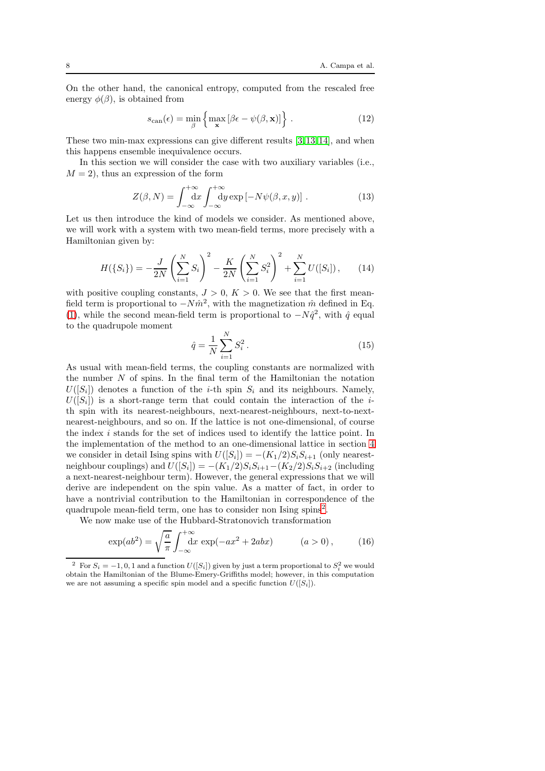On the other hand, the canonical entropy, computed from the rescaled free energy $\phi(\beta)$, is obtained from

$$s_{\rm can}(\epsilon) = \min_{\beta} \left\{ \max_{\mathbf{x}} \left[ \beta\epsilon - \psi(\beta, \mathbf{x}) \right] \right\} . \tag{12}$$

These two min-max expressions can give different results [3,13,14], and when this happens ensemble inequivalence occurs.

In this section we will consider the case with two auxiliary variables (i.e., $M = 2$), thus an expression of the form

$$Z(\beta, N) = \int_{-\infty}^{+\infty} \mathrm{d}x \int_{-\infty}^{+\infty} \mathrm{d}y \exp\left[-N\psi(\beta, x, y)\right] . \tag{13}$$

Let us then introduce the kind of models we consider. As mentioned above, we will work with a system with two mean-field terms, more precisely with a Hamiltonian given by:

$$H(\{S_i\}) = -\frac{J}{2N}\left(\sum_{i=1}^{N} S_i\right)^2 - \frac{K}{2N}\left(\sum_{i=1}^{N} S_i^2\right)^2 + \sum_{i=1}^{N} U([S_i]) , \tag{14}$$

with positive coupling constants, $J > 0$, $K > 0$. We see that the first mean-field term is proportional to $-N\hat{m}^2$, with the magnetization $\hat{m}$ defined in Eq. (1), while the second mean-field term is proportional to $-N\hat{q}^2$, with $\hat{q}$ equal to the quadrupole moment

$$\hat{q} = \frac{1}{N}\sum_{i=1}^{N} S_i^2 . \tag{15}$$

As usual with mean-field terms, the coupling constants are normalized with the number $N$ of spins. In the final term of the Hamiltonian the notation $U([S_i])$ denotes a function of the $i$-th spin $S_i$ and its neighbours. Namely, $U([S_i])$ is a short-range term that could contain the interaction of the $i$-th spin with its nearest-neighbours, next-nearest-neighbours, next-to-next-nearest-neighbours, and so on. If the lattice is not one-dimensional, of course the index $i$ stands for the set of indices used to identify the lattice point. In the implementation of the method to an one-dimensional lattice in section 4 we consider in detail Ising spins with $U([S_i]) = -(K_1/2)S_iS_{i+1}$ (only nearest-neighbour couplings) and $U([S_i]) = -(K_1/2)S_iS_{i+1} - (K_2/2)S_iS_{i+2}$ (including a next-nearest-neighbour term). However, the general expressions that we will derive are independent on the spin value. As a matter of fact, in order to have a nontrivial contribution to the Hamiltonian in correspondence of the quadrupole mean-field term, one has to consider non Ising spins[2].

We now make use of the Hubbard-Stratonovich transformation

$$\exp(ab^2) = \sqrt{\frac{a}{\pi}} \int_{-\infty}^{+\infty} \mathrm{d}x \, \exp(-ax^2 + 2abx) \qquad (a > 0) , \tag{16}$$

[2] For $S_i = -1, 0, 1$ and a function $U([S_i])$ given by just a term proportional to $S_i^2$ we would obtain the Hamiltonian of the Blume-Emery-Griffiths model; however, in this computation we are not assuming a specific spin model and a specific function $U([S_i])$.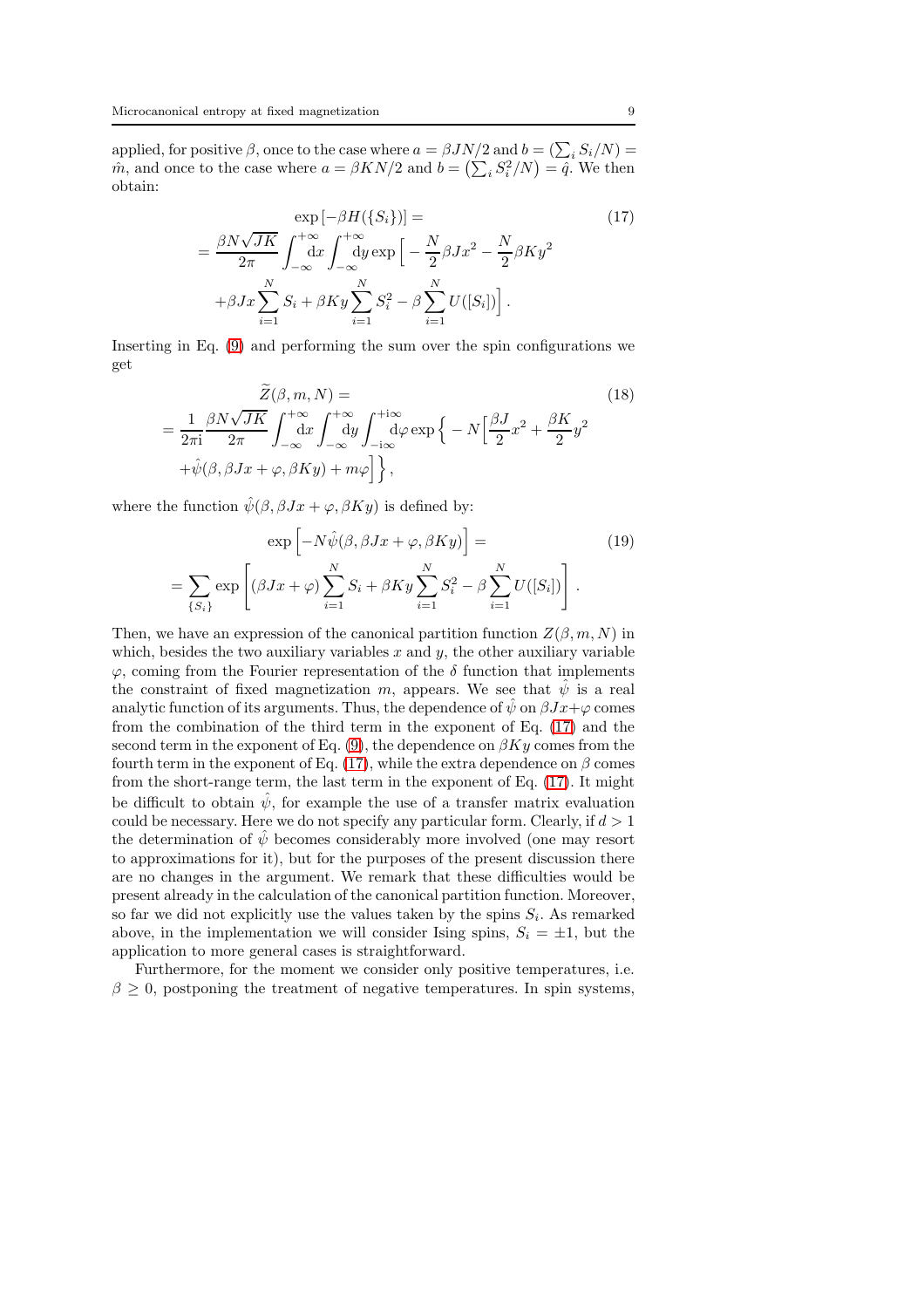applied, for positive $\beta$, once to the case where $a = \beta J N/2$ and $b = (\sum_i S_i/N) = \hat{m}$, and once to the case where $a = \beta K N/2$ and $b = \left(\sum_i S_i^2/N\right) = \hat{q}$. We then obtain:

$$
\begin{aligned}
&\exp\left[-\beta H(\{S_i\})\right] = \\
&= \frac{\beta N \sqrt{JK}}{2\pi} \int_{-\infty}^{+\infty} \mathrm{d}x \int_{-\infty}^{+\infty} \mathrm{d}y \exp\Big[ -\frac{N}{2}\beta J x^2 - \frac{N}{2}\beta K y^2 \\
&+ \beta J x \sum_{i=1}^{N} S_i + \beta K y \sum_{i=1}^{N} S_i^2 - \beta \sum_{i=1}^{N} U([S_i]) \Big] .
\end{aligned}
\tag{17}
$$

Inserting in Eq. (9) and performing the sum over the spin configurations we get

$$
\begin{aligned}
&\widetilde{Z}(\beta, m, N) = \\
&= \frac{1}{2\pi \mathrm{i}} \frac{\beta N \sqrt{JK}}{2\pi} \int_{-\infty}^{+\infty} \mathrm{d}x \int_{-\infty}^{+\infty} \mathrm{d}y \int_{-\mathrm{i}\infty}^{+\mathrm{i}\infty} \mathrm{d}\varphi \exp\Big\{ -N\Big[ \frac{\beta J}{2} x^2 + \frac{\beta K}{2} y^2 \\
&+ \hat{\psi}(\beta, \beta J x + \varphi, \beta K y) + m\varphi \Big] \Big\} ,
\end{aligned}
\tag{18}
$$

where the function $\hat{\psi}(\beta, \beta J x + \varphi, \beta K y)$ is defined by:

$$
\begin{aligned}
&\exp\left[ -N \hat{\psi}(\beta, \beta J x + \varphi, \beta K y) \right] = \\
&= \sum_{\{S_i\}} \exp\left[ (\beta J x + \varphi) \sum_{i=1}^{N} S_i + \beta K y \sum_{i=1}^{N} S_i^2 - \beta \sum_{i=1}^{N} U([S_i]) \right] .
\end{aligned}
\tag{19}
$$

Then, we have an expression of the canonical partition function $Z(\beta, m, N)$ in which, besides the two auxiliary variables $x$ and $y$, the other auxiliary variable $\varphi$, coming from the Fourier representation of the $\delta$ function that implements the constraint of fixed magnetization $m$, appears. We see that $\hat{\psi}$ is a real analytic function of its arguments. Thus, the dependence of $\hat{\psi}$ on $\beta J x + \varphi$ comes from the combination of the third term in the exponent of Eq. (17) and the second term in the exponent of Eq. (9), the dependence on $\beta K y$ comes from the fourth term in the exponent of Eq. (17), while the extra dependence on $\beta$ comes from the short-range term, the last term in the exponent of Eq. (17). It might be difficult to obtain $\hat{\psi}$, for example the use of a transfer matrix evaluation could be necessary. Here we do not specify any particular form. Clearly, if $d > 1$ the determination of $\hat{\psi}$ becomes considerably more involved (one may resort to approximations for it), but for the purposes of the present discussion there are no changes in the argument. We remark that these difficulties would be present already in the calculation of the canonical partition function. Moreover, so far we did not explicitly use the values taken by the spins $S_i$. As remarked above, in the implementation we will consider Ising spins, $S_i = \pm 1$, but the application to more general cases is straightforward.

Furthermore, for the moment we consider only positive temperatures, i.e. $\beta \geq 0$, postponing the treatment of negative temperatures. In spin systems,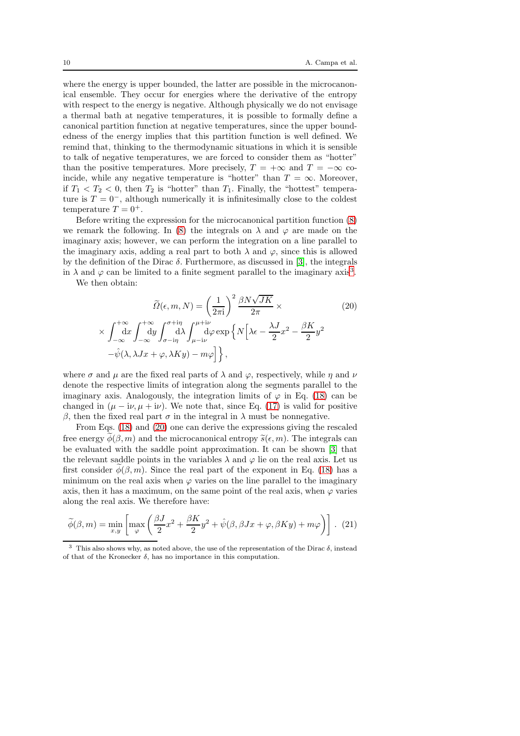where the energy is upper bounded, the latter are possible in the microcanonical ensemble. They occur for energies where the derivative of the entropy with respect to the energy is negative. Although physically we do not envisage a thermal bath at negative temperatures, it is possible to formally define a canonical partition function at negative temperatures, since the upper boundedness of the energy implies that this partition function is well defined. We remind that, thinking to the thermodynamic situations in which it is sensible to talk of negative temperatures, we are forced to consider them as "hotter" than the positive temperatures. More precisely, $T = +\infty$ and $T = -\infty$ coincide, while any negative temperature is "hotter" than $T = \infty$. Moreover, if $T_1 < T_2 < 0$, then $T_2$ is "hotter" than $T_1$. Finally, the "hottest" temperature is $T = 0^-$, although numerically it is infinitesimally close to the coldest temperature $T = 0^+$.

Before writing the expression for the microcanonical partition function (8) we remark the following. In (8) the integrals on $\lambda$ and $\varphi$ are made on the imaginary axis; however, we can perform the integration on a line parallel to the imaginary axis, adding a real part to both $\lambda$ and $\varphi$, since this is allowed by the definition of the Dirac $\delta$. Furthermore, as discussed in [3], the integrals in $\lambda$ and $\varphi$ can be limited to a finite segment parallel to the imaginary axis[3].

We then obtain:

$$
\begin{aligned}
\widetilde{\Omega}(\epsilon, m, N) &= \left(\frac{1}{2\pi \mathrm{i}}\right)^2 \frac{\beta N \sqrt{JK}}{2\pi} \times \qquad (20)\\
\times \int_{-\infty}^{+\infty} \mathrm{d}x \int_{-\infty}^{+\infty} \mathrm{d}y & \int_{\sigma - \mathrm{i}\eta}^{\sigma+\mathrm{i}\eta} \mathrm{d}\lambda \int_{\mu - \mathrm{i}\nu}^{\mu + \mathrm{i}\nu} \mathrm{d}\varphi \exp\Big\{ N \Big[ \lambda\epsilon - \frac{\lambda J}{2}x^2 - \frac{\beta K}{2}y^2 \\
& - \hat{\psi}(\lambda, \lambda J x + \varphi, \lambda K y) - m\varphi \Big] \Big\},
\end{aligned}
$$

where $\sigma$ and $\mu$ are the fixed real parts of $\lambda$ and $\varphi$, respectively, while $\eta$ and $\nu$ denote the respective limits of integration along the segments parallel to the imaginary axis. Analogously, the integration limits of $\varphi$ in Eq. (18) can be changed in $(\mu - \mathrm{i}\nu, \mu + \mathrm{i}\nu)$. We note that, since Eq. (17) is valid for positive $\beta$, then the fixed real part $\sigma$ in the integral in $\lambda$ must be nonnegative.

From Eqs. (18) and (20) one can derive the expressions giving the rescaled free energy $\widetilde{\phi}(\beta, m)$ and the microcanonical entropy $\widetilde{s}(\epsilon, m)$. The integrals can be evaluated with the saddle point approximation. It can be shown [3] that the relevant saddle points in the variables $\lambda$ and $\varphi$ lie on the real axis. Let us first consider $\widetilde{\phi}(\beta, m)$. Since the real part of the exponent in Eq. (18) has a minimum on the real axis when $\varphi$ varies on the line parallel to the imaginary axis, then it has a maximum, on the same point of the real axis, when $\varphi$ varies along the real axis. We therefore have:

$$
\widetilde{\phi}(\beta, m) = \min_{x,y} \left[ \max_{\varphi} \left( \frac{\beta J}{2}x^2 + \frac{\beta K}{2}y^2 + \hat{\psi}(\beta, \beta J x + \varphi, \beta K y) + m\varphi \right) \right] . \quad (21)
$$

[3] This also shows why, as noted above, the use of the representation of the Dirac $\delta$, instead of that of the Kronecker $\delta$, has no importance in this computation.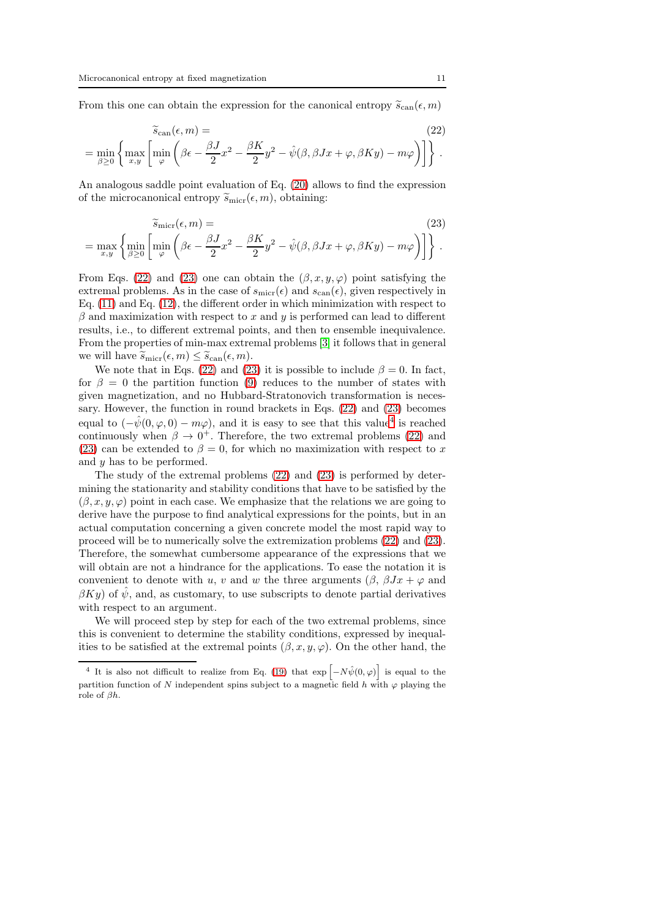From this one can obtain the expression for the canonical entropy $\widetilde{s}_{\rm can}(\epsilon, m)$

$$
\widetilde{s}_{\rm can}(\epsilon, m) = \tag{22}
$$
$$
= \min_{\beta \geq 0} \left\{ \max_{x,y} \left[ \min_{\varphi} \left( \beta\epsilon - \frac{\beta J}{2}x^2 - \frac{\beta K}{2}y^2 - \hat{\psi}(\beta, \beta J x + \varphi, \beta K y) - m\varphi \right) \right] \right\} .
$$

An analogous saddle point evaluation of Eq. (20) allows to find the expression of the microcanonical entropy $\widetilde{s}_{\rm micr}(\epsilon, m)$, obtaining:

$$
\widetilde{s}_{\rm micr}(\epsilon, m) = \tag{23}
$$
$$
= \max_{x,y} \left\{ \min_{\beta \geq 0} \left[ \min_{\varphi} \left( \beta\epsilon - \frac{\beta J}{2}x^2 - \frac{\beta K}{2}y^2 - \hat{\psi}(\beta, \beta J x + \varphi, \beta K y) - m\varphi \right) \right] \right\} .
$$

From Eqs. (22) and (23) one can obtain the $(\beta, x, y, \varphi)$ point satisfying the extremal problems. As in the case of $s_{\rm micr}(\epsilon)$ and $s_{\rm can}(\epsilon)$, given respectively in Eq. (11) and Eq. (12), the different order in which minimization with respect to $\beta$ and maximization with respect to $x$ and $y$ is performed can lead to different results, i.e., to different extremal points, and then to ensemble inequivalence. From the properties of min-max extremal problems [3] it follows that in general we will have $\widetilde{s}_{\rm micr}(\epsilon, m) \leq \widetilde{s}_{\rm can}(\epsilon, m)$.

We note that in Eqs. (22) and (23) it is possible to include $\beta = 0$. In fact, for $\beta = 0$ the partition function (9) reduces to the number of states with given magnetization, and no Hubbard-Stratonovich transformation is necessary. However, the function in round brackets in Eqs. (22) and (23) becomes equal to $(-\hat{\psi}(0, \varphi, 0) - m\varphi)$, and it is easy to see that this value[4] is reached continuously when $\beta \to 0^+$. Therefore, the two extremal problems (22) and (23) can be extended to $\beta = 0$, for which no maximization with respect to $x$ and $y$ has to be performed.

The study of the extremal problems (22) and (23) is performed by determining the stationarity and stability conditions that have to be satisfied by the $(\beta, x, y, \varphi)$ point in each case. We emphasize that the relations we are going to derive have the purpose to find analytical expressions for the points, but in an actual computation concerning a given concrete model the most rapid way to proceed will be to numerically solve the extremization problems (22) and (23). Therefore, the somewhat cumbersome appearance of the expressions that we will obtain are not a hindrance for the applications. To ease the notation it is convenient to denote with $u$, $v$ and $w$ the three arguments ($\beta$, $\beta J x + \varphi$ and $\beta K y$) of $\hat{\psi}$, and, as customary, to use subscripts to denote partial derivatives with respect to an argument.

We will proceed step by step for each of the two extremal problems, since this is convenient to determine the stability conditions, expressed by inequalities to be satisfied at the extremal points $(\beta, x, y, \varphi)$. On the other hand, the

[4] It is also not difficult to realize from Eq. (19) that $\exp\left[-N\hat{\psi}(0,\varphi)\right]$ is equal to the partition function of $N$ independent spins subject to a magnetic field $h$ with $\varphi$ playing the role of $\beta h$.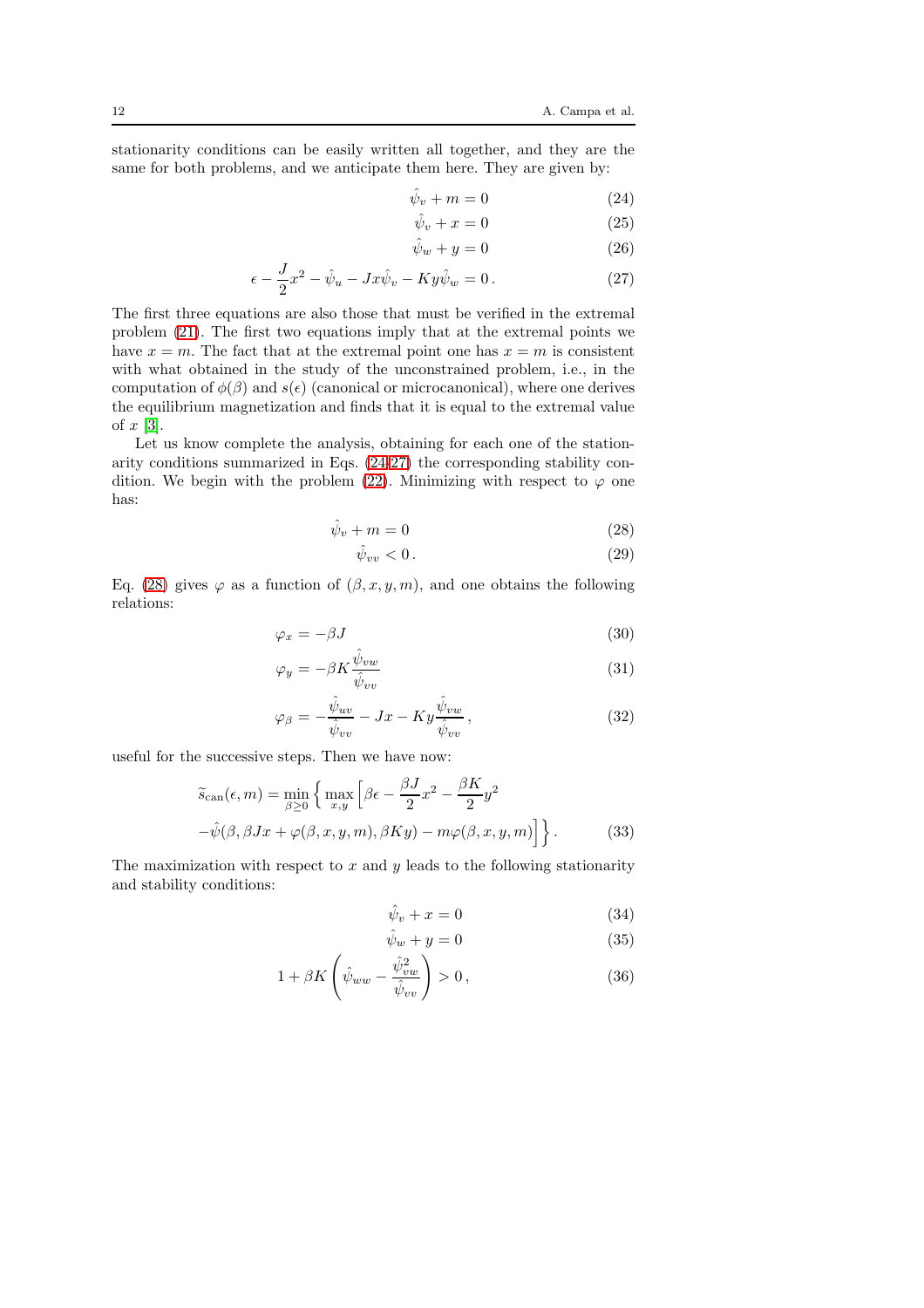stationarity conditions can be easily written all together, and they are the same for both problems, and we anticipate them here. They are given by:

$$\hat{\psi}_v + m = 0 \tag{24}$$

$$\hat{\psi}_v + x = 0 \tag{25}$$

$$\hat{\psi}_w + y = 0 \tag{26}$$

$$\epsilon - \frac{J}{2}x^2 - \hat{\psi}_u - Jx\hat{\psi}_v - Ky\hat{\psi}_w = 0\,. \tag{27}$$

The first three equations are also those that must be verified in the extremal problem (21). The first two equations imply that at the extremal points we have $x = m$. The fact that at the extremal point one has $x = m$ is consistent with what obtained in the study of the unconstrained problem, i.e., in the computation of $\phi(\beta)$ and $s(\epsilon)$ (canonical or microcanonical), where one derives the equilibrium magnetization and finds that it is equal to the extremal value of $x$ [3].

Let us know complete the analysis, obtaining for each one of the stationarity conditions summarized in Eqs. (24-27) the corresponding stability condition. We begin with the problem (22). Minimizing with respect to $\varphi$ one has:

$$\hat{\psi}_v + m = 0 \tag{28}$$

$$\hat{\psi}_{vv} < 0\,. \tag{29}$$

Eq. (28) gives $\varphi$ as a function of $(\beta, x, y, m)$, and one obtains the following relations:

$$\varphi_x = -\beta J \tag{30}$$

$$\varphi_y = -\beta K \frac{\hat{\psi}_{vw}}{\hat{\psi}_{vv}} \tag{31}$$

$$\varphi_\beta = -\frac{\hat{\psi}_{uv}}{\hat{\psi}_{vv}} - Jx - Ky\frac{\hat{\psi}_{vw}}{\hat{\psi}_{vv}}\,, \tag{32}$$

useful for the successive steps. Then we have now:

$$\widetilde{s}_{\rm can}(\epsilon, m) = \min_{\beta \geq 0} \Big\{ \max_{x,y} \Big[ \beta\epsilon - \frac{\beta J}{2}x^2 - \frac{\beta K}{2}y^2 - \hat{\psi}(\beta, \beta Jx + \varphi(\beta, x, y, m), \beta Ky) - m\varphi(\beta, x, y, m) \Big] \Big\}\,. \tag{33}$$

The maximization with respect to $x$ and $y$ leads to the following stationarity and stability conditions:

$$\hat{\psi}_v + x = 0 \tag{34}$$

$$\hat{\psi}_w + y = 0 \tag{35}$$

$$1 + \beta K \left( \hat{\psi}_{ww} - \frac{\hat{\psi}_{vw}^2}{\hat{\psi}_{vv}} \right) > 0\,, \tag{36}$$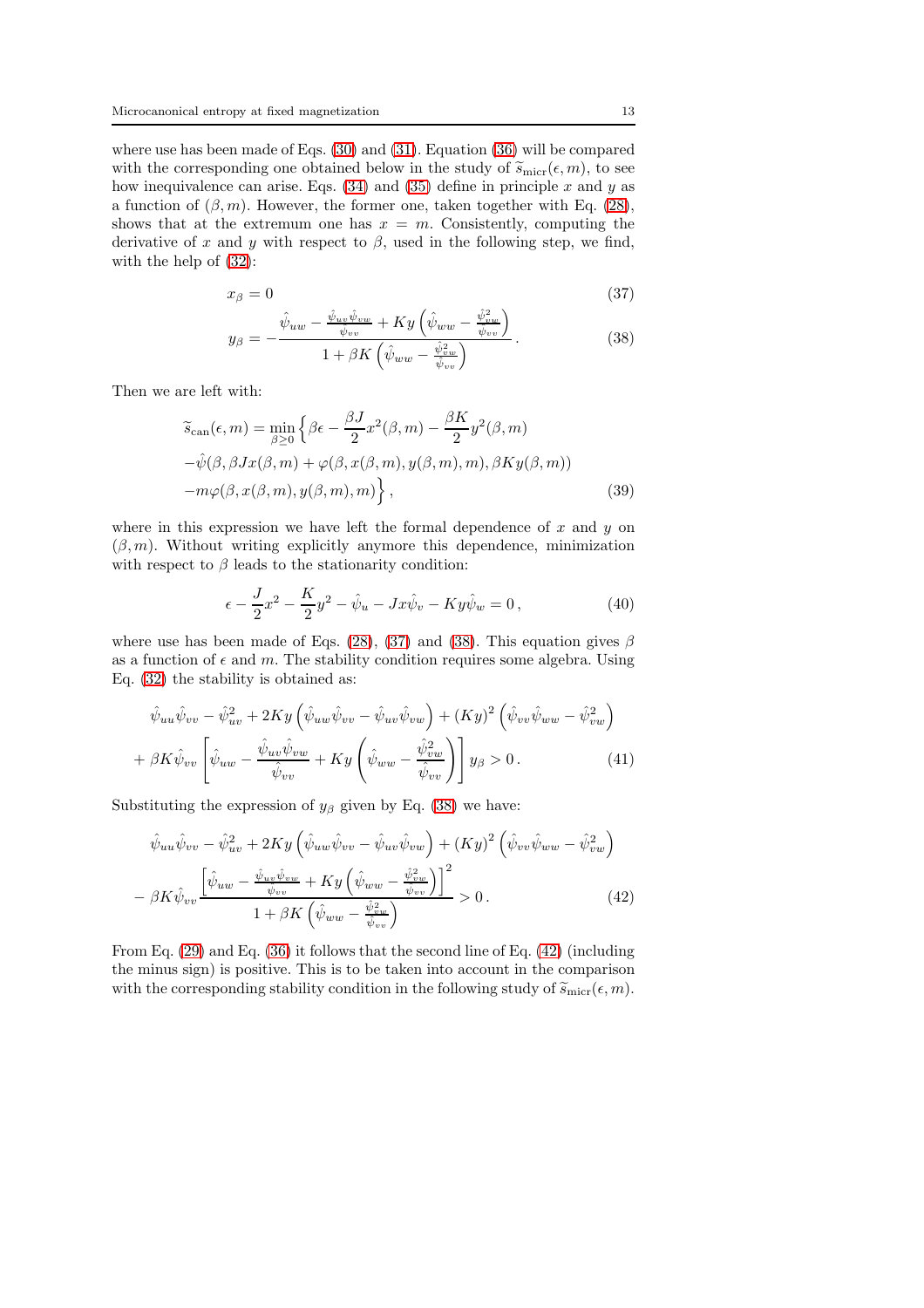where use has been made of Eqs. (30) and (31). Equation (36) will be compared with the corresponding one obtained below in the study of $\widetilde{s}_{\rm micr}(\epsilon, m)$, to see how inequivalence can arise. Eqs. (34) and (35) define in principle $x$ and $y$ as a function of $(\beta, m)$. However, the former one, taken together with Eq. (28), shows that at the extremum one has $x = m$. Consistently, computing the derivative of $x$ and $y$ with respect to $\beta$, used in the following step, we find, with the help of (32):

$$
x_\beta = 0 \tag{37}
$$

$$
y_\beta = -\frac{\hat{\psi}_{uw} - \frac{\hat{\psi}_{uv}\hat{\psi}_{vw}}{\hat{\psi}_{vv}} + Ky\left(\hat{\psi}_{ww} - \frac{\hat{\psi}_{vw}^2}{\hat{\psi}_{vv}}\right)}{1 + \beta K\left(\hat{\psi}_{ww} - \frac{\hat{\psi}_{vw}^2}{\hat{\psi}_{vv}}\right)} . \tag{38}
$$

Then we are left with:

$$
\begin{aligned}
\widetilde{s}_{\rm can}(\epsilon, m) = \min_{\beta \geq 0} \Big\{ & \beta\epsilon - \frac{\beta J}{2}x^2(\beta, m) - \frac{\beta K}{2}y^2(\beta, m) \\
& - \hat{\psi}(\beta, \beta J x(\beta, m) + \varphi(\beta, x(\beta, m), y(\beta, m), m), \beta K y(\beta, m)) \\
& - m\varphi(\beta, x(\beta, m), y(\beta, m), m)\Big\} ,
\end{aligned} \tag{39}
$$

where in this expression we have left the formal dependence of $x$ and $y$ on $(\beta, m)$. Without writing explicitly anymore this dependence, minimization with respect to $\beta$ leads to the stationarity condition:

$$
\epsilon - \frac{J}{2}x^2 - \frac{K}{2}y^2 - \hat{\psi}_u - Jx\hat{\psi}_v - Ky\hat{\psi}_w = 0 , \tag{40}
$$

where use has been made of Eqs. (28), (37) and (38). This equation gives $\beta$ as a function of $\epsilon$ and $m$. The stability condition requires some algebra. Using Eq. (32) the stability is obtained as:

$$
\begin{aligned}
& \hat{\psi}_{uu}\hat{\psi}_{vv} - \hat{\psi}_{uv}^2 + 2Ky\left(\hat{\psi}_{uw}\hat{\psi}_{vv} - \hat{\psi}_{uv}\hat{\psi}_{vw}\right) + (Ky)^2\left(\hat{\psi}_{vv}\hat{\psi}_{ww} - \hat{\psi}_{vw}^2\right) \\
& + \beta K \hat{\psi}_{vv}\left[\hat{\psi}_{uw} - \frac{\hat{\psi}_{uv}\hat{\psi}_{vw}}{\hat{\psi}_{vv}} + Ky\left(\hat{\psi}_{ww} - \frac{\hat{\psi}_{vw}^2}{\hat{\psi}_{vv}}\right)\right] y_\beta > 0 .
\end{aligned} \tag{41}
$$

Substituting the expression of $y_\beta$ given by Eq. (38) we have:

$$
\begin{aligned}
& \hat{\psi}_{uu}\hat{\psi}_{vv} - \hat{\psi}_{uv}^2 + 2Ky\left(\hat{\psi}_{uw}\hat{\psi}_{vv} - \hat{\psi}_{uv}\hat{\psi}_{vw}\right) + (Ky)^2\left(\hat{\psi}_{vv}\hat{\psi}_{ww} - \hat{\psi}_{vw}^2\right) \\
& - \beta K \hat{\psi}_{vv} \frac{\left[\hat{\psi}_{uw} - \frac{\hat{\psi}_{uv}\hat{\psi}_{vw}}{\hat{\psi}_{vv}} + Ky\left(\hat{\psi}_{ww} - \frac{\hat{\psi}_{vw}^2}{\hat{\psi}_{vv}}\right)\right]^2}{1 + \beta K\left(\hat{\psi}_{ww} - \frac{\hat{\psi}_{vw}^2}{\hat{\psi}_{vv}}\right)} > 0 .
\end{aligned} \tag{42}
$$

From Eq. (29) and Eq. (36) it follows that the second line of Eq. (42) (including the minus sign) is positive. This is to be taken into account in the comparison with the corresponding stability condition in the following study of $\widetilde{s}_{\rm micr}(\epsilon, m)$.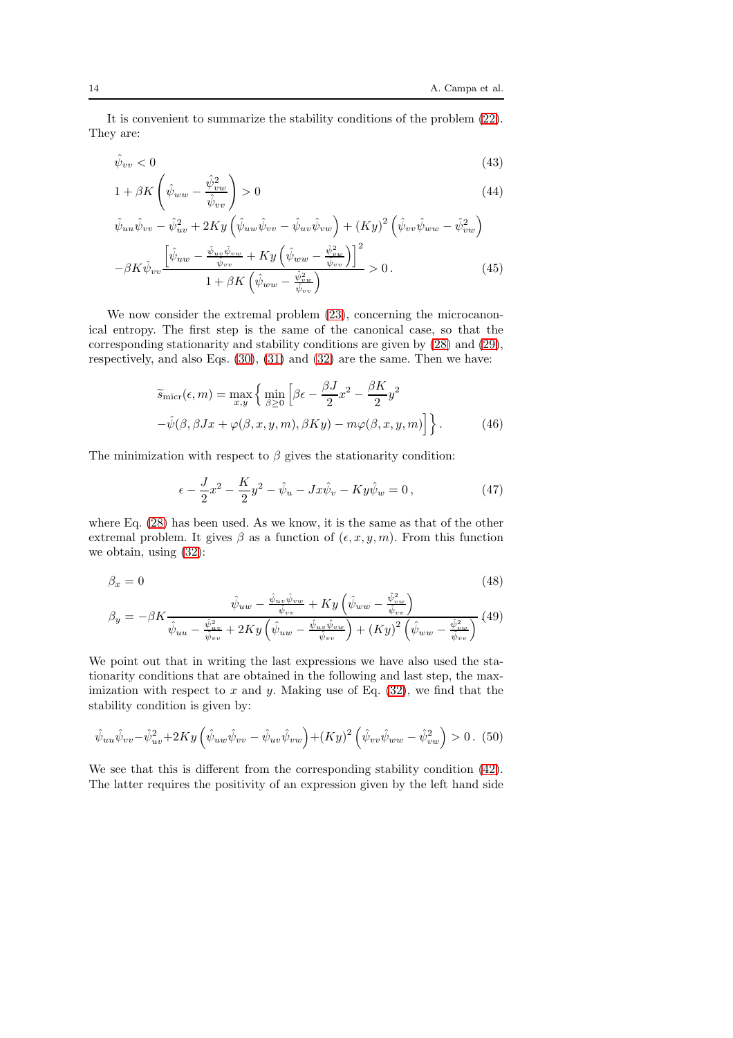It is convenient to summarize the stability conditions of the problem (22). They are:

$$\hat{\psi}_{vv} < 0 \tag{43}$$

$$1 + \beta K \left( \hat{\psi}_{ww} - \frac{\hat{\psi}_{vw}^2}{\hat{\psi}_{vv}} \right) > 0 \tag{44}$$

$$\hat{\psi}_{uu}\hat{\psi}_{vv} - \hat{\psi}_{uv}^2 + 2Ky\left(\hat{\psi}_{uw}\hat{\psi}_{vv} - \hat{\psi}_{uv}\hat{\psi}_{vw}\right) + (Ky)^2\left(\hat{\psi}_{vv}\hat{\psi}_{ww} - \hat{\psi}_{vw}^2\right)$$
$$-\beta K \hat{\psi}_{vv} \frac{\left[\hat{\psi}_{uw} - \frac{\hat{\psi}_{uv}\hat{\psi}_{vw}}{\hat{\psi}_{vv}} + Ky\left(\hat{\psi}_{ww} - \frac{\hat{\psi}_{vw}^2}{\hat{\psi}_{vv}}\right)\right]^2}{1 + \beta K\left(\hat{\psi}_{ww} - \frac{\hat{\psi}_{vw}^2}{\hat{\psi}_{vv}}\right)} > 0\,. \tag{45}$$

We now consider the extremal problem (23), concerning the microcanonical entropy. The first step is the same of the canonical case, so that the corresponding stationarity and stability conditions are given by (28) and (29), respectively, and also Eqs. (30), (31) and (32) are the same. Then we have:

$$\widetilde{s}_{\rm micr}(\epsilon, m) = \max_{x,y} \Big\{ \min_{\beta \ge 0} \Big[ \beta\epsilon - \frac{\beta J}{2}x^2 - \frac{\beta K}{2}y^2$$
$$-\hat{\psi}(\beta, \beta J x + \varphi(\beta, x, y, m), \beta K y) - m\varphi(\beta, x, y, m) \Big] \Big\}\,. \tag{46}$$

The minimization with respect to $\beta$ gives the stationarity condition:

$$\epsilon - \frac{J}{2}x^2 - \frac{K}{2}y^2 - \hat{\psi}_u - Jx\hat{\psi}_v - Ky\hat{\psi}_w = 0\,, \tag{47}$$

where Eq. (28) has been used. As we know, it is the same as that of the other extremal problem. It gives $\beta$ as a function of $(\epsilon, x, y, m)$. From this function we obtain, using (32):

$$\beta_x = 0 \tag{48}$$

$$\beta_y = -\beta K \frac{\hat{\psi}_{uw} - \frac{\hat{\psi}_{uv}\hat{\psi}_{vw}}{\hat{\psi}_{vv}} + Ky\left(\hat{\psi}_{ww} - \frac{\hat{\psi}_{vw}^2}{\hat{\psi}_{vv}}\right)}{\hat{\psi}_{uu} - \frac{\hat{\psi}_{uv}^2}{\hat{\psi}_{vv}} + 2Ky\left(\hat{\psi}_{uw} - \frac{\hat{\psi}_{uv}\hat{\psi}_{vw}}{\hat{\psi}_{vv}}\right) + (Ky)^2\left(\hat{\psi}_{ww} - \frac{\hat{\psi}_{vw}^2}{\hat{\psi}_{vv}}\right)} \tag{49}$$

We point out that in writing the last expressions we have also used the stationarity conditions that are obtained in the following and last step, the maximization with respect to $x$ and $y$. Making use of Eq. (32), we find that the stability condition is given by:

$$\hat{\psi}_{uu}\hat{\psi}_{vv} - \hat{\psi}_{uv}^2 + 2Ky\left(\hat{\psi}_{uw}\hat{\psi}_{vv} - \hat{\psi}_{uv}\hat{\psi}_{vw}\right) + (Ky)^2\left(\hat{\psi}_{vv}\hat{\psi}_{ww} - \hat{\psi}_{vw}^2\right) > 0\,. \tag{50}$$

We see that this is different from the corresponding stability condition (42). The latter requires the positivity of an expression given by the left hand side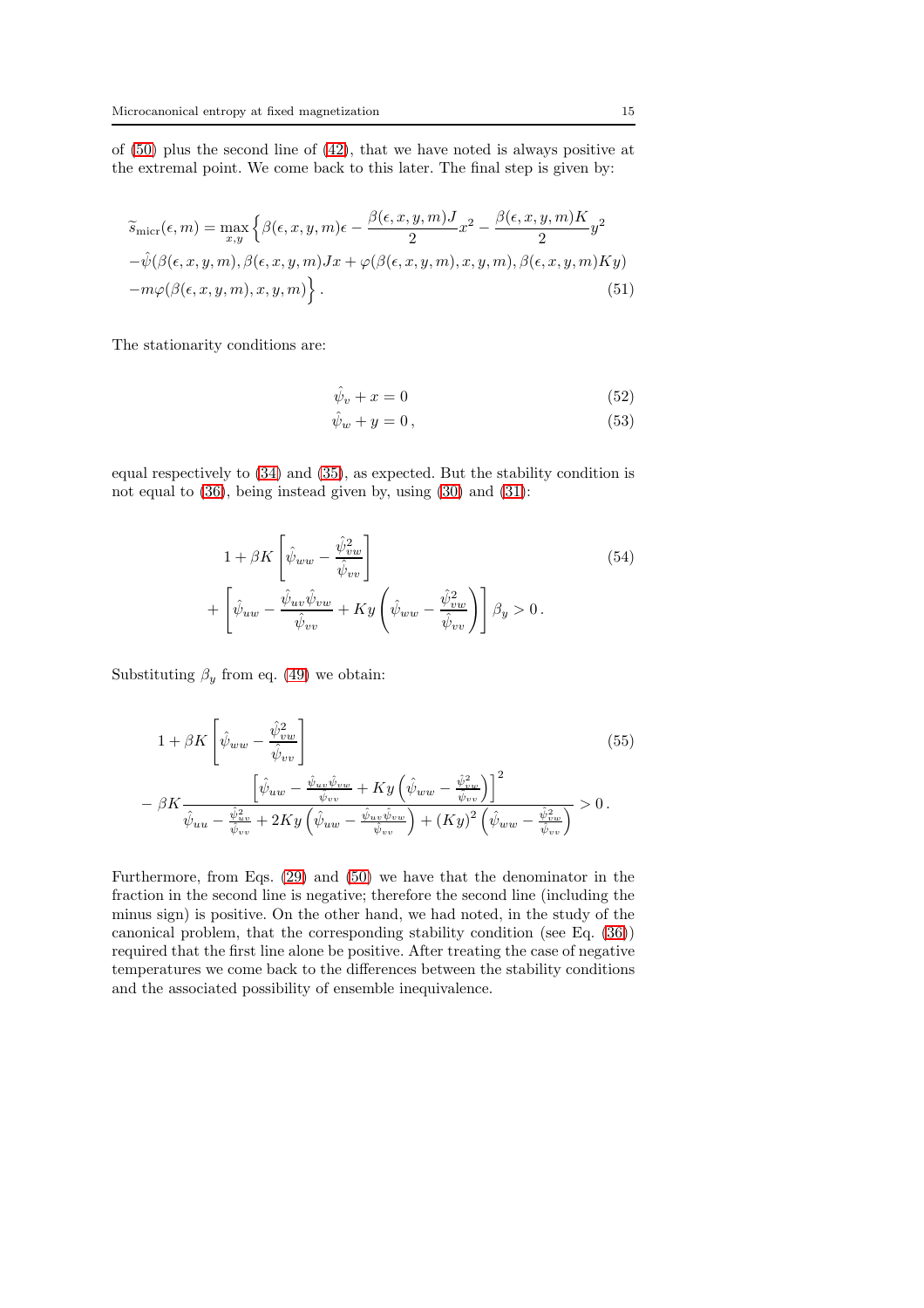of (50) plus the second line of (42), that we have noted is always positive at the extremal point. We come back to this later. The final step is given by:

$$
\begin{aligned}
\widetilde{s}_{\rm micr}(\epsilon,m) = \max_{x,y} \Big\{ & \beta(\epsilon,x,y,m)\epsilon - \frac{\beta(\epsilon,x,y,m)J}{2}x^2 - \frac{\beta(\epsilon,x,y,m)K}{2}y^2 \\
& -\hat{\psi}(\beta(\epsilon,x,y,m),\beta(\epsilon,x,y,m)Jx + \varphi(\beta(\epsilon,x,y,m),x,y,m),\beta(\epsilon,x,y,m)Ky) \\
& -m\varphi(\beta(\epsilon,x,y,m),x,y,m) \Big\} \,.
\end{aligned} \tag{51}
$$

The stationarity conditions are:

$$
\hat{\psi}_v + x = 0 \tag{52}
$$

$$
\hat{\psi}_w + y = 0 \,, \tag{53}
$$

equal respectively to (34) and (35), as expected. But the stability condition is not equal to (36), being instead given by, using (30) and (31):

$$
\begin{aligned}
& 1 + \beta K \left[ \hat{\psi}_{ww} - \frac{\hat{\psi}_{vw}^2}{\hat{\psi}_{vv}} \right] \\
& + \left[ \hat{\psi}_{uw} - \frac{\hat{\psi}_{uv}\hat{\psi}_{vw}}{\hat{\psi}_{vv}} + Ky\left( \hat{\psi}_{ww} - \frac{\hat{\psi}_{vw}^2}{\hat{\psi}_{vv}} \right) \right] \beta_y > 0 \,.
\end{aligned} \tag{54}
$$

Substituting $\beta_y$ from eq. (49) we obtain:

$$
\begin{aligned}
& 1 + \beta K \left[ \hat{\psi}_{ww} - \frac{\hat{\psi}_{vw}^2}{\hat{\psi}_{vv}} \right] \\
& - \beta K \frac{\left[ \hat{\psi}_{uw} - \frac{\hat{\psi}_{uv}\hat{\psi}_{vw}}{\hat{\psi}_{vv}} + Ky\left( \hat{\psi}_{ww} - \frac{\hat{\psi}_{vw}^2}{\hat{\psi}_{vv}} \right) \right]^2}{\hat{\psi}_{uu} - \frac{\hat{\psi}_{uv}^2}{\hat{\psi}_{vv}} + 2Ky\left( \hat{\psi}_{uw} - \frac{\hat{\psi}_{uv}\hat{\psi}_{vw}}{\hat{\psi}_{vv}} \right) + (Ky)^2 \left( \hat{\psi}_{ww} - \frac{\hat{\psi}_{vw}^2}{\hat{\psi}_{vv}} \right)} > 0 \,.
\end{aligned} \tag{55}
$$

Furthermore, from Eqs. (29) and (50) we have that the denominator in the fraction in the second line is negative; therefore the second line (including the minus sign) is positive. On the other hand, we had noted, in the study of the canonical problem, that the corresponding stability condition (see Eq. (36)) required that the first line alone be positive. After treating the case of negative temperatures we come back to the differences between the stability conditions and the associated possibility of ensemble inequivalence.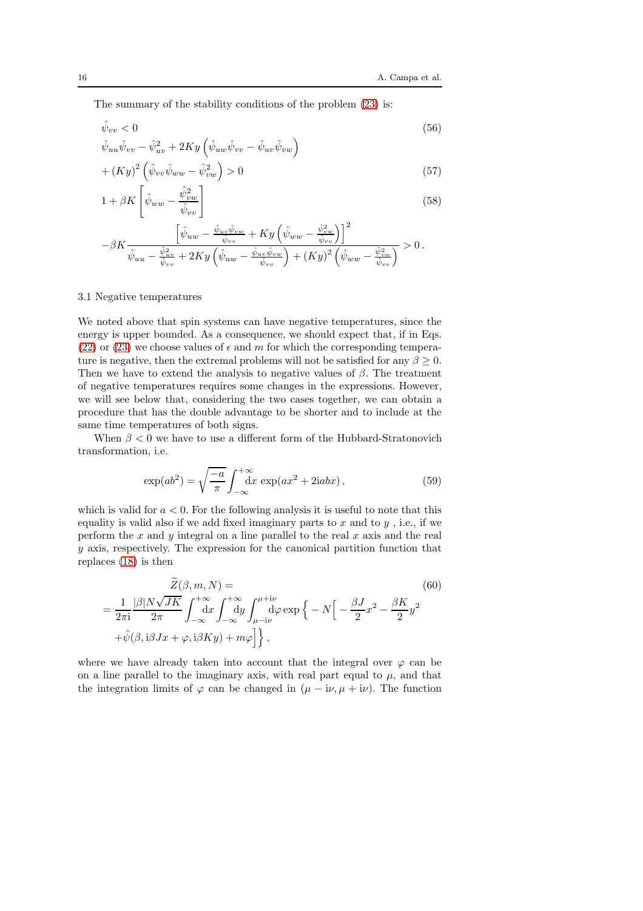The summary of the stability conditions of the problem (23) is:

$$\hat{\psi}_{vv} < 0 \tag{56}$$

$$\hat{\psi}_{uu}\hat{\psi}_{vv} - \hat{\psi}_{uv}^2 + 2Ky\left(\hat{\psi}_{uw}\hat{\psi}_{vv} - \hat{\psi}_{uv}\hat{\psi}_{vw}\right)$$
$$+ (Ky)^2\left(\hat{\psi}_{vv}\hat{\psi}_{ww} - \hat{\psi}_{vw}^2\right) > 0 \tag{57}$$

$$1 + \beta K\left[\hat{\psi}_{ww} - \frac{\hat{\psi}_{vw}^2}{\hat{\psi}_{vv}}\right] \tag{58}$$
$$-\beta K \frac{\left[\hat{\psi}_{uw} - \frac{\hat{\psi}_{uv}\hat{\psi}_{vw}}{\hat{\psi}_{vv}} + Ky\left(\hat{\psi}_{ww} - \frac{\hat{\psi}_{vw}^2}{\hat{\psi}_{vv}}\right)\right]^2}{\hat{\psi}_{uu} - \frac{\hat{\psi}_{uv}^2}{\hat{\psi}_{vv}} + 2Ky\left(\hat{\psi}_{uw} - \frac{\hat{\psi}_{uv}\hat{\psi}_{vw}}{\hat{\psi}_{vv}}\right) + (Ky)^2\left(\hat{\psi}_{ww} - \frac{\hat{\psi}_{vw}^2}{\hat{\psi}_{vv}}\right)} > 0\,.$$

### 3.1 Negative temperatures

We noted above that spin systems can have negative temperatures, since the energy is upper bounded. As a consequence, we should expect that, if in Eqs. (22) or (23) we choose values of $\epsilon$ and $m$ for which the corresponding temperature is negative, then the extremal problems will not be satisfied for any $\beta \geq 0$. Then we have to extend the analysis to negative values of $\beta$. The treatment of negative temperatures requires some changes in the expressions. However, we will see below that, considering the two cases together, we can obtain a procedure that has the double advantage to be shorter and to include at the same time temperatures of both signs.

When $\beta < 0$ we have to use a different form of the Hubbard-Stratonovich transformation, i.e.

$$\exp(ab^2) = \sqrt{\frac{-a}{\pi}}\int_{-\infty}^{+\infty}\mathrm{d}x\,\exp(ax^2 + 2\mathrm{i}abx)\,, \tag{59}$$

which is valid for $a < 0$. For the following analysis it is useful to note that this equality is valid also if we add fixed imaginary parts to $x$ and to $y$ , i.e., if we perform the $x$ and $y$ integral on a line parallel to the real $x$ axis and the real $y$ axis, respectively. The expression for the canonical partition function that replaces (18) is then

$$\widetilde{Z}(\beta, m, N) = \tag{60}$$
$$= \frac{1}{2\pi \mathrm{i}}\frac{|\beta|N\sqrt{JK}}{2\pi}\int_{-\infty}^{+\infty}\mathrm{d}x\int_{-\infty}^{+\infty}\mathrm{d}y\int_{\mu-\mathrm{i}\nu}^{\mu+\mathrm{i}\nu}\mathrm{d}\varphi\exp\Big\{-N\Big[-\frac{\beta J}{2}x^2 - \frac{\beta K}{2}y^2$$
$$+\hat{\psi}(\beta, \mathrm{i}\beta Jx + \varphi, \mathrm{i}\beta Ky) + m\varphi\Big]\Big\}\,,$$

where we have already taken into account that the integral over $\varphi$ can be on a line parallel to the imaginary axis, with real part equal to $\mu$, and that the integration limits of $\varphi$ can be changed in $(\mu - \mathrm{i}\nu, \mu + \mathrm{i}\nu)$. The function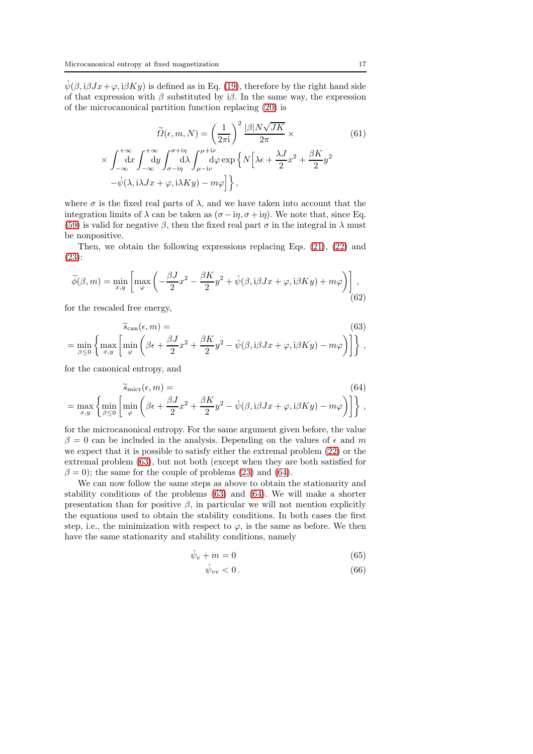$\hat{\psi}(\beta, \mathrm{i}\beta Jx + \varphi, \mathrm{i}\beta Ky)$ is defined as in Eq. (19), therefore by the right hand side of that expression with $\beta$ substituted by $\mathrm{i}\beta$. In the same way, the expression of the microcanonical partition function replacing (20) is

$$
\begin{aligned}
\widetilde{\Omega}(\epsilon, m, N) &= \left(\frac{1}{2\pi \mathrm{i}}\right)^2 \frac{|\beta| N\sqrt{JK}}{2\pi} \times \\
&\times \int_{-\infty}^{+\infty} \mathrm{d}x \int_{-\infty}^{+\infty} \mathrm{d}y \int_{\sigma - \mathrm{i}\eta}^{\sigma + \mathrm{i}\eta} \mathrm{d}\lambda \int_{\mu - \mathrm{i}\nu}^{\mu + \mathrm{i}\nu} \mathrm{d}\varphi \exp\Big\{ N\Big[\lambda\epsilon + \frac{\lambda J}{2}x^2 + \frac{\beta K}{2}y^2 \\
&-\hat{\psi}(\lambda, \mathrm{i}\lambda Jx + \varphi, \mathrm{i}\lambda Ky) - m\varphi\Big]\Big\},
\end{aligned}
\tag{61}
$$

where $\sigma$ is the fixed real parts of $\lambda$, and we have taken into account that the integration limits of $\lambda$ can be taken as $(\sigma - \mathrm{i}\eta, \sigma + \mathrm{i}\eta)$. We note that, since Eq. (59) is valid for negative $\beta$, then the fixed real part $\sigma$ in the integral in $\lambda$ must be nonpositive.

Then, we obtain the following expressions replacing Eqs. (21), (22) and (23):

$$
\widetilde{\phi}(\beta, m) = \min_{x,y} \left[ \max_{\varphi} \left( -\frac{\beta J}{2}x^2 - \frac{\beta K}{2}y^2 + \hat{\psi}(\beta, \mathrm{i}\beta Jx + \varphi, \mathrm{i}\beta Ky) + m\varphi \right) \right],
\tag{62}
$$

for the rescaled free energy,

$$
\begin{aligned}
&\widetilde{s}_{\mathrm{can}}(\epsilon, m) = \\
&= \min_{\beta \le 0} \left\{ \max_{x,y} \left[ \min_{\varphi} \left( \beta\epsilon + \frac{\beta J}{2}x^2 + \frac{\beta K}{2}y^2 - \hat{\psi}(\beta, \mathrm{i}\beta Jx + \varphi, \mathrm{i}\beta Ky) - m\varphi \right) \right] \right\},
\end{aligned}
\tag{63}
$$

for the canonical entropy, and

$$
\begin{aligned}
&\widetilde{s}_{\mathrm{micr}}(\epsilon, m) = \\
&= \max_{x,y} \left\{ \min_{\beta \le 0} \left[ \min_{\varphi} \left( \beta\epsilon + \frac{\beta J}{2}x^2 + \frac{\beta K}{2}y^2 - \hat{\psi}(\beta, \mathrm{i}\beta Jx + \varphi, \mathrm{i}\beta Ky) - m\varphi \right) \right] \right\},
\end{aligned}
\tag{64}
$$

for the microcanonical entropy. For the same argument given before, the value $\beta = 0$ can be included in the analysis. Depending on the values of $\epsilon$ and $m$ we expect that it is possible to satisfy either the extremal problem (22) or the extremal problem (63), but not both (except when they are both satisfied for $\beta = 0$); the same for the couple of problems (23) and (64).

We can now follow the same steps as above to obtain the stationarity and stability conditions of the problems (63) and (64). We will make a shorter presentation than for positive $\beta$, in particular we will not mention explicitly the equations used to obtain the stability conditions. In both cases the first step, i.e., the minimization with respect to $\varphi$, is the same as before. We then have the same stationarity and stability conditions, namely

$$
\hat{\psi}_v + m = 0 \tag{65}
$$

$$
\hat{\psi}_{vv} < 0\,. \tag{66}
$$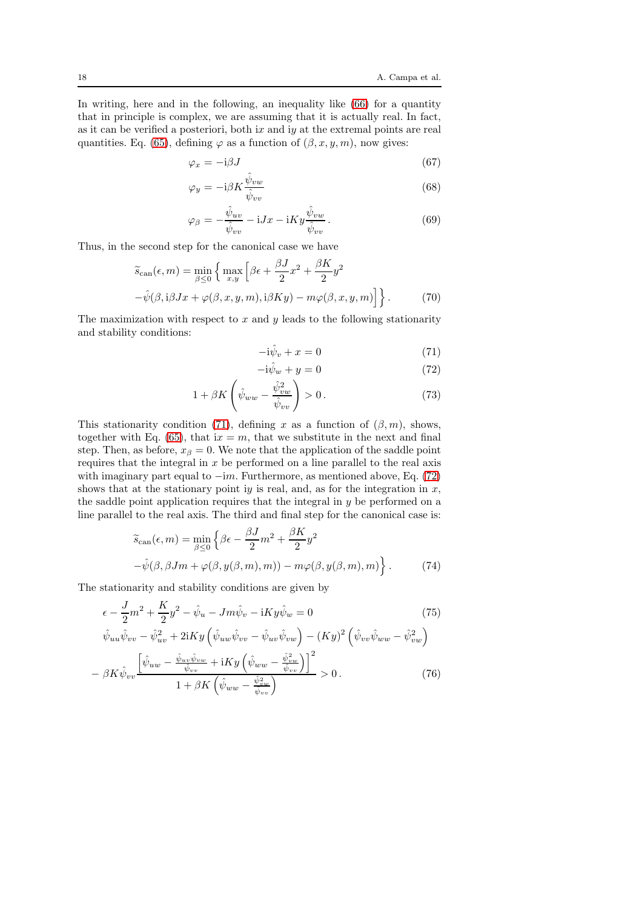In writing, here and in the following, an inequality like (66) for a quantity that in principle is complex, we are assuming that it is actually real. In fact, as it can be verified a posteriori, both i$x$ and i$y$ at the extremal points are real quantities. Eq. (65), defining $\varphi$ as a function of $(\beta, x, y, m)$, now gives:

$$\varphi_x = -\mathrm{i}\beta J \tag{67}$$

$$\varphi_y = -\mathrm{i}\beta K \frac{\hat{\psi}_{vw}}{\hat{\psi}_{vv}} \tag{68}$$

$$\varphi_\beta = -\frac{\hat{\psi}_{uv}}{\hat{\psi}_{vv}} - \mathrm{i}Jx - \mathrm{i}Ky\frac{\hat{\psi}_{vw}}{\hat{\psi}_{vv}}\,. \tag{69}$$

Thus, in the second step for the canonical case we have

$$\widetilde{s}_{\mathrm{can}}(\epsilon, m) = \min_{\beta \le 0} \Big\{ \max_{x,y} \Big[ \beta\epsilon + \frac{\beta J}{2}x^2 + \frac{\beta K}{2}y^2$$
$$-\hat{\psi}(\beta, \mathrm{i}\beta J x + \varphi(\beta, x, y, m), \mathrm{i}\beta K y) - m\varphi(\beta, x, y, m)\Big]\Big\}\,. \tag{70}$$

The maximization with respect to $x$ and $y$ leads to the following stationarity and stability conditions:

$$-\mathrm{i}\hat{\psi}_v + x = 0 \tag{71}$$

$$-\mathrm{i}\hat{\psi}_w + y = 0 \tag{72}$$

$$1 + \beta K \left( \hat{\psi}_{ww} - \frac{\hat{\psi}_{vw}^2}{\hat{\psi}_{vv}} \right) > 0\,. \tag{73}$$

This stationarity condition (71), defining $x$ as a function of $(\beta, m)$, shows, together with Eq. (65), that i$x = m$, that we substitute in the next and final step. Then, as before, $x_\beta = 0$. We note that the application of the saddle point requires that the integral in $x$ be performed on a line parallel to the real axis with imaginary part equal to $-\mathrm{i}m$. Furthermore, as mentioned above, Eq. (72) shows that at the stationary point i$y$ is real, and, as for the integration in $x$, the saddle point application requires that the integral in $y$ be performed on a line parallel to the real axis. The third and final step for the canonical case is:

$$\widetilde{s}_{\mathrm{can}}(\epsilon, m) = \min_{\beta \le 0} \Big\{ \beta\epsilon - \frac{\beta J}{2}m^2 + \frac{\beta K}{2}y^2$$
$$-\hat{\psi}(\beta, \beta J m + \varphi(\beta, y(\beta, m), m)) - m\varphi(\beta, y(\beta, m), m)\Big\}\,. \tag{74}$$

The stationarity and stability conditions are given by

$$\epsilon - \frac{J}{2}m^2 + \frac{K}{2}y^2 - \hat{\psi}_u - Jm\hat{\psi}_v - \mathrm{i}Ky\hat{\psi}_w = 0 \tag{75}$$

$$\hat{\psi}_{uu}\hat{\psi}_{vv} - \hat{\psi}_{uv}^2 + 2\mathrm{i}Ky\left(\hat{\psi}_{uw}\hat{\psi}_{vv} - \hat{\psi}_{uv}\hat{\psi}_{vw}\right) - (Ky)^2\left(\hat{\psi}_{vv}\hat{\psi}_{ww} - \hat{\psi}_{vw}^2\right)$$
$$-\ \beta K \hat{\psi}_{vv} \frac{\left[\hat{\psi}_{uw} - \frac{\hat{\psi}_{uv}\hat{\psi}_{vw}}{\hat{\psi}_{vv}} + \mathrm{i}Ky\left(\hat{\psi}_{ww} - \frac{\hat{\psi}_{vw}^2}{\hat{\psi}_{vv}}\right)\right]^2}{1 + \beta K\left(\hat{\psi}_{ww} - \frac{\hat{\psi}_{vw}^2}{\hat{\psi}_{vv}}\right)} > 0\,. \tag{76}$$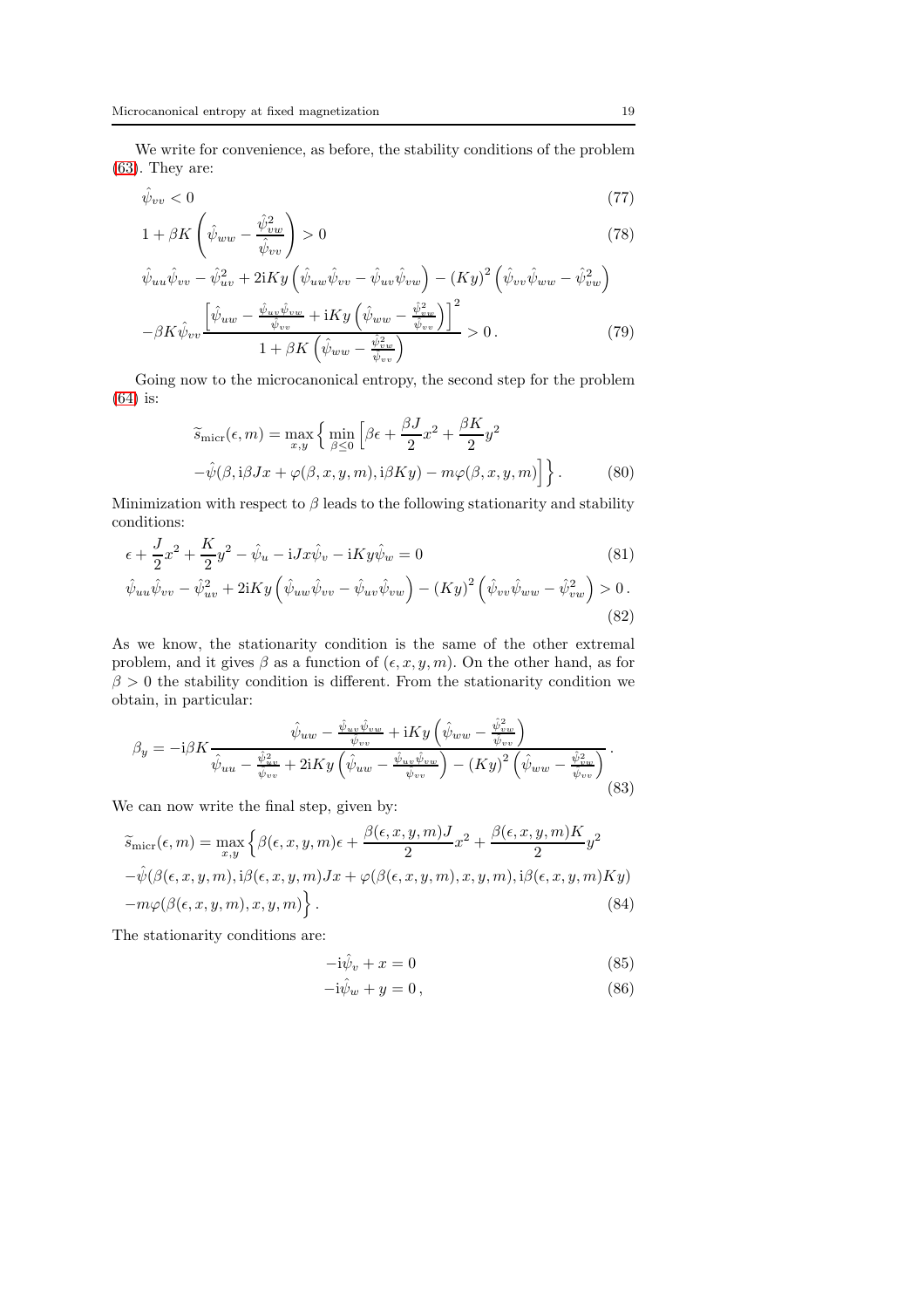We write for convenience, as before, the stability conditions of the problem (63). They are:

$$\hat{\psi}_{vv} < 0 \tag{77}$$

$$1 + \beta K \left( \hat{\psi}_{ww} - \frac{\hat{\psi}_{vw}^2}{\hat{\psi}_{vv}} \right) > 0 \tag{78}$$

$$\hat{\psi}_{uu}\hat{\psi}_{vv} - \hat{\psi}_{uv}^2 + 2\mathrm{i}Ky \left( \hat{\psi}_{uw}\hat{\psi}_{vv} - \hat{\psi}_{uv}\hat{\psi}_{vw} \right) - (Ky)^2 \left( \hat{\psi}_{vv}\hat{\psi}_{ww} - \hat{\psi}_{vw}^2 \right)$$
$$-\beta K \hat{\psi}_{vv} \frac{\left[ \hat{\psi}_{uw} - \frac{\hat{\psi}_{uv}\hat{\psi}_{vw}}{\hat{\psi}_{vv}} + \mathrm{i}Ky \left( \hat{\psi}_{ww} - \frac{\hat{\psi}_{vw}^2}{\hat{\psi}_{vv}} \right) \right]^2}{1 + \beta K \left( \hat{\psi}_{ww} - \frac{\hat{\psi}_{vw}^2}{\hat{\psi}_{vv}} \right)} > 0 \,. \tag{79}$$

Going now to the microcanonical entropy, the second step for the problem (64) is:

$$\widetilde{s}_{\mathrm{micr}}(\epsilon, m) = \max_{x,y} \left\{ \min_{\beta \le 0} \left[ \beta\epsilon + \frac{\beta J}{2}x^2 + \frac{\beta K}{2}y^2 \right. \right.$$
$$\left. \left. -\hat{\psi}(\beta, \mathrm{i}\beta Jx + \varphi(\beta, x, y, m), \mathrm{i}\beta Ky) - m\varphi(\beta, x, y, m) \right] \right\} . \tag{80}$$

Minimization with respect to $\beta$ leads to the following stationarity and stability conditions:

$$\epsilon + \frac{J}{2}x^2 + \frac{K}{2}y^2 - \hat{\psi}_u - \mathrm{i}Jx\hat{\psi}_v - \mathrm{i}Ky\hat{\psi}_w = 0 \tag{81}$$

$$\hat{\psi}_{uu}\hat{\psi}_{vv} - \hat{\psi}_{uv}^2 + 2\mathrm{i}Ky \left( \hat{\psi}_{uw}\hat{\psi}_{vv} - \hat{\psi}_{uv}\hat{\psi}_{vw} \right) - (Ky)^2 \left( \hat{\psi}_{vv}\hat{\psi}_{ww} - \hat{\psi}_{vw}^2 \right) > 0 \,. \tag{82}$$

As we know, the stationarity condition is the same of the other extremal problem, and it gives $\beta$ as a function of $(\epsilon, x, y, m)$. On the other hand, as for $\beta > 0$ the stability condition is different. From the stationarity condition we obtain, in particular:

$$\beta_y = -\mathrm{i}\beta K \frac{\hat{\psi}_{uw} - \frac{\hat{\psi}_{uv}\hat{\psi}_{vw}}{\hat{\psi}_{vv}} + \mathrm{i}Ky \left( \hat{\psi}_{ww} - \frac{\hat{\psi}_{vw}^2}{\hat{\psi}_{vv}} \right)}{\hat{\psi}_{uu} - \frac{\hat{\psi}_{uv}^2}{\hat{\psi}_{vv}} + 2\mathrm{i}Ky \left( \hat{\psi}_{uw} - \frac{\hat{\psi}_{uv}\hat{\psi}_{vw}}{\hat{\psi}_{vv}} \right) - (Ky)^2 \left( \hat{\psi}_{ww} - \frac{\hat{\psi}_{vw}^2}{\hat{\psi}_{vv}} \right)} \,. \tag{83}$$

We can now write the final step, given by:

$$\widetilde{s}_{\mathrm{micr}}(\epsilon, m) = \max_{x,y} \left\{ \beta(\epsilon, x, y, m)\epsilon + \frac{\beta(\epsilon, x, y, m)J}{2}x^2 + \frac{\beta(\epsilon, x, y, m)K}{2}y^2 \right.$$
$$-\hat{\psi}(\beta(\epsilon, x, y, m), \mathrm{i}\beta(\epsilon, x, y, m)Jx + \varphi(\beta(\epsilon, x, y, m), x, y, m), \mathrm{i}\beta(\epsilon, x, y, m)Ky)$$
$$\left. -m\varphi(\beta(\epsilon, x, y, m), x, y, m) \right\} . \tag{84}$$

The stationarity conditions are:

$$-\mathrm{i}\hat{\psi}_v + x = 0 \tag{85}$$

$$-\mathrm{i}\hat{\psi}_w + y = 0 \,, \tag{86}$$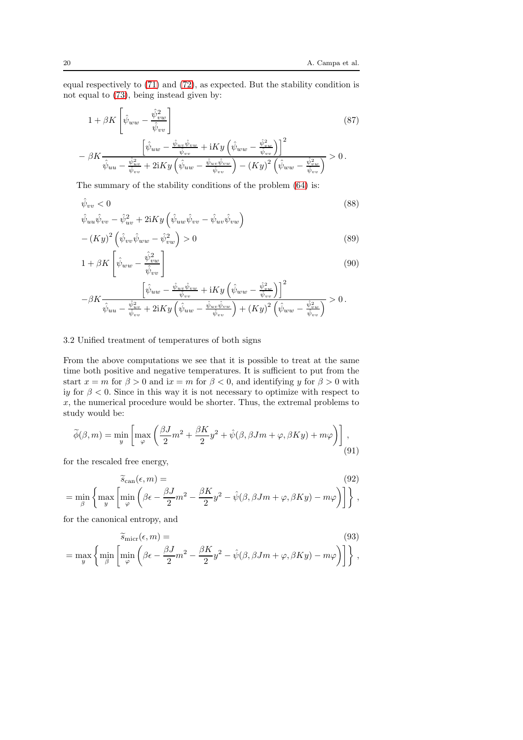equal respectively to (71) and (72), as expected. But the stability condition is not equal to (73), being instead given by:

$$
1 + \beta K \left[ \hat{\psi}_{ww} - \frac{\hat{\psi}_{vw}^2}{\hat{\psi}_{vv}} \right] \tag{87}
$$

$$
- \beta K \frac{\left[ \hat{\psi}_{uw} - \frac{\hat{\psi}_{uv}\hat{\psi}_{vw}}{\hat{\psi}_{vv}} + \mathrm{i}Ky \left( \hat{\psi}_{ww} - \frac{\hat{\psi}_{vw}^2}{\hat{\psi}_{vv}} \right) \right]^2}{\hat{\psi}_{uu} - \frac{\hat{\psi}_{uv}^2}{\hat{\psi}_{vv}} + 2\mathrm{i}Ky \left( \hat{\psi}_{uw} - \frac{\hat{\psi}_{uv}\hat{\psi}_{vw}}{\hat{\psi}_{vv}} \right) - (Ky)^2 \left( \hat{\psi}_{ww} - \frac{\hat{\psi}_{vw}^2}{\hat{\psi}_{vv}} \right)} > 0 \, .
$$

The summary of the stability conditions of the problem (64) is:

$$
\hat{\psi}_{vv} < 0 \tag{88}
$$

$$
\hat{\psi}_{uu}\hat{\psi}_{vv} - \hat{\psi}_{uv}^2 + 2\mathrm{i}Ky \left( \hat{\psi}_{uw}\hat{\psi}_{vv} - \hat{\psi}_{uv}\hat{\psi}_{vw} \right)
$$

$$
- (Ky)^2 \left( \hat{\psi}_{vv}\hat{\psi}_{ww} - \hat{\psi}_{vw}^2 \right) > 0 \tag{89}
$$

$$
1 + \beta K \left[ \hat{\psi}_{ww} - \frac{\hat{\psi}_{vw}^2}{\hat{\psi}_{vv}} \right] \tag{90}
$$

$$
- \beta K \frac{\left[ \hat{\psi}_{uw} - \frac{\hat{\psi}_{uv}\hat{\psi}_{vw}}{\hat{\psi}_{vv}} + \mathrm{i}Ky \left( \hat{\psi}_{ww} - \frac{\hat{\psi}_{vw}^2}{\hat{\psi}_{vv}} \right) \right]^2}{\hat{\psi}_{uu} - \frac{\hat{\psi}_{uv}^2}{\hat{\psi}_{vv}} + 2\mathrm{i}Ky \left( \hat{\psi}_{uw} - \frac{\hat{\psi}_{uv}\hat{\psi}_{vw}}{\hat{\psi}_{vv}} \right) + (Ky)^2 \left( \hat{\psi}_{ww} - \frac{\hat{\psi}_{vw}^2}{\hat{\psi}_{vv}} \right)} > 0 \, .
$$

### 3.2 Unified treatment of temperatures of both signs

From the above computations we see that it is possible to treat at the same time both positive and negative temperatures. It is sufficient to put from the start $x = m$ for $\beta > 0$ and $\mathrm{i}x = m$ for $\beta < 0$, and identifying $y$ for $\beta > 0$ with $\mathrm{i}y$ for $\beta < 0$. Since in this way it is not necessary to optimize with respect to $x$, the numerical procedure would be shorter. Thus, the extremal problems to study would be:

$$
\widetilde{\phi}(\beta, m) = \min_y \left[ \max_\varphi \left( \frac{\beta J}{2} m^2 + \frac{\beta K}{2} y^2 + \hat{\psi}(\beta, \beta J m + \varphi, \beta K y) + m\varphi \right) \right] , \tag{91}
$$

for the rescaled free energy,

$$
\widetilde{s}_{\mathrm{can}}(\epsilon, m) = \tag{92}
$$

$$
= \min_\beta \left\{ \max_y \left[ \min_\varphi \left( \beta\epsilon - \frac{\beta J}{2} m^2 - \frac{\beta K}{2} y^2 - \hat{\psi}(\beta, \beta J m + \varphi, \beta K y) - m\varphi \right) \right] \right\} ,
$$

for the canonical entropy, and

$$
\widetilde{s}_{\mathrm{micr}}(\epsilon, m) = \tag{93}
$$

$$
= \max_y \left\{ \min_\beta \left[ \min_\varphi \left( \beta\epsilon - \frac{\beta J}{2} m^2 - \frac{\beta K}{2} y^2 - \hat{\psi}(\beta, \beta J m + \varphi, \beta K y) - m\varphi \right) \right] \right\} ,
$$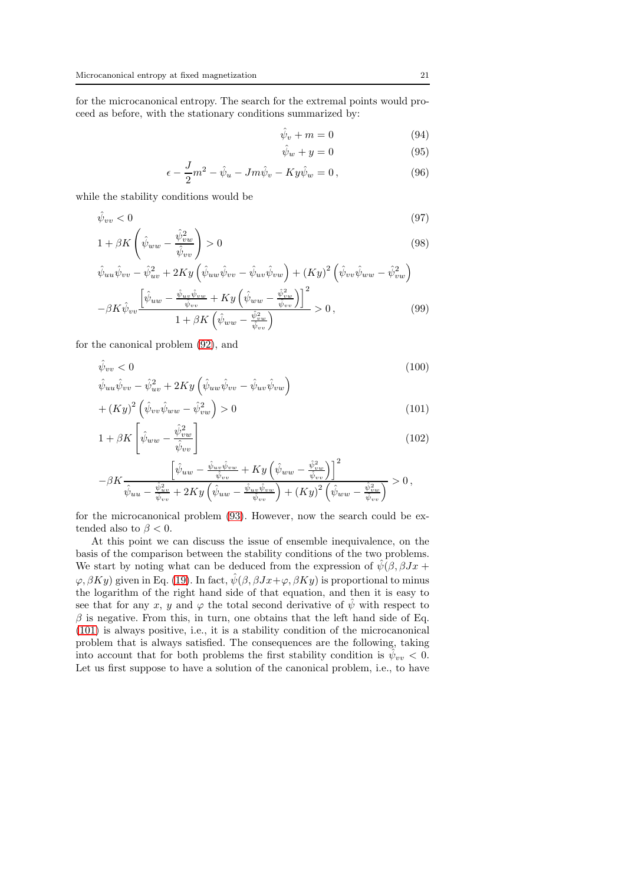for the microcanonical entropy. The search for the extremal points would proceed as before, with the stationary conditions summarized by:

$$\hat{\psi}_v + m = 0 \tag{94}$$

$$\hat{\psi}_w + y = 0 \tag{95}$$

$$\epsilon - \frac{J}{2}m^2 - \hat{\psi}_u - Jm\hat{\psi}_v - Ky\hat{\psi}_w = 0\,, \tag{96}$$

while the stability conditions would be

$$\hat{\psi}_{vv} < 0 \tag{97}$$

$$1 + \beta K\left(\hat{\psi}_{ww} - \frac{\hat{\psi}_{vw}^2}{\hat{\psi}_{vv}}\right) > 0 \tag{98}$$

$$\hat{\psi}_{uu}\hat{\psi}_{vv} - \hat{\psi}_{uv}^2 + 2Ky\left(\hat{\psi}_{uw}\hat{\psi}_{vv} - \hat{\psi}_{uv}\hat{\psi}_{vw}\right) + (Ky)^2\left(\hat{\psi}_{vv}\hat{\psi}_{ww} - \hat{\psi}_{vw}^2\right)$$
$$-\beta K\hat{\psi}_{vv}\frac{\left[\hat{\psi}_{uw} - \frac{\hat{\psi}_{uv}\hat{\psi}_{vw}}{\hat{\psi}_{vv}} + Ky\left(\hat{\psi}_{ww} - \frac{\hat{\psi}_{vw}^2}{\hat{\psi}_{vv}}\right)\right]^2}{1 + \beta K\left(\hat{\psi}_{ww} - \frac{\hat{\psi}_{vw}^2}{\hat{\psi}_{vv}}\right)} > 0\,, \tag{99}$$

for the canonical problem (92), and

$$\hat{\psi}_{vv} < 0 \tag{100}$$

$$\hat{\psi}_{uu}\hat{\psi}_{vv} - \hat{\psi}_{uv}^2 + 2Ky\left(\hat{\psi}_{uw}\hat{\psi}_{vv} - \hat{\psi}_{uv}\hat{\psi}_{vw}\right)$$
$$+ (Ky)^2\left(\hat{\psi}_{vv}\hat{\psi}_{ww} - \hat{\psi}_{vw}^2\right) > 0 \tag{101}$$

$$1 + \beta K\left[\hat{\psi}_{ww} - \frac{\hat{\psi}_{vw}^2}{\hat{\psi}_{vv}}\right] \tag{102}$$
$$-\beta K\frac{\left[\hat{\psi}_{uw} - \frac{\hat{\psi}_{uv}\hat{\psi}_{vw}}{\hat{\psi}_{vv}} + Ky\left(\hat{\psi}_{ww} - \frac{\hat{\psi}_{vw}^2}{\hat{\psi}_{vv}}\right)\right]^2}{\hat{\psi}_{uu} - \frac{\hat{\psi}_{uv}^2}{\hat{\psi}_{vv}} + 2Ky\left(\hat{\psi}_{uw} - \frac{\hat{\psi}_{uv}\hat{\psi}_{vw}}{\hat{\psi}_{vv}}\right) + (Ky)^2\left(\hat{\psi}_{ww} - \frac{\hat{\psi}_{vw}^2}{\hat{\psi}_{vv}}\right)} > 0\,,$$

for the microcanonical problem (93). However, now the search could be extended also to $\beta < 0$.

At this point we can discuss the issue of ensemble inequivalence, on the basis of the comparison between the stability conditions of the two problems. We start by noting what can be deduced from the expression of $\hat{\psi}(\beta, \beta Jx + \varphi, \beta Ky)$ given in Eq. (19). In fact, $\hat{\psi}(\beta, \beta Jx + \varphi, \beta Ky)$ is proportional to minus the logarithm of the right hand side of that equation, and then it is easy to see that for any $x$, $y$ and $\varphi$ the total second derivative of $\hat{\psi}$ with respect to $\beta$ is negative. From this, in turn, one obtains that the left hand side of Eq. (101) is always positive, i.e., it is a stability condition of the microcanonical problem that is always satisfied. The consequences are the following, taking into account that for both problems the first stability condition is $\hat{\psi}_{vv} < 0$. Let us first suppose to have a solution of the canonical problem, i.e., to have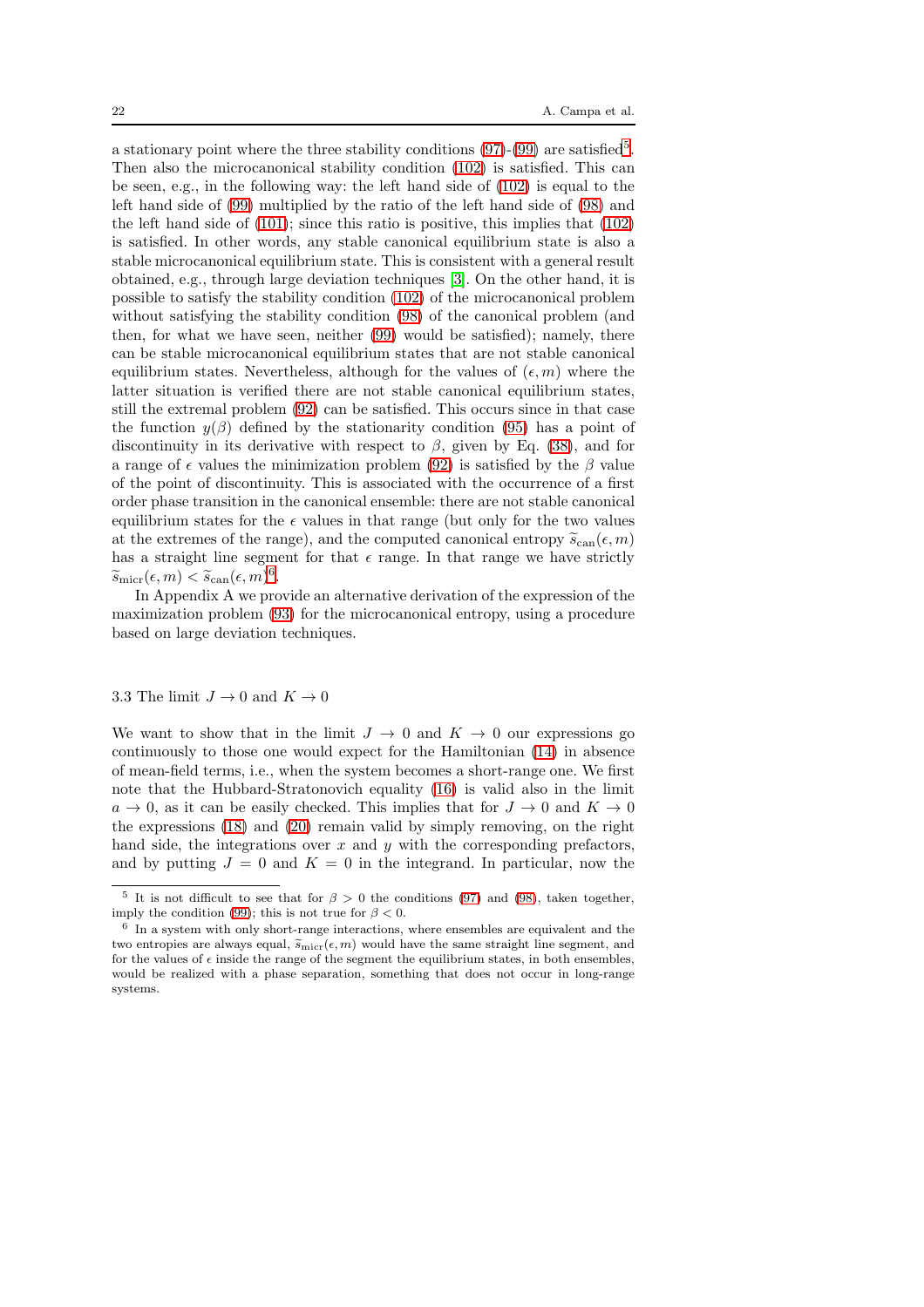a stationary point where the three stability conditions (97)-(99) are satisfied[5]. Then also the microcanonical stability condition (102) is satisfied. This can be seen, e.g., in the following way: the left hand side of (102) is equal to the left hand side of (99) multiplied by the ratio of the left hand side of (98) and the left hand side of (101); since this ratio is positive, this implies that (102) is satisfied. In other words, any stable canonical equilibrium state is also a stable microcanonical equilibrium state. This is consistent with a general result obtained, e.g., through large deviation techniques [3]. On the other hand, it is possible to satisfy the stability condition (102) of the microcanonical problem without satisfying the stability condition (98) of the canonical problem (and then, for what we have seen, neither (99) would be satisfied); namely, there can be stable microcanonical equilibrium states that are not stable canonical equilibrium states. Nevertheless, although for the values of $(\epsilon, m)$ where the latter situation is verified there are not stable canonical equilibrium states, still the extremal problem (92) can be satisfied. This occurs since in that case the function $y(\beta)$ defined by the stationarity condition (95) has a point of discontinuity in its derivative with respect to $\beta$, given by Eq. (38), and for a range of $\epsilon$ values the minimization problem (92) is satisfied by the $\beta$ value of the point of discontinuity. This is associated with the occurrence of a first order phase transition in the canonical ensemble: there are not stable canonical equilibrium states for the $\epsilon$ values in that range (but only for the two values at the extremes of the range), and the computed canonical entropy $\widetilde{s}_{\rm can}(\epsilon, m)$ has a straight line segment for that $\epsilon$ range. In that range we have strictly $\widetilde{s}_{\rm micr}(\epsilon, m) < \widetilde{s}_{\rm can}(\epsilon, m)$[6].

In Appendix A we provide an alternative derivation of the expression of the maximization problem (93) for the microcanonical entropy, using a procedure based on large deviation techniques.

### 3.3 The limit $J \to 0$ and $K \to 0$

We want to show that in the limit $J \to 0$ and $K \to 0$ our expressions go continuously to those one would expect for the Hamiltonian (14) in absence of mean-field terms, i.e., when the system becomes a short-range one. We first note that the Hubbard-Stratonovich equality (16) is valid also in the limit $a \to 0$, as it can be easily checked. This implies that for $J \to 0$ and $K \to 0$ the expressions (18) and (20) remain valid by simply removing, on the right hand side, the integrations over $x$ and $y$ with the corresponding prefactors, and by putting $J = 0$ and $K = 0$ in the integrand. In particular, now the

[5] It is not difficult to see that for $\beta > 0$ the conditions (97) and (98), taken together, imply the condition (99); this is not true for $\beta < 0$.

[6] In a system with only short-range interactions, where ensembles are equivalent and the two entropies are always equal, $\widetilde{s}_{\rm micr}(\epsilon, m)$ would have the same straight line segment, and for the values of $\epsilon$ inside the range of the segment the equilibrium states, in both ensembles, would be realized with a phase separation, something that does not occur in long-range systems.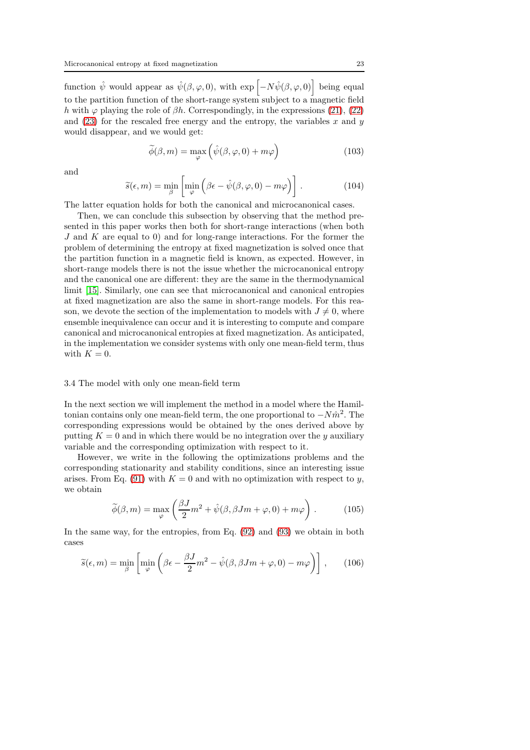function $\hat{\psi}$ would appear as $\hat{\psi}(\beta, \varphi, 0)$, with $\exp\left[-N\hat{\psi}(\beta, \varphi, 0)\right]$ being equal to the partition function of the short-range system subject to a magnetic field $h$ with $\varphi$ playing the role of $\beta h$. Correspondingly, in the expressions (21), (22) and (23) for the rescaled free energy and the entropy, the variables $x$ and $y$ would disappear, and we would get:

$$\widetilde{\phi}(\beta, m) = \max_{\varphi}\left(\hat{\psi}(\beta, \varphi, 0) + m\varphi\right) \tag{103}$$

and

$$\widetilde{s}(\epsilon, m) = \min_{\beta}\left[\min_{\varphi}\left(\beta\epsilon - \hat{\psi}(\beta, \varphi, 0) - m\varphi\right)\right]. \tag{104}$$

The latter equation holds for both the canonical and microcanonical cases.

Then, we can conclude this subsection by observing that the method presented in this paper works then both for short-range interactions (when both $J$ and $K$ are equal to 0) and for long-range interactions. For the former the problem of determining the entropy at fixed magnetization is solved once that the partition function in a magnetic field is known, as expected. However, in short-range models there is not the issue whether the microcanonical entropy and the canonical one are different: they are the same in the thermodynamical limit [15]. Similarly, one can see that microcanonical and canonical entropies at fixed magnetization are also the same in short-range models. For this reason, we devote the section of the implementation to models with $J \neq 0$, where ensemble inequivalence can occur and it is interesting to compute and compare canonical and microcanonical entropies at fixed magnetization. As anticipated, in the implementation we consider systems with only one mean-field term, thus with $K = 0$.

### 3.4 The model with only one mean-field term

In the next section we will implement the method in a model where the Hamiltonian contains only one mean-field term, the one proportional to $-N\hat{m}^2$. The corresponding expressions would be obtained by the ones derived above by putting $K = 0$ and in which there would be no integration over the $y$ auxiliary variable and the corresponding optimization with respect to it.

However, we write in the following the optimizations problems and the corresponding stationarity and stability conditions, since an interesting issue arises. From Eq. (91) with $K = 0$ and with no optimization with respect to $y$, we obtain

$$\widetilde{\phi}(\beta, m) = \max_{\varphi}\left(\frac{\beta J}{2}m^2 + \hat{\psi}(\beta, \beta J m + \varphi, 0) + m\varphi\right). \tag{105}$$

In the same way, for the entropies, from Eq. (92) and (93) we obtain in both cases

$$\widetilde{s}(\epsilon, m) = \min_{\beta}\left[\min_{\varphi}\left(\beta\epsilon - \frac{\beta J}{2}m^2 - \hat{\psi}(\beta, \beta J m + \varphi, 0) - m\varphi\right)\right], \tag{106}$$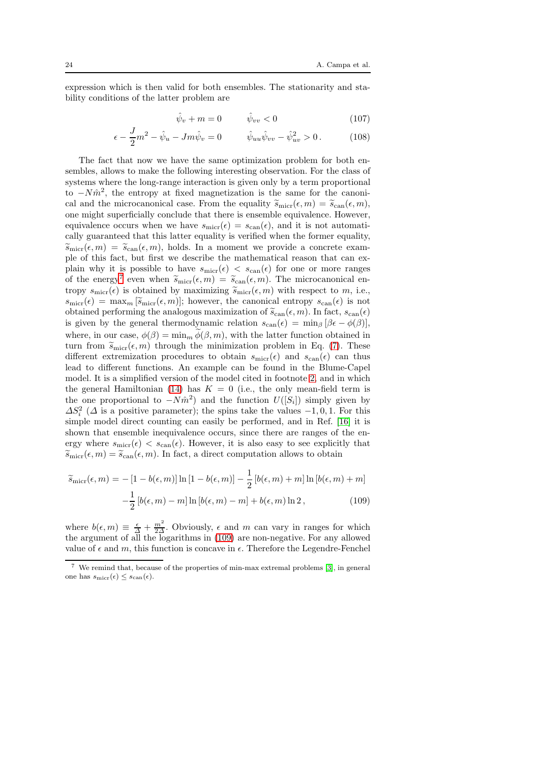expression which is then valid for both ensembles. The stationarity and stability conditions of the latter problem are

$$\hat{\psi}_v + m = 0 \qquad \hat{\psi}_{vv} < 0 \tag{107}$$

$$\epsilon - \frac{J}{2}m^2 - \hat{\psi}_u - Jm\hat{\psi}_v = 0 \qquad \hat{\psi}_{uu}\hat{\psi}_{vv} - \hat{\psi}_{uv}^2 > 0\,. \tag{108}$$

The fact that now we have the same optimization problem for both ensembles, allows to make the following interesting observation. For the class of systems where the long-range interaction is given only by a term proportional to $-N\hat{m}^2$, the entropy at fixed magnetization is the same for the canonical and the microcanonical case. From the equality $\widetilde{s}_{\rm micr}(\epsilon, m) = \widetilde{s}_{\rm can}(\epsilon, m)$, one might superficially conclude that there is ensemble equivalence. However, equivalence occurs when we have $s_{\rm micr}(\epsilon) = s_{\rm can}(\epsilon)$, and it is not automatically guaranteed that this latter equality is verified when the former equality, $\widetilde{s}_{\rm micr}(\epsilon, m) = \widetilde{s}_{\rm can}(\epsilon, m)$, holds. In a moment we provide a concrete example of this fact, but first we describe the mathematical reason that can explain why it is possible to have $s_{\rm micr}(\epsilon) < s_{\rm can}(\epsilon)$ for one or more ranges of the energy[7] even when $\widetilde{s}_{\rm micr}(\epsilon, m) = \widetilde{s}_{\rm can}(\epsilon, m)$. The microcanonical entropy $s_{\rm micr}(\epsilon)$ is obtained by maximizing $\widetilde{s}_{\rm micr}(\epsilon, m)$ with respect to $m$, i.e., $s_{\rm micr}(\epsilon) = \max_m [\widetilde{s}_{\rm micr}(\epsilon, m)]$; however, the canonical entropy $s_{\rm can}(\epsilon)$ is not obtained performing the analogous maximization of $\widetilde{s}_{\rm can}(\epsilon, m)$. In fact, $s_{\rm can}(\epsilon)$ is given by the general thermodynamic relation $s_{\rm can}(\epsilon) = \min_\beta [\beta\epsilon - \phi(\beta)]$, where, in our case, $\phi(\beta) = \min_m \widetilde{\phi}(\beta, m)$, with the latter function obtained in turn from $\widetilde{s}_{\rm micr}(\epsilon, m)$ through the minimization problem in Eq. (7). These different extremization procedures to obtain $s_{\rm micr}(\epsilon)$ and $s_{\rm can}(\epsilon)$ can thus lead to different functions. An example can be found in the Blume-Capel model. It is a simplified version of the model cited in footnote 2, and in which the general Hamiltonian (14) has $K = 0$ (i.e., the only mean-field term is the one proportional to $-N\hat{m}^2$) and the function $U([S_i])$ simply given by $\Delta S_i^2$ ($\Delta$ is a positive parameter); the spins take the values $-1, 0, 1$. For this simple model direct counting can easily be performed, and in Ref. [16] it is shown that ensemble inequivalence occurs, since there are ranges of the energy where $s_{\rm micr}(\epsilon) < s_{\rm can}(\epsilon)$. However, it is also easy to see explicitly that $\widetilde{s}_{\rm micr}(\epsilon, m) = \widetilde{s}_{\rm can}(\epsilon, m)$. In fact, a direct computation allows to obtain

$$\widetilde{s}_{\rm micr}(\epsilon, m) = -\left[1 - b(\epsilon, m)\right]\ln\left[1 - b(\epsilon, m)\right] - \frac{1}{2}\left[b(\epsilon, m) + m\right]\ln\left[b(\epsilon, m) + m\right]$$
$$-\frac{1}{2}\left[b(\epsilon, m) - m\right]\ln\left[b(\epsilon, m) - m\right] + b(\epsilon, m)\ln 2\,, \tag{109}$$

where $b(\epsilon, m) \equiv \frac{\epsilon}{\Delta} + \frac{m^2}{2\Delta}$. Obviously, $\epsilon$ and $m$ can vary in ranges for which the argument of all the logarithms in (109) are non-negative. For any allowed value of $\epsilon$ and $m$, this function is concave in $\epsilon$. Therefore the Legendre-Fenchel

[7] We remind that, because of the properties of min-max extremal problems [3], in general one has $s_{\rm micr}(\epsilon) \le s_{\rm can}(\epsilon)$.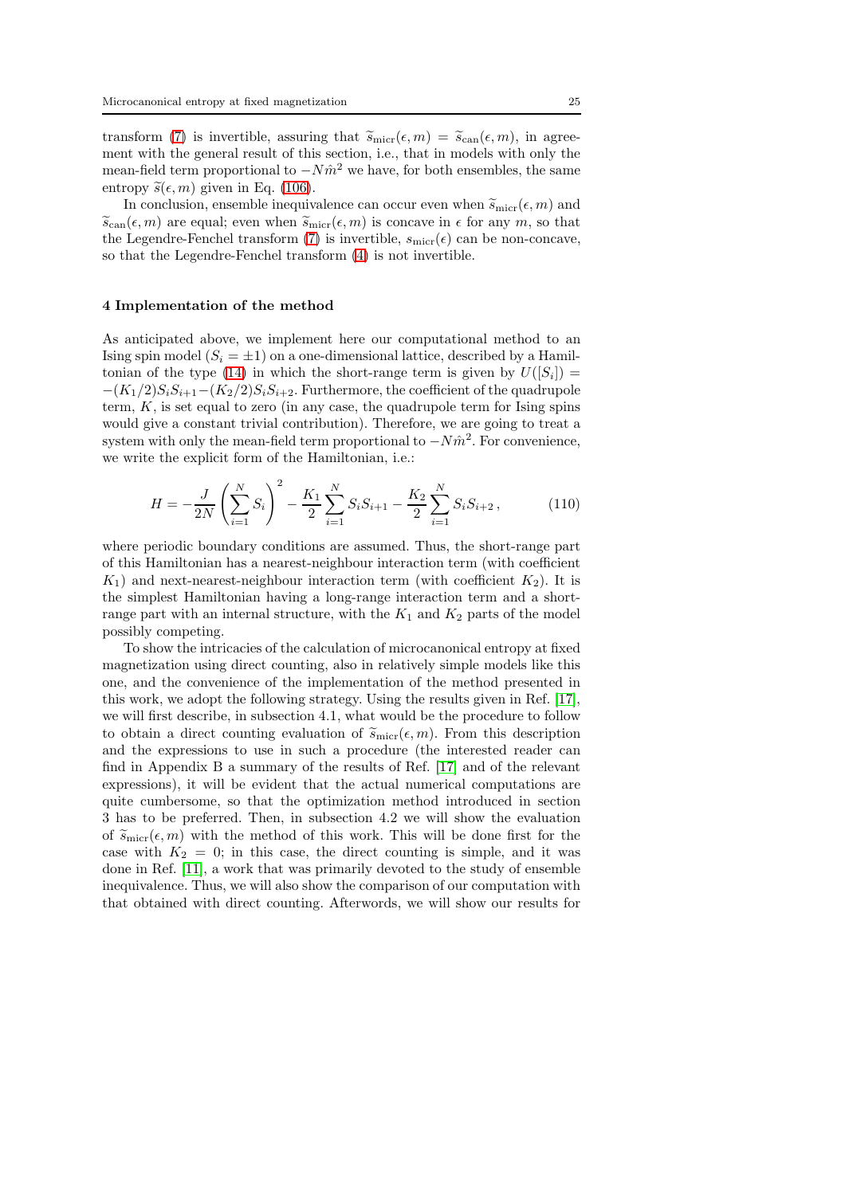transform (7) is invertible, assuring that $\widetilde{s}_{\rm micr}(\epsilon, m) = \widetilde{s}_{\rm can}(\epsilon, m)$, in agreement with the general result of this section, i.e., that in models with only the mean-field term proportional to $-N\hat{m}^2$ we have, for both ensembles, the same entropy $\widetilde{s}(\epsilon, m)$ given in Eq. (106).

In conclusion, ensemble inequivalence can occur even when $\widetilde{s}_{\rm micr}(\epsilon, m)$ and $\widetilde{s}_{\rm can}(\epsilon, m)$ are equal; even when $\widetilde{s}_{\rm micr}(\epsilon, m)$ is concave in $\epsilon$ for any $m$, so that the Legendre-Fenchel transform (7) is invertible, $s_{\rm micr}(\epsilon)$ can be non-concave, so that the Legendre-Fenchel transform (4) is not invertible.

## 4 Implementation of the method

As anticipated above, we implement here our computational method to an Ising spin model ($S_i = \pm 1$) on a one-dimensional lattice, described by a Hamiltonian of the type (14) in which the short-range term is given by $U([S_i]) = -(K_1/2)S_iS_{i+1} - (K_2/2)S_iS_{i+2}$. Furthermore, the coefficient of the quadrupole term, $K$, is set equal to zero (in any case, the quadrupole term for Ising spins would give a constant trivial contribution). Therefore, we are going to treat a system with only the mean-field term proportional to $-N\hat{m}^2$. For convenience, we write the explicit form of the Hamiltonian, i.e.:

$$H = -\frac{J}{2N}\left(\sum_{i=1}^{N} S_i\right)^2 - \frac{K_1}{2}\sum_{i=1}^{N} S_iS_{i+1} - \frac{K_2}{2}\sum_{i=1}^{N} S_iS_{i+2}\,, \tag{110}$$

where periodic boundary conditions are assumed. Thus, the short-range part of this Hamiltonian has a nearest-neighbour interaction term (with coefficient $K_1$) and next-nearest-neighbour interaction term (with coefficient $K_2$). It is the simplest Hamiltonian having a long-range interaction term and a short-range part with an internal structure, with the $K_1$ and $K_2$ parts of the model possibly competing.

To show the intricacies of the calculation of microcanonical entropy at fixed magnetization using direct counting, also in relatively simple models like this one, and the convenience of the implementation of the method presented in this work, we adopt the following strategy. Using the results given in Ref. [17], we will first describe, in subsection 4.1, what would be the procedure to follow to obtain a direct counting evaluation of $\widetilde{s}_{\rm micr}(\epsilon, m)$. From this description and the expressions to use in such a procedure (the interested reader can find in Appendix B a summary of the results of Ref. [17] and of the relevant expressions), it will be evident that the actual numerical computations are quite cumbersome, so that the optimization method introduced in section 3 has to be preferred. Then, in subsection 4.2 we will show the evaluation of $\widetilde{s}_{\rm micr}(\epsilon, m)$ with the method of this work. This will be done first for the case with $K_2 = 0$; in this case, the direct counting is simple, and it was done in Ref. [11], a work that was primarily devoted to the study of ensemble inequivalence. Thus, we will also show the comparison of our computation with that obtained with direct counting. Afterwords, we will show our results for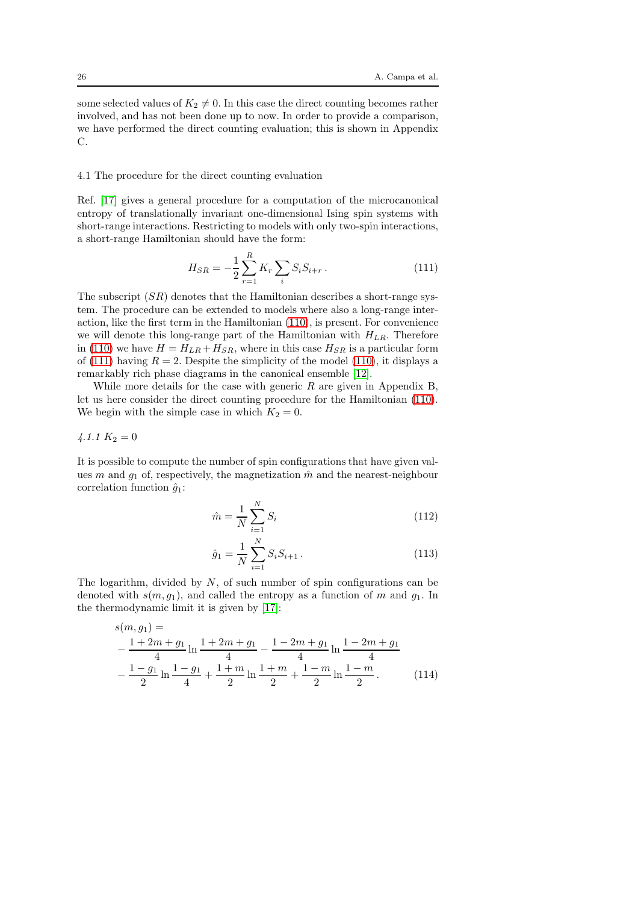some selected values of $K_2 \neq 0$. In this case the direct counting becomes rather involved, and has not been done up to now. In order to provide a comparison, we have performed the direct counting evaluation; this is shown in Appendix C.

### 4.1 The procedure for the direct counting evaluation

Ref. [17] gives a general procedure for a computation of the microcanonical entropy of translationally invariant one-dimensional Ising spin systems with short-range interactions. Restricting to models with only two-spin interactions, a short-range Hamiltonian should have the form:

$$H_{SR} = -\frac{1}{2}\sum_{r=1}^{R} K_r \sum_i S_i S_{i+r} \,. \tag{111}$$

The subscript $(SR)$ denotes that the Hamiltonian describes a short-range system. The procedure can be extended to models where also a long-range interaction, like the first term in the Hamiltonian (110), is present. For convenience we will denote this long-range part of the Hamiltonian with $H_{LR}$. Therefore in (110) we have $H = H_{LR} + H_{SR}$, where in this case $H_{SR}$ is a particular form of (111) having $R = 2$. Despite the simplicity of the model (110), it displays a remarkably rich phase diagrams in the canonical ensemble [12].

While more details for the case with generic $R$ are given in Appendix B, let us here consider the direct counting procedure for the Hamiltonian (110). We begin with the simple case in which $K_2 = 0$.

#### *4.1.1* $K_2 = 0$

It is possible to compute the number of spin configurations that have given values $m$ and $g_1$ of, respectively, the magnetization $\hat{m}$ and the nearest-neighbour correlation function $\hat{g}_1$:

$$\hat{m} = \frac{1}{N}\sum_{i=1}^{N} S_i \tag{112}$$

$$\hat{g}_1 = \frac{1}{N}\sum_{i=1}^{N} S_i S_{i+1} \,. \tag{113}$$

The logarithm, divided by $N$, of such number of spin configurations can be denoted with $s(m, g_1)$, and called the entropy as a function of $m$ and $g_1$. In the thermodynamic limit it is given by [17]:

$$\begin{aligned}
&s(m, g_1) = \\
&-\frac{1+2m+g_1}{4}\ln\frac{1+2m+g_1}{4} - \frac{1-2m+g_1}{4}\ln\frac{1-2m+g_1}{4} \\
&-\frac{1-g_1}{2}\ln\frac{1-g_1}{4} + \frac{1+m}{2}\ln\frac{1+m}{2} + \frac{1-m}{2}\ln\frac{1-m}{2} \,.
\end{aligned} \tag{114}$$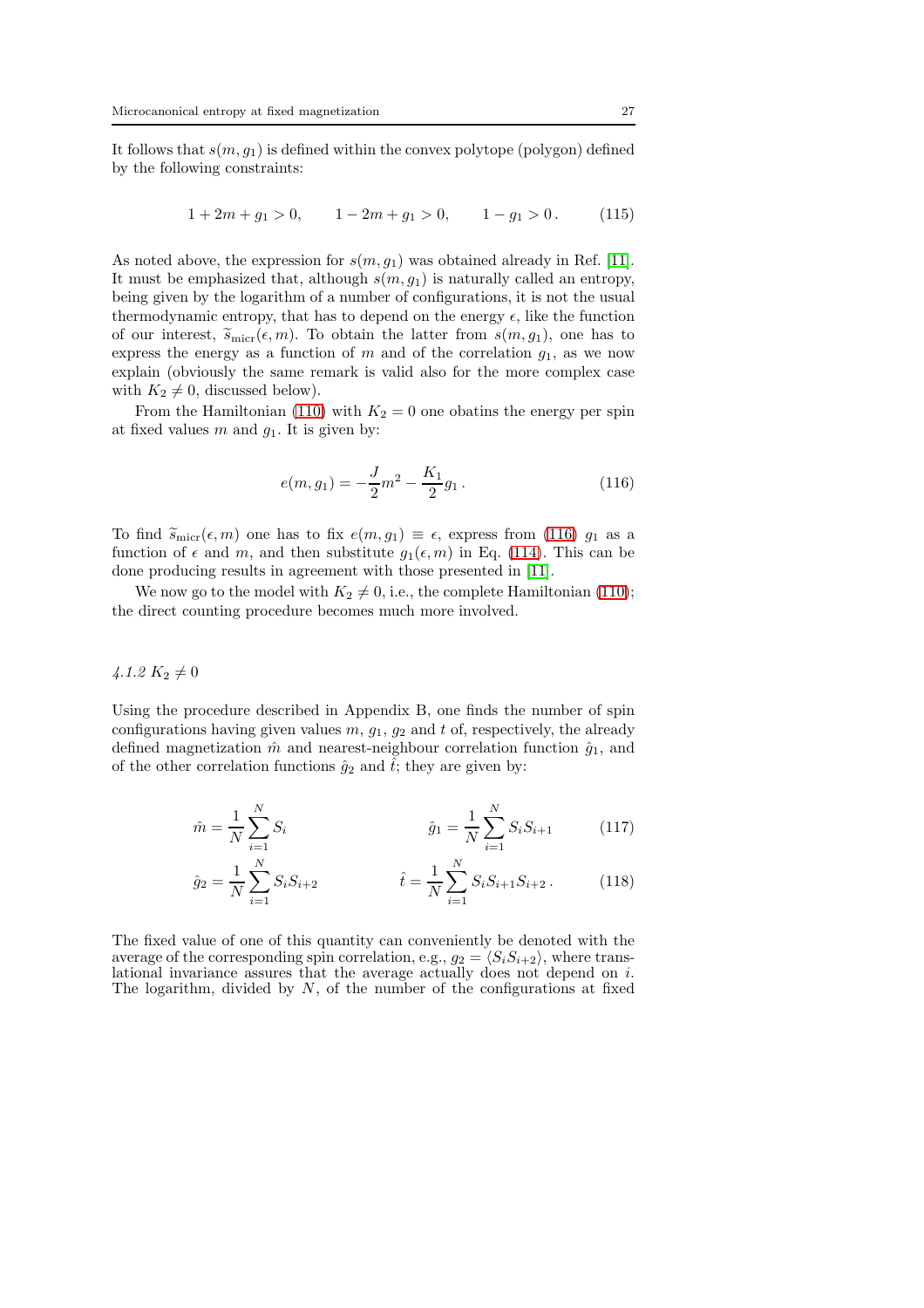It follows that $s(m, g_1)$ is defined within the convex polytope (polygon) defined by the following constraints:

$$1 + 2m + g_1 > 0, \qquad 1 - 2m + g_1 > 0, \qquad 1 - g_1 > 0\,. \tag{115}$$

As noted above, the expression for $s(m, g_1)$ was obtained already in Ref. [11]. It must be emphasized that, although $s(m, g_1)$ is naturally called an entropy, being given by the logarithm of a number of configurations, it is not the usual thermodynamic entropy, that has to depend on the energy $\epsilon$, like the function of our interest, $\widetilde{s}_{\rm micr}(\epsilon, m)$. To obtain the latter from $s(m, g_1)$, one has to express the energy as a function of $m$ and of the correlation $g_1$, as we now explain (obviously the same remark is valid also for the more complex case with $K_2 \neq 0$, discussed below).

From the Hamiltonian (110) with $K_2 = 0$ one obatins the energy per spin at fixed values $m$ and $g_1$. It is given by:

$$e(m, g_1) = -\frac{J}{2} m^2 - \frac{K_1}{2} g_1\,. \tag{116}$$

To find $\widetilde{s}_{\rm micr}(\epsilon, m)$ one has to fix $e(m, g_1) \equiv \epsilon$, express from (116) $g_1$ as a function of $\epsilon$ and $m$, and then substitute $g_1(\epsilon, m)$ in Eq. (114). This can be done producing results in agreement with those presented in [11].

We now go to the model with $K_2 \neq 0$, i.e., the complete Hamiltonian (110); the direct counting procedure becomes much more involved.

*4.1.2 $K_2 \neq 0$*

Using the procedure described in Appendix B, one finds the number of spin configurations having given values $m$, $g_1$, $g_2$ and $t$ of, respectively, the already defined magnetization $\hat{m}$ and nearest-neighbour correlation function $\hat{g}_1$, and of the other correlation functions $\hat{g}_2$ and $\hat{t}$; they are given by:

$$\hat{m} = \frac{1}{N}\sum_{i=1}^{N} S_i \qquad\qquad \hat{g}_1 = \frac{1}{N}\sum_{i=1}^{N} S_i S_{i+1} \tag{117}$$

$$\hat{g}_2 = \frac{1}{N}\sum_{i=1}^{N} S_i S_{i+2} \qquad\qquad \hat{t} = \frac{1}{N}\sum_{i=1}^{N} S_i S_{i+1} S_{i+2}\,. \tag{118}$$

The fixed value of one of this quantity can conveniently be denoted with the average of the corresponding spin correlation, e.g., $g_2 = \langle S_i S_{i+2} \rangle$, where translational invariance assures that the average actually does not depend on $i$. The logarithm, divided by $N$, of the number of the configurations at fixed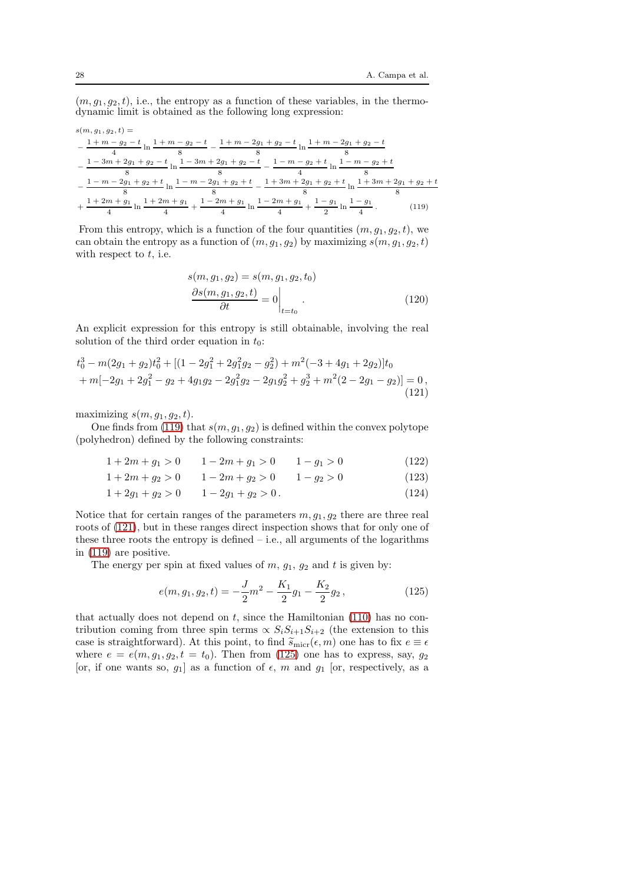$(m, g_1, g_2, t)$, i.e., the entropy as a function of these variables, in the thermodynamic limit is obtained as the following long expression:

$$
\begin{aligned}
s(m, g_1, g_2, t) = \\
&- \frac{1+m-g_2-t}{4} \ln \frac{1+m-g_2-t}{8} - \frac{1+m-2g_1+g_2-t}{8} \ln \frac{1+m-2g_1+g_2-t}{8} \\
&- \frac{1-3m+2g_1+g_2-t}{8} \ln \frac{1-3m+2g_1+g_2-t}{8} - \frac{1-m-g_2+t}{4} \ln \frac{1-m-g_2+t}{8} \\
&- \frac{1-m-2g_1+g_2+t}{8} \ln \frac{1-m-2g_1+g_2+t}{8} - \frac{1+3m+2g_1+g_2+t}{8} \ln \frac{1+3m+2g_1+g_2+t}{8} \\
&+ \frac{1+2m+g_1}{4} \ln \frac{1+2m+g_1}{4} + \frac{1-2m+g_1}{4} \ln \frac{1-2m+g_1}{4} + \frac{1-g_1}{2} \ln \frac{1-g_1}{4} .
\end{aligned}
\tag{119}
$$

From this entropy, which is a function of the four quantities $(m, g_1, g_2, t)$, we can obtain the entropy as a function of $(m, g_1, g_2)$ by maximizing $s(m, g_1, g_2, t)$ with respect to $t$, i.e.

$$
\begin{aligned}
& s(m, g_1, g_2) = s(m, g_1, g_2, t_0) \\
& \frac{\partial s(m, g_1, g_2, t)}{\partial t} = 0 \bigg|_{t=t_0} .
\end{aligned}
\tag{120}
$$

An explicit expression for this entropy is still obtainable, involving the real solution of the third order equation in $t_0$:

$$
\begin{aligned}
& t_0^3 - m(2g_1+g_2)t_0^2 + [(1-2g_1^2+2g_1^2 g_2 - g_2^2) + m^2(-3+4g_1+2g_2)]t_0 \\
& + m[-2g_1+2g_1^2-g_2+4g_1g_2-2g_1^2g_2-2g_1g_2^2+g_2^3+m^2(2-2g_1-g_2)] = 0 ,
\end{aligned}
\tag{121}
$$

maximizing $s(m, g_1, g_2, t)$.

One finds from (119) that $s(m, g_1, g_2)$ is defined within the convex polytope (polyhedron) defined by the following constraints:

$$
1+2m+g_1 > 0 \qquad 1-2m+g_1 > 0 \qquad 1-g_1 > 0 \tag{122}
$$

$$
1+2m+g_2 > 0 \qquad 1-2m+g_2 > 0 \qquad 1-g_2 > 0 \tag{123}
$$

$$
1+2g_1+g_2 > 0 \qquad 1-2g_1+g_2 > 0 . \tag{124}
$$

Notice that for certain ranges of the parameters $m, g_1, g_2$ there are three real roots of (121), but in these ranges direct inspection shows that for only one of these three roots the entropy is defined – i.e., all arguments of the logarithms in (119) are positive.

The energy per spin at fixed values of $m$, $g_1$, $g_2$ and $t$ is given by:

$$
e(m, g_1, g_2, t) = -\frac{J}{2}m^2 - \frac{K_1}{2}g_1 - \frac{K_2}{2}g_2 , \tag{125}
$$

that actually does not depend on $t$, since the Hamiltonian (110) has no contribution coming from three spin terms $\propto S_i S_{i+1} S_{i+2}$ (the extension to this case is straightforward). At this point, to find $\widetilde{s}_{\mathrm{micr}}(\epsilon, m)$ one has to fix $e \equiv \epsilon$ where $e = e(m, g_1, g_2, t = t_0)$. Then from (125) one has to express, say, $g_2$ [or, if one wants so, $g_1$] as a function of $\epsilon$, $m$ and $g_1$ [or, respectively, as a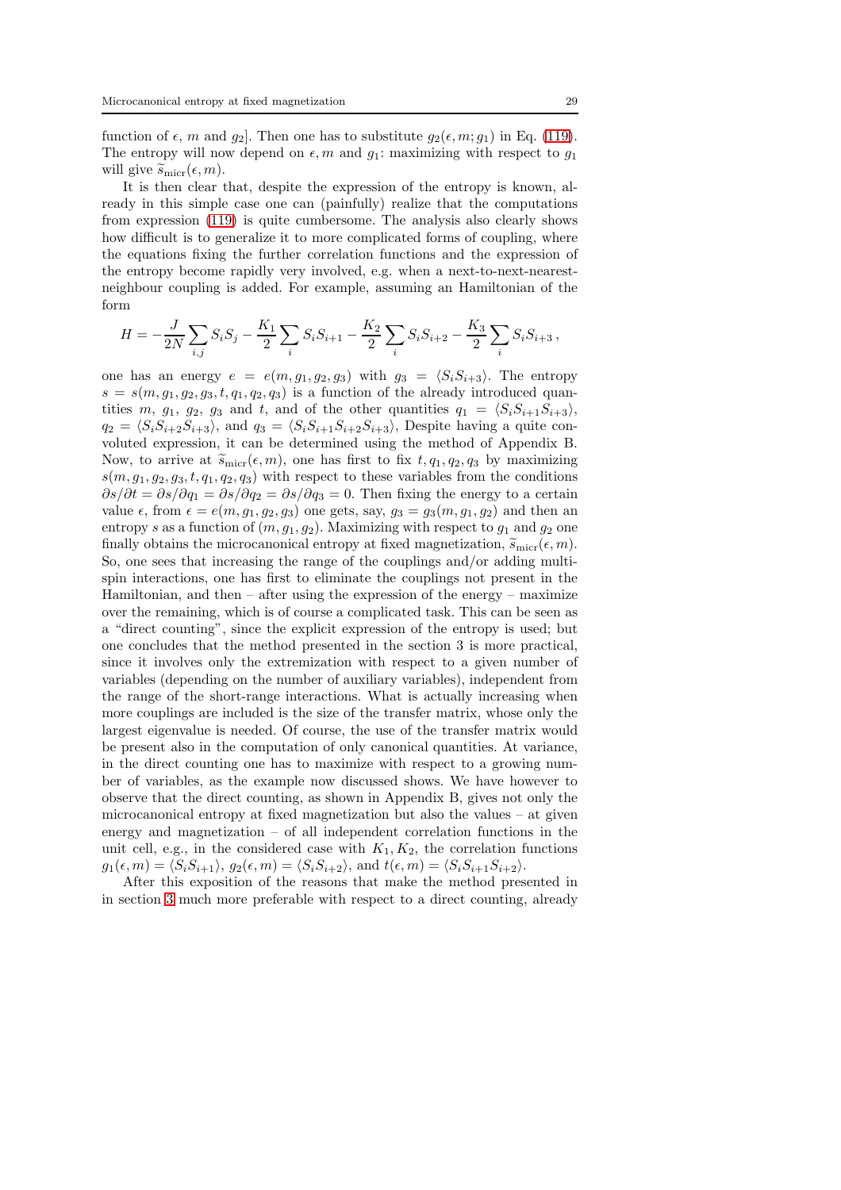function of $\epsilon$, $m$ and $g_2$]. Then one has to substitute $g_2(\epsilon, m; g_1)$ in Eq. (119). The entropy will now depend on $\epsilon, m$ and $g_1$: maximizing with respect to $g_1$ will give $\widetilde{s}_{\rm micr}(\epsilon, m)$.

It is then clear that, despite the expression of the entropy is known, already in this simple case one can (painfully) realize that the computations from expression (119) is quite cumbersome. The analysis also clearly shows how difficult is to generalize it to more complicated forms of coupling, where the equations fixing the further correlation functions and the expression of the entropy become rapidly very involved, e.g. when a next-to-next-nearest-neighbour coupling is added. For example, assuming an Hamiltonian of the form

$$
H = -\frac{J}{2N}\sum_{i,j} S_i S_j - \frac{K_1}{2}\sum_i S_i S_{i+1} - \frac{K_2}{2}\sum_i S_i S_{i+2} - \frac{K_3}{2}\sum_i S_i S_{i+3}\,,
$$

one has an energy $e = e(m, g_1, g_2, g_3)$ with $g_3 = \langle S_i S_{i+3}\rangle$. The entropy $s = s(m, g_1, g_2, g_3, t, q_1, q_2, q_3)$ is a function of the already introduced quantities $m$, $g_1$, $g_2$, $g_3$ and $t$, and of the other quantities $q_1 = \langle S_i S_{i+1} S_{i+3}\rangle$, $q_2 = \langle S_i S_{i+2} S_{i+3}\rangle$, and $q_3 = \langle S_i S_{i+1} S_{i+2} S_{i+3}\rangle$, Despite having a quite convoluted expression, it can be determined using the method of Appendix B. Now, to arrive at $\widetilde{s}_{\rm micr}(\epsilon, m)$, one has first to fix $t, q_1, q_2, q_3$ by maximizing $s(m, g_1, g_2, g_3, t, q_1, q_2, q_3)$ with respect to these variables from the conditions $\partial s/\partial t = \partial s/\partial q_1 = \partial s/\partial q_2 = \partial s/\partial q_3 = 0$. Then fixing the energy to a certain value $\epsilon$, from $\epsilon = e(m, g_1, g_2, g_3)$ one gets, say, $g_3 = g_3(m, g_1, g_2)$ and then an entropy $s$ as a function of $(m, g_1, g_2)$. Maximizing with respect to $g_1$ and $g_2$ one finally obtains the microcanonical entropy at fixed magnetization, $\widetilde{s}_{\rm micr}(\epsilon, m)$. So, one sees that increasing the range of the couplings and/or adding multi-spin interactions, one has first to eliminate the couplings not present in the Hamiltonian, and then – after using the expression of the energy – maximize over the remaining, which is of course a complicated task. This can be seen as a "direct counting", since the explicit expression of the entropy is used; but one concludes that the method presented in the section 3 is more practical, since it involves only the extremization with respect to a given number of variables (depending on the number of auxiliary variables), independent from the range of the short-range interactions. What is actually increasing when more couplings are included is the size of the transfer matrix, whose only the largest eigenvalue is needed. Of course, the use of the transfer matrix would be present also in the computation of only canonical quantities. At variance, in the direct counting one has to maximize with respect to a growing number of variables, as the example now discussed shows. We have however to observe that the direct counting, as shown in Appendix B, gives not only the microcanonical entropy at fixed magnetization but also the values – at given energy and magnetization – of all independent correlation functions in the unit cell, e.g., in the considered case with $K_1, K_2$, the correlation functions $g_1(\epsilon, m) = \langle S_i S_{i+1}\rangle$, $g_2(\epsilon, m) = \langle S_i S_{i+2}\rangle$, and $t(\epsilon, m) = \langle S_i S_{i+1} S_{i+2}\rangle$.

After this exposition of the reasons that make the method presented in in section 3 much more preferable with respect to a direct counting, already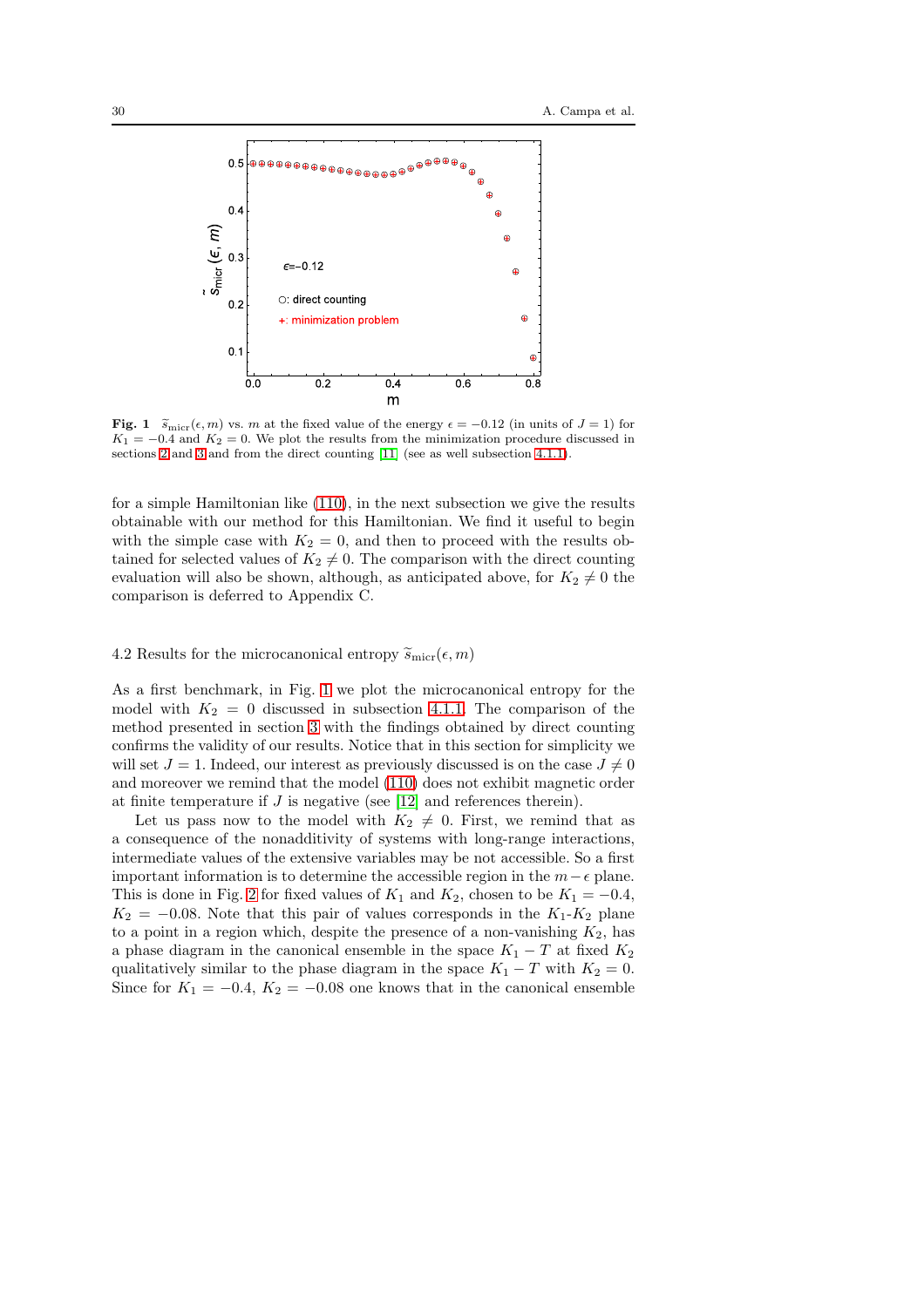**Fig. 1** $\widetilde{s}_{\rm micr}(\epsilon,m)$ vs. $m$ at the fixed value of the energy $\epsilon=-0.12$ (in units of $J=1$) for $K_1=-0.4$ and $K_2=0$. We plot the results from the minimization procedure discussed in sections 2 and 3 and from the direct counting [11] (see as well subsection 4.1.1).

for a simple Hamiltonian like (110), in the next subsection we give the results obtainable with our method for this Hamiltonian. We find it useful to begin with the simple case with $K_2=0$, and then to proceed with the results obtained for selected values of $K_2\neq 0$. The comparison with the direct counting evaluation will also be shown, although, as anticipated above, for $K_2\neq 0$ the comparison is deferred to Appendix C.

### 4.2 Results for the microcanonical entropy $\widetilde{s}_{\rm micr}(\epsilon,m)$

As a first benchmark, in Fig. 1 we plot the microcanonical entropy for the model with $K_2=0$ discussed in subsection 4.1.1. The comparison of the method presented in section 3 with the findings obtained by direct counting confirms the validity of our results. Notice that in this section for simplicity we will set $J=1$. Indeed, our interest as previously discussed is on the case $J\neq 0$ and moreover we remind that the model (110) does not exhibit magnetic order at finite temperature if $J$ is negative (see [12] and references therein).

Let us pass now to the model with $K_2\neq 0$. First, we remind that as a consequence of the nonadditivity of systems with long-range interactions, intermediate values of the extensive variables may be not accessible. So a first important information is to determine the accessible region in the $m-\epsilon$ plane. This is done in Fig. 2 for fixed values of $K_1$ and $K_2$, chosen to be $K_1=-0.4$, $K_2=-0.08$. Note that this pair of values corresponds in the $K_1$-$K_2$ plane to a point in a region which, despite the presence of a non-vanishing $K_2$, has a phase diagram in the canonical ensemble in the space $K_1-T$ at fixed $K_2$ qualitatively similar to the phase diagram in the space $K_1-T$ with $K_2=0$. Since for $K_1=-0.4$, $K_2=-0.08$ one knows that in the canonical ensemble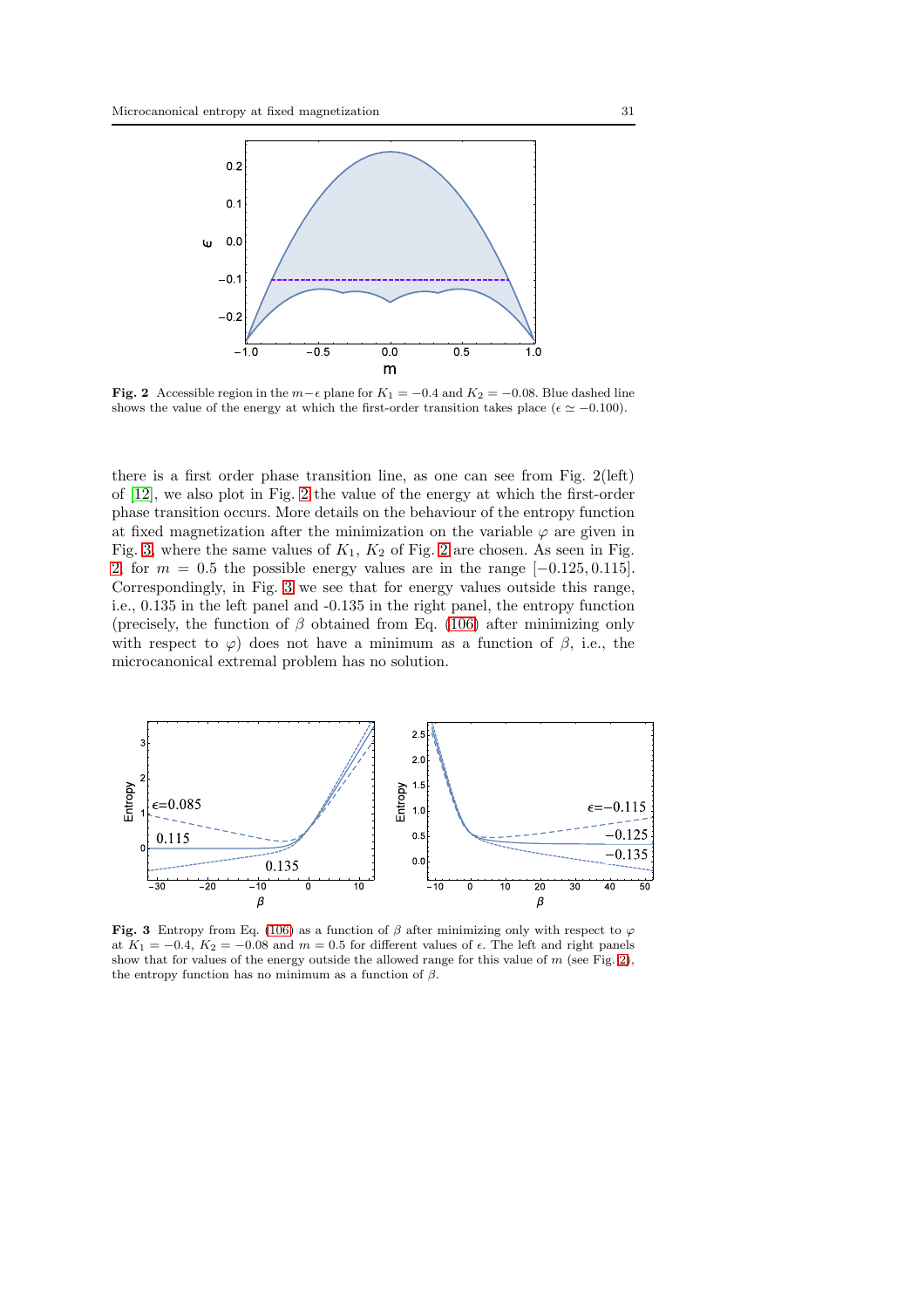**Fig. 2** Accessible region in the $m-\epsilon$ plane for $K_1 = -0.4$ and $K_2 = -0.08$. Blue dashed line shows the value of the energy at which the first-order transition takes place ($\epsilon \simeq -0.100$).

there is a first order phase transition line, as one can see from Fig. 2(left) of [12], we also plot in Fig. 2 the value of the energy at which the first-order phase transition occurs. More details on the behaviour of the entropy function at fixed magnetization after the minimization on the variable $\varphi$ are given in Fig. 3, where the same values of $K_1$, $K_2$ of Fig. 2 are chosen. As seen in Fig. 2, for $m = 0.5$ the possible energy values are in the range $[-0.125, 0.115]$. Correspondingly, in Fig. 3 we see that for energy values outside this range, i.e., 0.135 in the left panel and -0.135 in the right panel, the entropy function (precisely, the function of $\beta$ obtained from Eq. (106) after minimizing only with respect to $\varphi$) does not have a minimum as a function of $\beta$, i.e., the microcanonical extremal problem has no solution.

**Fig. 3** Entropy from Eq. (106) as a function of $\beta$ after minimizing only with respect to $\varphi$ at $K_1 = -0.4$, $K_2 = -0.08$ and $m = 0.5$ for different values of $\epsilon$. The left and right panels show that for values of the energy outside the allowed range for this value of $m$ (see Fig. 2), the entropy function has no minimum as a function of $\beta$.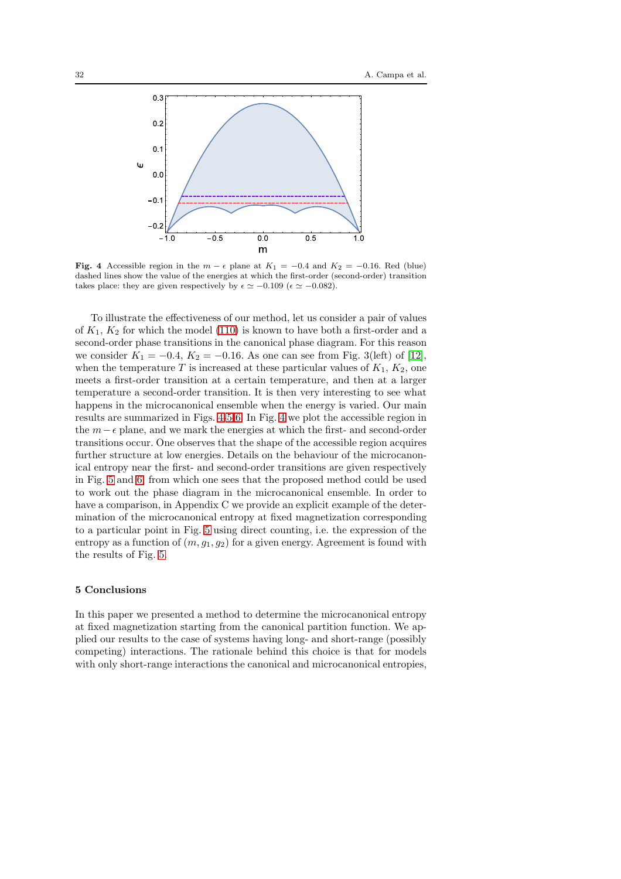**Fig. 4** Accessible region in the $m-\epsilon$ plane at $K_1 = -0.4$ and $K_2 = -0.16$. Red (blue) dashed lines show the value of the energies at which the first-order (second-order) transition takes place: they are given respectively by $\epsilon \simeq -0.109$ ($\epsilon \simeq -0.082$).

To illustrate the effectiveness of our method, let us consider a pair of values of $K_1$, $K_2$ for which the model (110) is known to have both a first-order and a second-order phase transitions in the canonical phase diagram. For this reason we consider $K_1 = -0.4$, $K_2 = -0.16$. As one can see from Fig. 3(left) of [12], when the temperature $T$ is increased at these particular values of $K_1$, $K_2$, one meets a first-order transition at a certain temperature, and then at a larger temperature a second-order transition. It is then very interesting to see what happens in the microcanonical ensemble when the energy is varied. Our main results are summarized in Figs. 4-5-6. In Fig. 4 we plot the accessible region in the $m-\epsilon$ plane, and we mark the energies at which the first- and second-order transitions occur. One observes that the shape of the accessible region acquires further structure at low energies. Details on the behaviour of the microcanonical entropy near the first- and second-order transitions are given respectively in Fig. 5 and 6, from which one sees that the proposed method could be used to work out the phase diagram in the microcanonical ensemble. In order to have a comparison, in Appendix C we provide an explicit example of the determination of the microcanonical entropy at fixed magnetization corresponding to a particular point in Fig. 5 using direct counting, i.e. the expression of the entropy as a function of $(m, g_1, g_2)$ for a given energy. Agreement is found with the results of Fig. 5.

## 5 Conclusions

In this paper we presented a method to determine the microcanonical entropy at fixed magnetization starting from the canonical partition function. We applied our results to the case of systems having long- and short-range (possibly competing) interactions. The rationale behind this choice is that for models with only short-range interactions the canonical and microcanonical entropies,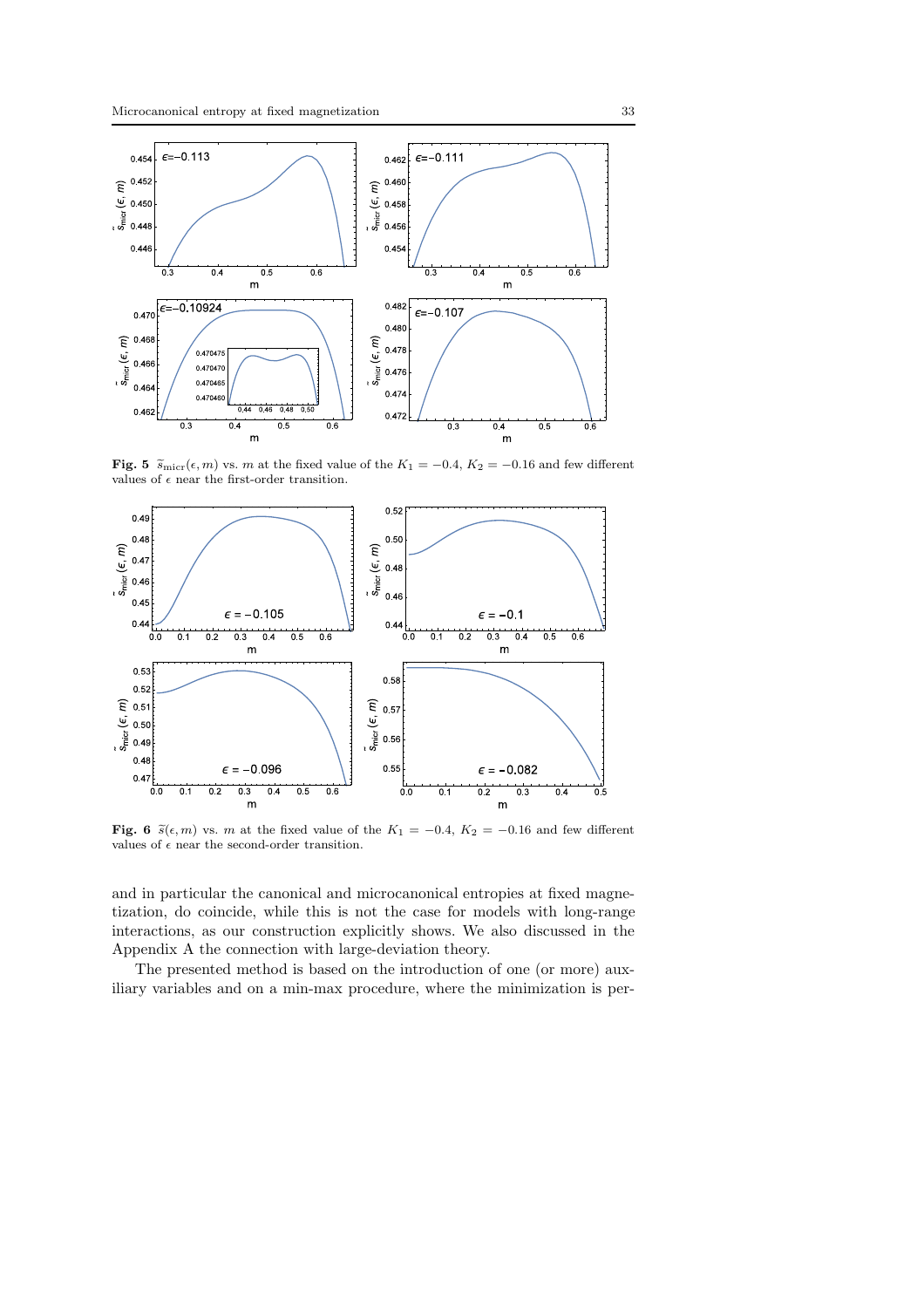**Fig. 5** $\widetilde{s}_{\rm micr}(\epsilon, m)$ vs. $m$ at the fixed value of the $K_1 = -0.4$, $K_2 = -0.16$ and few different values of $\epsilon$ near the first-order transition.

**Fig. 6** $\widetilde{s}(\epsilon, m)$ vs. $m$ at the fixed value of the $K_1 = -0.4$, $K_2 = -0.16$ and few different values of $\epsilon$ near the second-order transition.

and in particular the canonical and microcanonical entropies at fixed magnetization, do coincide, while this is not the case for models with long-range interactions, as our construction explicitly shows. We also discussed in the Appendix A the connection with large-deviation theory.

The presented method is based on the introduction of one (or more) auxiliary variables and on a min-max procedure, where the minimization is per-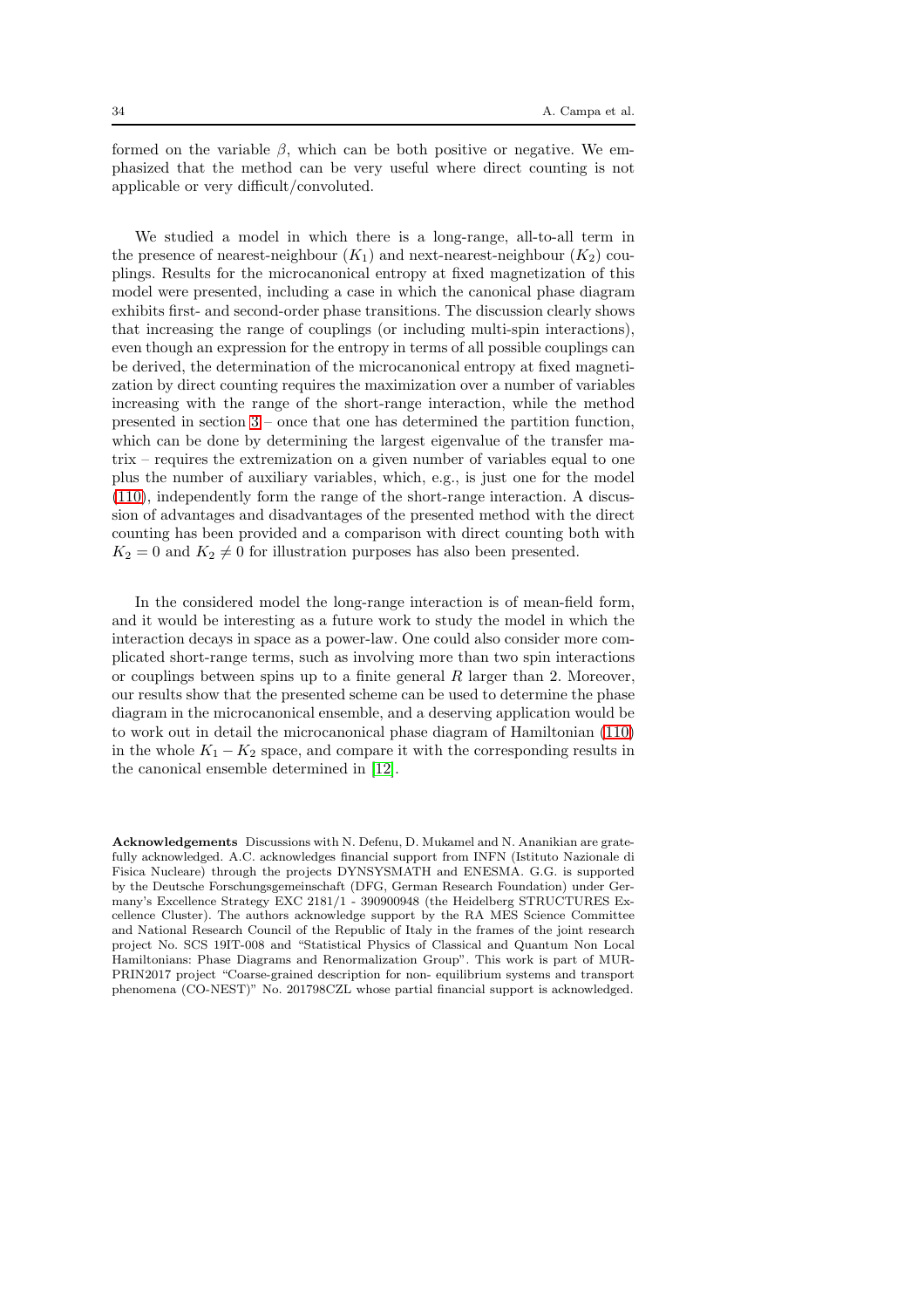formed on the variable $\beta$, which can be both positive or negative. We emphasized that the method can be very useful where direct counting is not applicable or very difficult/convoluted.

We studied a model in which there is a long-range, all-to-all term in the presence of nearest-neighbour ($K_1$) and next-nearest-neighbour ($K_2$) couplings. Results for the microcanonical entropy at fixed magnetization of this model were presented, including a case in which the canonical phase diagram exhibits first- and second-order phase transitions. The discussion clearly shows that increasing the range of couplings (or including multi-spin interactions), even though an expression for the entropy in terms of all possible couplings can be derived, the determination of the microcanonical entropy at fixed magnetization by direct counting requires the maximization over a number of variables increasing with the range of the short-range interaction, while the method presented in section 3 – once that one has determined the partition function, which can be done by determining the largest eigenvalue of the transfer matrix – requires the extremization on a given number of variables equal to one plus the number of auxiliary variables, which, e.g., is just one for the model (110), independently form the range of the short-range interaction. A discussion of advantages and disadvantages of the presented method with the direct counting has been provided and a comparison with direct counting both with $K_2 = 0$ and $K_2 \neq 0$ for illustration purposes has also been presented.

In the considered model the long-range interaction is of mean-field form, and it would be interesting as a future work to study the model in which the interaction decays in space as a power-law. One could also consider more complicated short-range terms, such as involving more than two spin interactions or couplings between spins up to a finite general $R$ larger than 2. Moreover, our results show that the presented scheme can be used to determine the phase diagram in the microcanonical ensemble, and a deserving application would be to work out in detail the microcanonical phase diagram of Hamiltonian (110) in the whole $K_1 - K_2$ space, and compare it with the corresponding results in the canonical ensemble determined in [12].

**Acknowledgements** Discussions with N. Defenu, D. Mukamel and N. Ananikian are gratefully acknowledged. A.C. acknowledges financial support from INFN (Istituto Nazionale di Fisica Nucleare) through the projects DYNSYSMATH and ENESMA. G.G. is supported by the Deutsche Forschungsgemeinschaft (DFG, German Research Foundation) under Germany's Excellence Strategy EXC 2181/1 - 390900948 (the Heidelberg STRUCTURES Excellence Cluster). The authors acknowledge support by the RA MES Science Committee and National Research Council of the Republic of Italy in the frames of the joint research project No. SCS 19IT-008 and "Statistical Physics of Classical and Quantum Non Local Hamiltonians: Phase Diagrams and Renormalization Group". This work is part of MUR-PRIN2017 project "Coarse-grained description for non- equilibrium systems and transport phenomena (CO-NEST)" No. 201798CZL whose partial financial support is acknowledged.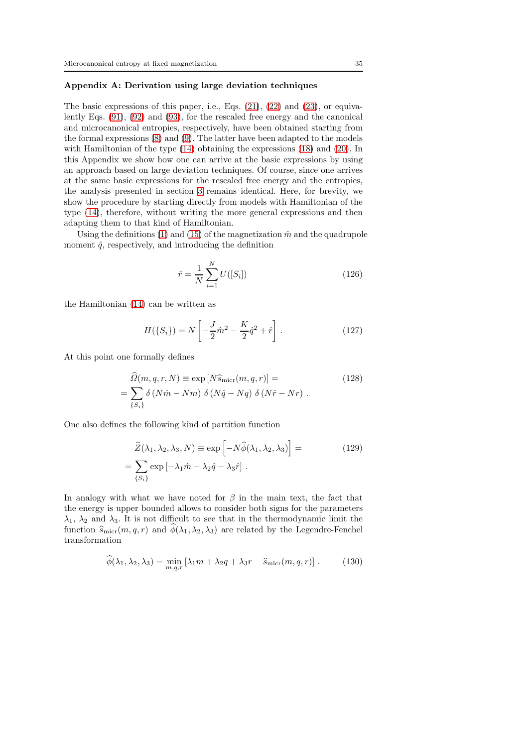### Appendix A: Derivation using large deviation techniques

The basic expressions of this paper, i.e., Eqs. (21), (22) and (23), or equivalently Eqs. (91), (92) and (93), for the rescaled free energy and the canonical and microcanonical entropies, respectively, have been obtained starting from the formal expressions (8) and (9). The latter have been adapted to the models with Hamiltonian of the type (14) obtaining the expressions (18) and (20). In this Appendix we show how one can arrive at the basic expressions by using an approach based on large deviation techniques. Of course, since one arrives at the same basic expressions for the rescaled free energy and the entropies, the analysis presented in section 3 remains identical. Here, for brevity, we show the procedure by starting directly from models with Hamiltonian of the type (14), therefore, without writing the more general expressions and then adapting them to that kind of Hamiltonian.

Using the definitions (1) and (15) of the magnetization $\hat{m}$ and the quadrupole moment $\hat{q}$, respectively, and introducing the definition

$$
\hat{r} = \frac{1}{N}\sum_{i=1}^{N} U([S_i]) \tag{126}
$$

the Hamiltonian (14) can be written as

$$
H(\{S_i\}) = N\left[-\frac{J}{2}\hat{m}^2 - \frac{K}{2}\hat{q}^2 + \hat{r}\right] . \tag{127}
$$

At this point one formally defines

$$
\begin{aligned}
&\widehat{\Omega}(m,q,r,N) \equiv \exp\left[N\widehat{s}_{\rm micr}(m,q,r)\right] = \\
&= \sum_{\{S_i\}} \delta\left(N\hat{m} - Nm\right)\, \delta\left(N\hat{q} - Nq\right)\, \delta\left(N\hat{r} - Nr\right) .
\end{aligned} \tag{128}
$$

One also defines the following kind of partition function

$$
\begin{aligned}
&\widehat{Z}(\lambda_1,\lambda_2,\lambda_3,N) \equiv \exp\left[-N\widehat{\phi}(\lambda_1,\lambda_2,\lambda_3)\right] = \\
&= \sum_{\{S_i\}} \exp\left[-\lambda_1\hat{m} - \lambda_2\hat{q} - \lambda_3\hat{r}\right] .
\end{aligned} \tag{129}
$$

In analogy with what we have noted for $\beta$ in the main text, the fact that the energy is upper bounded allows to consider both signs for the parameters $\lambda_1$, $\lambda_2$ and $\lambda_3$. It is not difficult to see that in the thermodynamic limit the function $\widehat{s}_{\rm micr}(m,q,r)$ and $\widehat{\phi}(\lambda_1,\lambda_2,\lambda_3)$ are related by the Legendre-Fenchel transformation

$$
\widehat{\phi}(\lambda_1,\lambda_2,\lambda_3) = \min_{m,q,r}\left[\lambda_1 m + \lambda_2 q + \lambda_3 r - \widehat{s}_{\rm micr}(m,q,r)\right] . \tag{130}
$$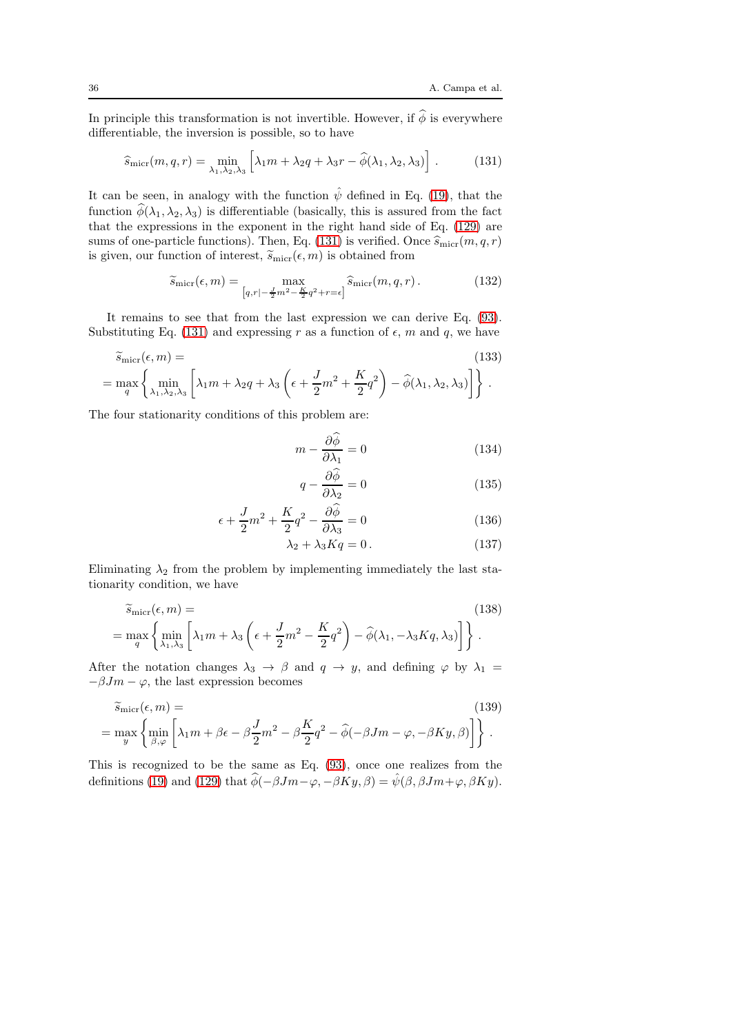In principle this transformation is not invertible. However, if $\widehat{\phi}$ is everywhere differentiable, the inversion is possible, so to have

$$\widehat{s}_{\rm micr}(m,q,r) = \min_{\lambda_1,\lambda_2,\lambda_3} \left[ \lambda_1 m + \lambda_2 q + \lambda_3 r - \widehat{\phi}(\lambda_1,\lambda_2,\lambda_3) \right] . \tag{131}$$

It can be seen, in analogy with the function $\hat{\psi}$ defined in Eq. (19), that the function $\widehat{\phi}(\lambda_1,\lambda_2,\lambda_3)$ is differentiable (basically, this is assured from the fact that the expressions in the exponent in the right hand side of Eq. (129) are sums of one-particle functions). Then, Eq. (131) is verified. Once $\widehat{s}_{\rm micr}(m,q,r)$ is given, our function of interest, $\widetilde{s}_{\rm micr}(\epsilon,m)$ is obtained from

$$\widetilde{s}_{\rm micr}(\epsilon,m) = \max_{\left[q,r| -\frac{J}{2}m^2 - \frac{K}{2}q^2 + r = \epsilon\right]} \widehat{s}_{\rm micr}(m,q,r) . \tag{132}$$

It remains to see that from the last expression we can derive Eq. (93). Substituting Eq. (131) and expressing $r$ as a function of $\epsilon$, $m$ and $q$, we have

$$\begin{aligned} &\widetilde{s}_{\rm micr}(\epsilon,m) = \\ &= \max_q \left\{ \min_{\lambda_1,\lambda_2,\lambda_3} \left[ \lambda_1 m + \lambda_2 q + \lambda_3 \left( \epsilon + \frac{J}{2}m^2 + \frac{K}{2}q^2 \right) - \widehat{\phi}(\lambda_1,\lambda_2,\lambda_3) \right] \right\} . \end{aligned} \tag{133}$$

The four stationarity conditions of this problem are:

$$m - \frac{\partial \widehat{\phi}}{\partial \lambda_1} = 0 \tag{134}$$

$$q - \frac{\partial \widehat{\phi}}{\partial \lambda_2} = 0 \tag{135}$$

$$\epsilon + \frac{J}{2}m^2 + \frac{K}{2}q^2 - \frac{\partial \widehat{\phi}}{\partial \lambda_3} = 0 \tag{136}$$

$$\lambda_2 + \lambda_3 K q = 0 . \tag{137}$$

Eliminating $\lambda_2$ from the problem by implementing immediately the last stationarity condition, we have

$$\begin{aligned} &\widetilde{s}_{\rm micr}(\epsilon,m) = \\ &= \max_q \left\{ \min_{\lambda_1,\lambda_3} \left[ \lambda_1 m + \lambda_3 \left( \epsilon + \frac{J}{2}m^2 - \frac{K}{2}q^2 \right) - \widehat{\phi}(\lambda_1, -\lambda_3 K q, \lambda_3) \right] \right\} . \end{aligned} \tag{138}$$

After the notation changes $\lambda_3 \to \beta$ and $q \to y$, and defining $\varphi$ by $\lambda_1 = -\beta J m - \varphi$, the last expression becomes

$$\begin{aligned} &\widetilde{s}_{\rm micr}(\epsilon,m) = \\ &= \max_y \left\{ \min_{\beta,\varphi} \left[ \lambda_1 m + \beta\epsilon - \beta\frac{J}{2}m^2 - \beta\frac{K}{2}q^2 - \widehat{\phi}(-\beta J m - \varphi, -\beta K y, \beta) \right] \right\} . \end{aligned} \tag{139}$$

This is recognized to be the same as Eq. (93), once one realizes from the definitions (19) and (129) that $\widehat{\phi}(-\beta J m - \varphi, -\beta K y, \beta) = \hat{\psi}(\beta, \beta J m + \varphi, \beta K y)$.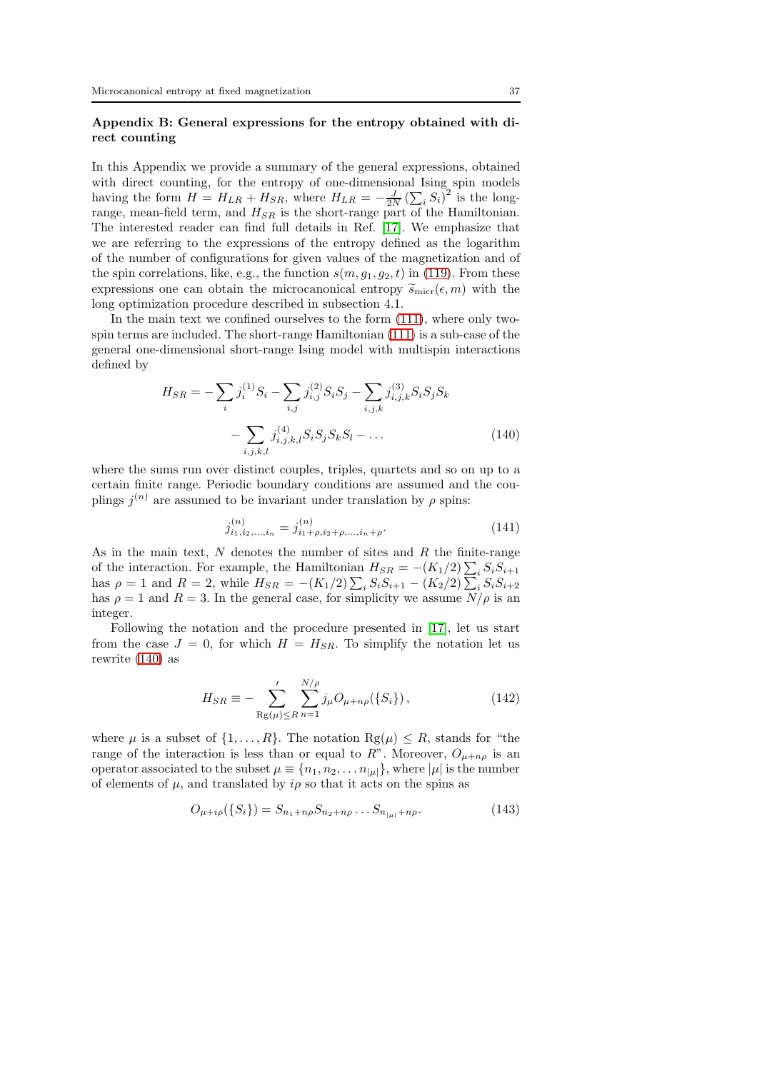## Appendix B: General expressions for the entropy obtained with direct counting

In this Appendix we provide a summary of the general expressions, obtained with direct counting, for the entropy of one-dimensional Ising spin models having the form $H = H_{LR} + H_{SR}$, where $H_{LR} = -\frac{J}{2N}\left(\sum_i S_i\right)^2$ is the long-range, mean-field term, and $H_{SR}$ is the short-range part of the Hamiltonian. The interested reader can find full details in Ref. [17]. We emphasize that we are referring to the expressions of the entropy defined as the logarithm of the number of configurations for given values of the magnetization and of the spin correlations, like, e.g., the function $s(m, g_1, g_2, t)$ in (119). From these expressions one can obtain the microcanonical entropy $\widetilde{s}_{\rm micr}(\epsilon, m)$ with the long optimization procedure described in subsection 4.1.

In the main text we confined ourselves to the form (111), where only two-spin terms are included. The short-range Hamiltonian (111) is a sub-case of the general one-dimensional short-range Ising model with multispin interactions defined by

$$
\begin{aligned}
H_{SR} = & -\sum_i j_i^{(1)} S_i - \sum_{i,j} j_{i,j}^{(2)} S_i S_j - \sum_{i,j,k} j_{i,j,k}^{(3)} S_i S_j S_k \\
& - \sum_{i,j,k,l} j_{i,j,k,l}^{(4)} S_i S_j S_k S_l - \ldots
\end{aligned}
\tag{140}
$$

where the sums run over distinct couples, triples, quartets and so on up to a certain finite range. Periodic boundary conditions are assumed and the couplings $j^{(n)}$ are assumed to be invariant under translation by $\rho$ spins:

$$
j_{i_1, i_2, \ldots, i_n}^{(n)} = j_{i_1+\rho, i_2+\rho, \ldots, i_n+\rho}^{(n)}. \tag{141}
$$

As in the main text, $N$ denotes the number of sites and $R$ the finite-range of the interaction. For example, the Hamiltonian $H_{SR} = -(K_1/2)\sum_i S_i S_{i+1}$ has $\rho = 1$ and $R = 2$, while $H_{SR} = -(K_1/2)\sum_i S_i S_{i+1} - (K_2/2)\sum_i S_i S_{i+2}$ has $\rho = 1$ and $R = 3$. In the general case, for simplicity we assume $N/\rho$ is an integer.

Following the notation and the procedure presented in [17], let us start from the case $J = 0$, for which $H = H_{SR}$. To simplify the notation let us rewrite (140) as

$$
H_{SR} \equiv - \sideset{}{'}\sum_{\mathrm{Rg}(\mu) \leq R} \sum_{n=1}^{N/\rho} j_\mu O_{\mu+n\rho}(\{S_i\}), \tag{142}
$$

where $\mu$ is a subset of $\{1, \ldots, R\}$. The notation $\mathrm{Rg}(\mu) \leq R$, stands for "the range of the interaction is less than or equal to $R$". Moreover, $O_{\mu+n\rho}$ is an operator associated to the subset $\mu \equiv \{n_1, n_2, \ldots n_{|\mu|}\}$, where $|\mu|$ is the number of elements of $\mu$, and translated by $i\rho$ so that it acts on the spins as

$$
O_{\mu+i\rho}(\{S_i\}) = S_{n_1+n\rho} S_{n_2+n\rho} \ldots S_{n_{|\mu|}+n\rho}. \tag{143}
$$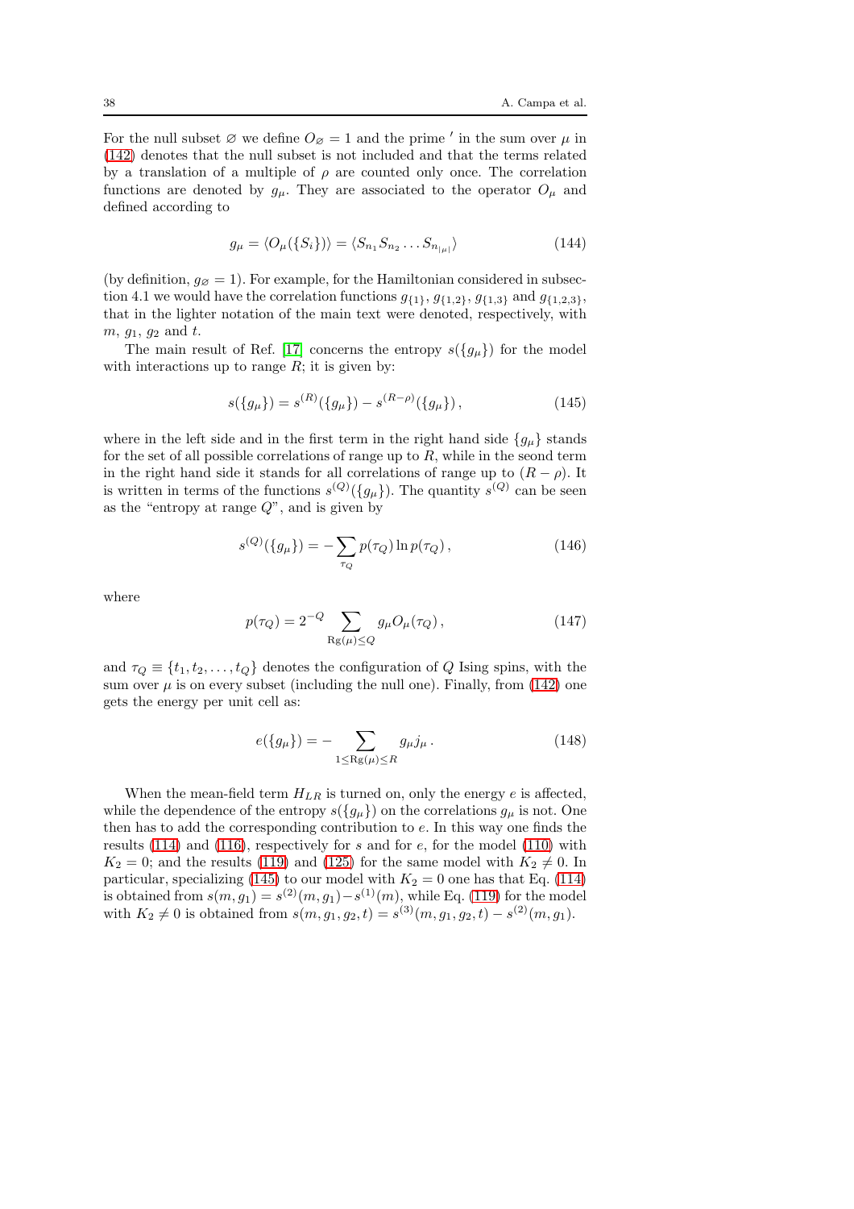For the null subset $\varnothing$ we define $O_\varnothing = 1$ and the prime $'$ in the sum over $\mu$ in (142) denotes that the null subset is not included and that the terms related by a translation of a multiple of $\rho$ are counted only once. The correlation functions are denoted by $g_\mu$. They are associated to the operator $O_\mu$ and defined according to

$$g_\mu = \langle O_\mu(\{S_i\}) \rangle = \langle S_{n_1} S_{n_2} \dots S_{n_{|\mu|}} \rangle \tag{144}$$

(by definition, $g_\varnothing = 1$). For example, for the Hamiltonian considered in subsection 4.1 we would have the correlation functions $g_{\{1\}}$, $g_{\{1,2\}}$, $g_{\{1,3\}}$ and $g_{\{1,2,3\}}$, that in the lighter notation of the main text were denoted, respectively, with $m$, $g_1$, $g_2$ and $t$.

The main result of Ref. [17] concerns the entropy $s(\{g_\mu\})$ for the model with interactions up to range $R$; it is given by:

$$s(\{g_\mu\}) = s^{(R)}(\{g_\mu\}) - s^{(R-\rho)}(\{g_\mu\}) \,, \tag{145}$$

where in the left side and in the first term in the right hand side $\{g_\mu\}$ stands for the set of all possible correlations of range up to $R$, while in the seond term in the right hand side it stands for all correlations of range up to $(R - \rho)$. It is written in terms of the functions $s^{(Q)}(\{g_\mu\})$. The quantity $s^{(Q)}$ can be seen as the "entropy at range $Q$", and is given by

$$s^{(Q)}(\{g_\mu\}) = - \sum_{\tau_Q} p(\tau_Q) \ln p(\tau_Q) \,, \tag{146}$$

where

$$p(\tau_Q) = 2^{-Q} \sum_{\mathrm{Rg}(\mu) \leq Q} g_\mu O_\mu(\tau_Q) \,, \tag{147}$$

and $\tau_Q \equiv \{t_1, t_2, \dots, t_Q\}$ denotes the configuration of $Q$ Ising spins, with the sum over $\mu$ is on every subset (including the null one). Finally, from (142) one gets the energy per unit cell as:

$$e(\{g_\mu\}) = - \sum_{1 \leq \mathrm{Rg}(\mu) \leq R} g_\mu j_\mu \,. \tag{148}$$

When the mean-field term $H_{LR}$ is turned on, only the energy $e$ is affected, while the dependence of the entropy $s(\{g_\mu\})$ on the correlations $g_\mu$ is not. One then has to add the corresponding contribution to $e$. In this way one finds the results (114) and (116), respectively for $s$ and for $e$, for the model (110) with $K_2 = 0$; and the results (119) and (125) for the same model with $K_2 \neq 0$. In particular, specializing (145) to our model with $K_2 = 0$ one has that Eq. (114) is obtained from $s(m, g_1) = s^{(2)}(m, g_1) - s^{(1)}(m)$, while Eq. (119) for the model with $K_2 \neq 0$ is obtained from $s(m, g_1, g_2, t) = s^{(3)}(m, g_1, g_2, t) - s^{(2)}(m, g_1)$.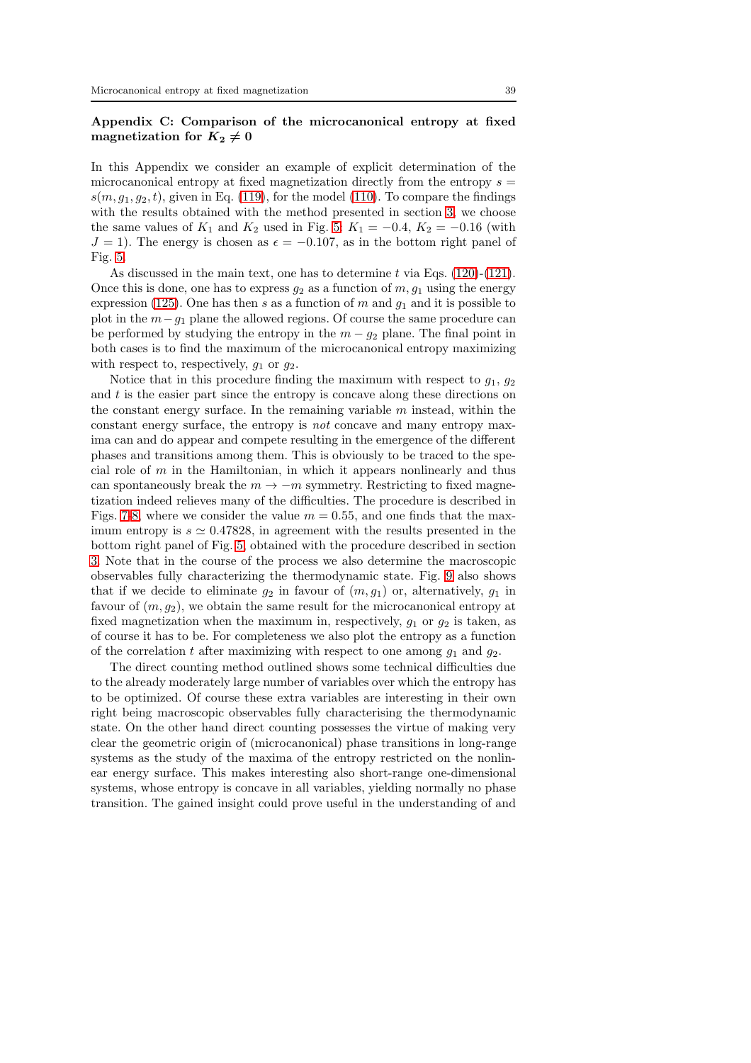## Appendix C: Comparison of the microcanonical entropy at fixed magnetization for $K_2 \neq 0$

In this Appendix we consider an example of explicit determination of the microcanonical entropy at fixed magnetization directly from the entropy $s = s(m, g_1, g_2, t)$, given in Eq. (119), for the model (110). To compare the findings with the results obtained with the method presented in section 3, we choose the same values of $K_1$ and $K_2$ used in Fig. 5: $K_1 = -0.4$, $K_2 = -0.16$ (with $J = 1$). The energy is chosen as $\epsilon = -0.107$, as in the bottom right panel of Fig. 5.

As discussed in the main text, one has to determine $t$ via Eqs. (120)-(121). Once this is done, one has to express $g_2$ as a function of $m, g_1$ using the energy expression (125). One has then $s$ as a function of $m$ and $g_1$ and it is possible to plot in the $m - g_1$ plane the allowed regions. Of course the same procedure can be performed by studying the entropy in the $m - g_2$ plane. The final point in both cases is to find the maximum of the microcanonical entropy maximizing with respect to, respectively, $g_1$ or $g_2$.

Notice that in this procedure finding the maximum with respect to $g_1$, $g_2$ and $t$ is the easier part since the entropy is concave along these directions on the constant energy surface. In the remaining variable $m$ instead, within the constant energy surface, the entropy is *not* concave and many entropy maxima can and do appear and compete resulting in the emergence of the different phases and transitions among them. This is obviously to be traced to the special role of $m$ in the Hamiltonian, in which it appears nonlinearly and thus can spontaneously break the $m \to -m$ symmetry. Restricting to fixed magnetization indeed relieves many of the difficulties. The procedure is described in Figs. 7-8, where we consider the value $m = 0.55$, and one finds that the maximum entropy is $s \simeq 0.47828$, in agreement with the results presented in the bottom right panel of Fig. 5, obtained with the procedure described in section 3. Note that in the course of the process we also determine the macroscopic observables fully characterizing the thermodynamic state. Fig. 9 also shows that if we decide to eliminate $g_2$ in favour of $(m, g_1)$ or, alternatively, $g_1$ in favour of $(m, g_2)$, we obtain the same result for the microcanonical entropy at fixed magnetization when the maximum in, respectively, $g_1$ or $g_2$ is taken, as of course it has to be. For completeness we also plot the entropy as a function of the correlation $t$ after maximizing with respect to one among $g_1$ and $g_2$.

The direct counting method outlined shows some technical difficulties due to the already moderately large number of variables over which the entropy has to be optimized. Of course these extra variables are interesting in their own right being macroscopic observables fully characterising the thermodynamic state. On the other hand direct counting possesses the virtue of making very clear the geometric origin of (microcanonical) phase transitions in long-range systems as the study of the maxima of the entropy restricted on the nonlinear energy surface. This makes interesting also short-range one-dimensional systems, whose entropy is concave in all variables, yielding normally no phase transition. The gained insight could prove useful in the understanding of and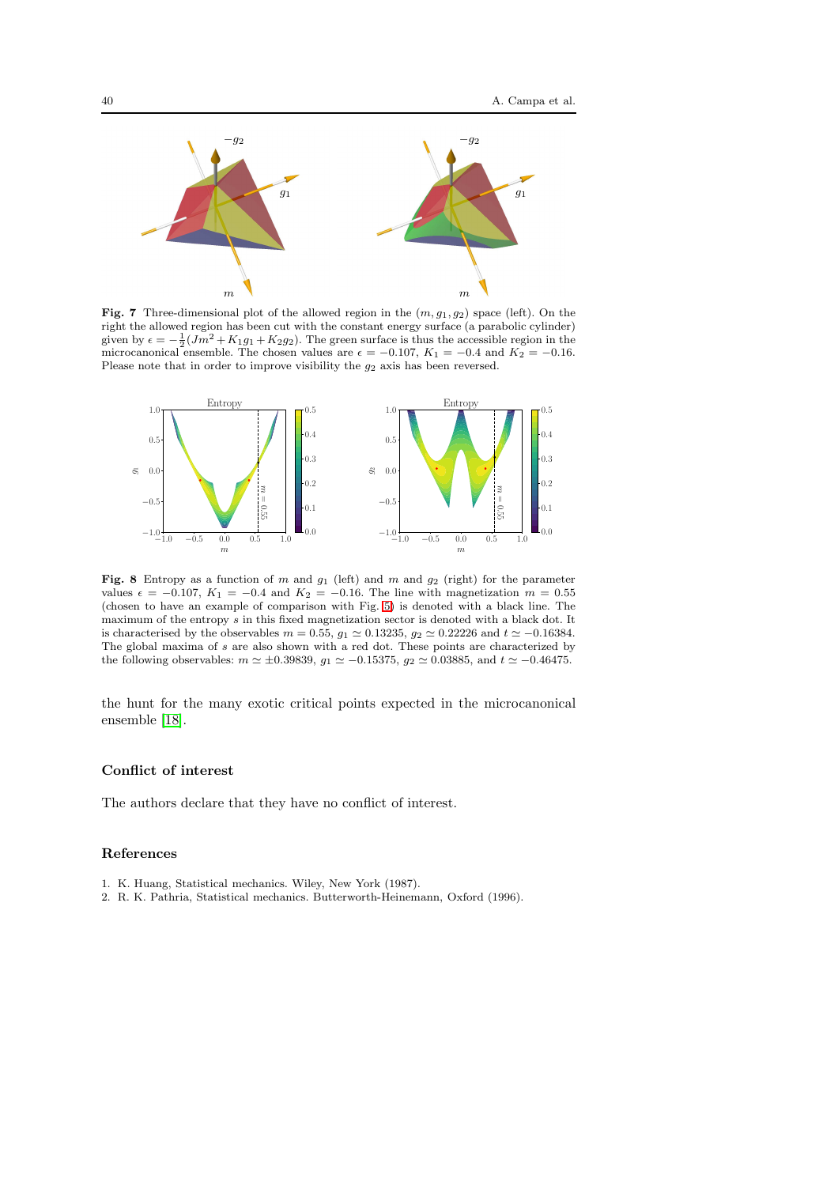**Fig. 7** Three-dimensional plot of the allowed region in the $(m, g_1, g_2)$ space (left). On the right the allowed region has been cut with the constant energy surface (a parabolic cylinder) given by $\epsilon = -\frac{1}{2}(Jm^2 + K_1 g_1 + K_2 g_2)$. The green surface is thus the accessible region in the microcanonical ensemble. The chosen values are $\epsilon = -0.107$, $K_1 = -0.4$ and $K_2 = -0.16$. Please note that in order to improve visibility the $g_2$ axis has been reversed.

**Fig. 8** Entropy as a function of $m$ and $g_1$ (left) and $m$ and $g_2$ (right) for the parameter values $\epsilon = -0.107$, $K_1 = -0.4$ and $K_2 = -0.16$. The line with magnetization $m = 0.55$ (chosen to have an example of comparison with Fig. 5) is denoted with a black line. The maximum of the entropy $s$ in this fixed magnetization sector is denoted with a black dot. It is characterised by the observables $m = 0.55$, $g_1 \simeq 0.13235$, $g_2 \simeq 0.22226$ and $t \simeq -0.16384$. The global maxima of $s$ are also shown with a red dot. These points are characterized by the following observables: $m \simeq \pm 0.39839$, $g_1 \simeq -0.15375$, $g_2 \simeq 0.03885$, and $t \simeq -0.46475$.

the hunt for the many exotic critical points expected in the microcanonical ensemble [18].

## Conflict of interest

The authors declare that they have no conflict of interest.

## References

1. K. Huang, Statistical mechanics. Wiley, New York (1987).
2. R. K. Pathria, Statistical mechanics. Butterworth-Heinemann, Oxford (1996).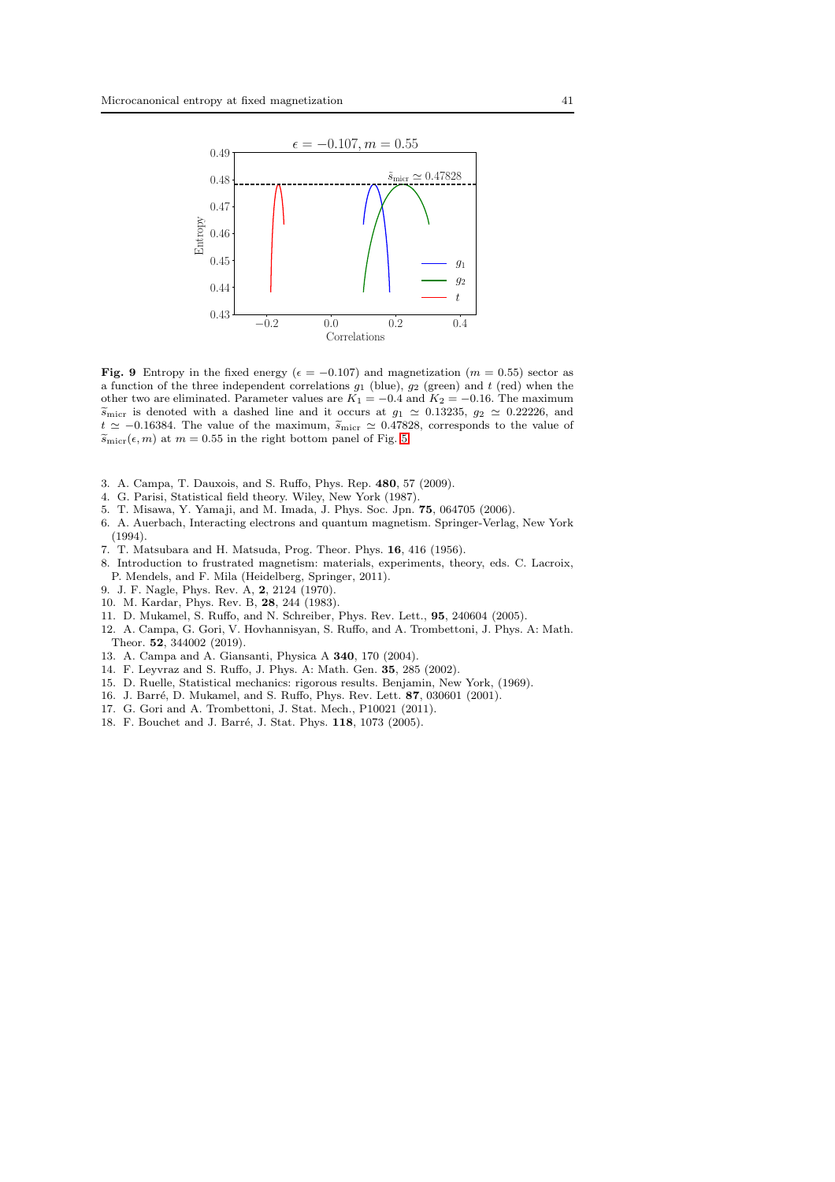$\epsilon = -0.107, m = 0.55$

0.49
0.48
0.47
0.46
0.45
0.44
0.43

Entropy

$\widetilde{s}_{\rm micr} \simeq 0.47828$

$-0.2$
0.0
0.2
0.4

Correlations

$g_1$
$g_2$
$t$

**Fig. 9** Entropy in the fixed energy ($\epsilon = -0.107$) and magnetization ($m = 0.55$) sector as a function of the three independent correlations $g_1$ (blue), $g_2$ (green) and $t$ (red) when the other two are eliminated. Parameter values are $K_1 = -0.4$ and $K_2 = -0.16$. The maximum $\widetilde{s}_{\rm micr}$ is denoted with a dashed line and it occurs at $g_1 \simeq 0.13235$, $g_2 \simeq 0.22226$, and $t \simeq -0.16384$. The value of the maximum, $\widetilde{s}_{\rm micr} \simeq 0.47828$, corresponds to the value of $\widetilde{s}_{\rm micr}(\epsilon, m)$ at $m = 0.55$ in the right bottom panel of Fig. 5.

3. A. Campa, T. Dauxois, and S. Ruffo, Phys. Rep. **480**, 57 (2009).
4. G. Parisi, Statistical field theory. Wiley, New York (1987).
5. T. Misawa, Y. Yamaji, and M. Imada, J. Phys. Soc. Jpn. **75**, 064705 (2006).
6. A. Auerbach, Interacting electrons and quantum magnetism. Springer-Verlag, New York (1994).
7. T. Matsubara and H. Matsuda, Prog. Theor. Phys. **16**, 416 (1956).
8. Introduction to frustrated magnetism: materials, experiments, theory, eds. C. Lacroix, P. Mendels, and F. Mila (Heidelberg, Springer, 2011).
9. J. F. Nagle, Phys. Rev. A, **2**, 2124 (1970).
10. M. Kardar, Phys. Rev. B, **28**, 244 (1983).
11. D. Mukamel, S. Ruffo, and N. Schreiber, Phys. Rev. Lett., **95**, 240604 (2005).
12. A. Campa, G. Gori, V. Hovhannisyan, S. Ruffo, and A. Trombettoni, J. Phys. A: Math. Theor. **52**, 344002 (2019).
13. A. Campa and A. Giansanti, Physica A **340**, 170 (2004).
14. F. Leyvraz and S. Ruffo, J. Phys. A: Math. Gen. **35**, 285 (2002).
15. D. Ruelle, Statistical mechanics: rigorous results. Benjamin, New York, (1969).
16. J. Barré, D. Mukamel, and S. Ruffo, Phys. Rev. Lett. **87**, 030601 (2001).
17. G. Gori and A. Trombettoni, J. Stat. Mech., P10021 (2011).
18. F. Bouchet and J. Barré, J. Stat. Phys. **118**, 1073 (2005).